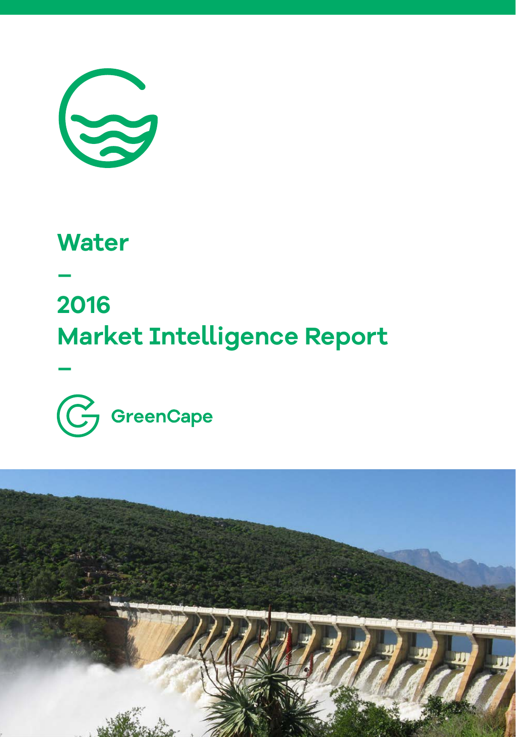# Water

–

# 2016 Market Intelligence Report

–

GreenCape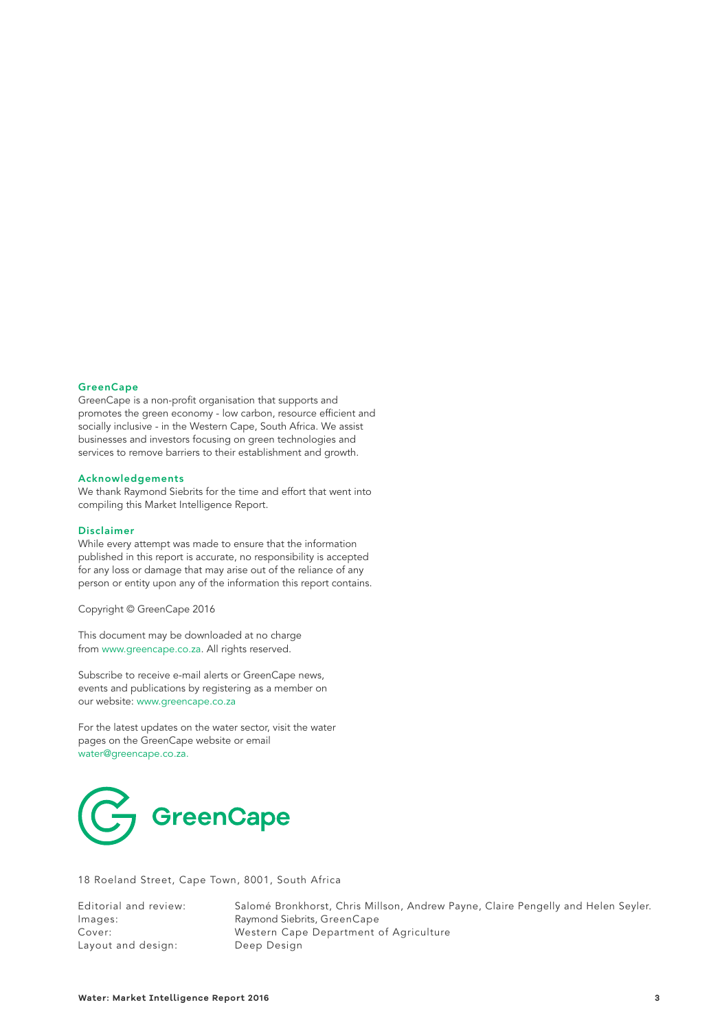## GreenCape

GreenCape is a non-profit organisation that supports and promotes the green economy - low carbon, resource efficient and socially inclusive - in the Western Cape, South Africa. We assist businesses and investors focusing on green technologies and services to remove barriers to their establishment and growth.

## Acknowledgements

We thank Raymond Siebrits for the time and effort that went into compiling this Market Intelligence Report.

## Disclaimer

While every attempt was made to ensure that the information published in this report is accurate, no responsibility is accepted for any loss or damage that may arise out of the reliance of any person or entity upon any of the information this report contains.

Copyright © GreenCape 2016

This document may be downloaded at no charge from www.greencape.co.za. All rights reserved.

Subscribe to receive e-mail alerts or GreenCape news, events and publications by registering as a member on our website: www.greencape.co.za

For the latest updates on the water sector, visit the water pages on the GreenCape website or email water@greencape.co.za.

GreenCape

18 Roeland Street, Cape Town, 8001, South Africa

| | |
|---|---|
| Editorial and review: | Salomé Bronkhorst, Chris Millson, Andrew Payne, Claire Pengelly and Helen Seyler. |
| Images: | Raymond Siebrits, GreenCape |
| Cover: | Western Cape Department of Agriculture |
| Layout and design: | Deep Design |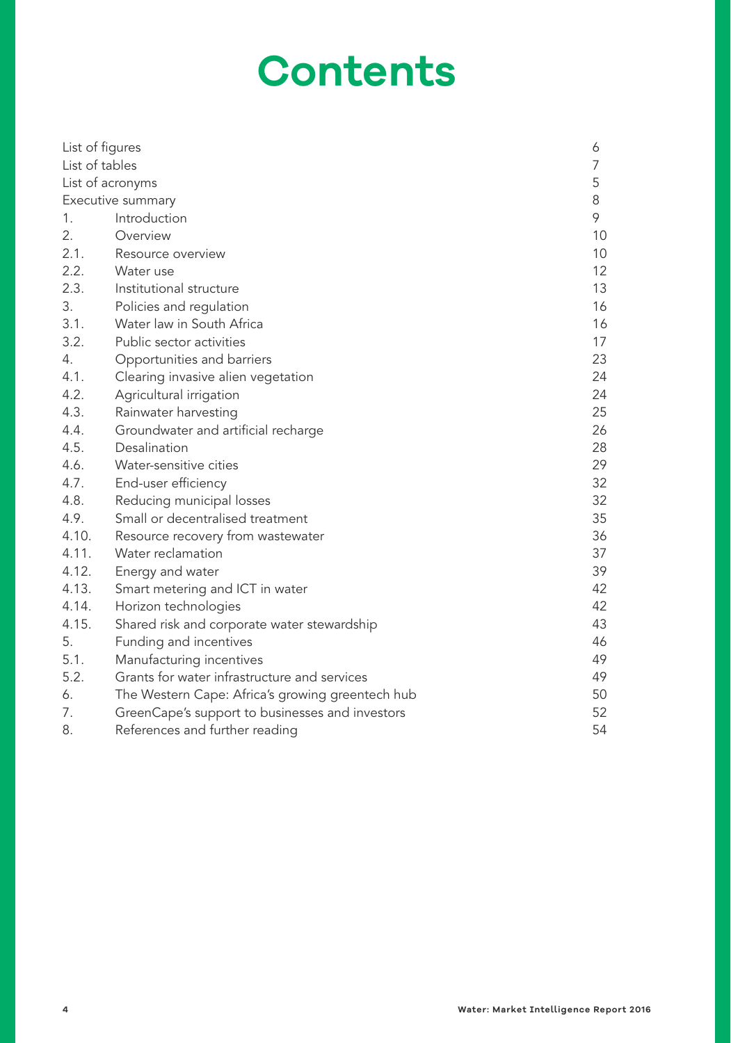# Contents

| | | |
|---|---|---|
| List of figures | | 6 |
| List of tables | | 7 |
| List of acronyms | | 5 |
| Executive summary | | 8 |
| 1. | Introduction | 9 |
| 2. | Overview | 10 |
| 2.1. | Resource overview | 10 |
| 2.2. | Water use | 12 |
| 2.3. | Institutional structure | 13 |
| 3. | Policies and regulation | 16 |
| 3.1. | Water law in South Africa | 16 |
| 3.2. | Public sector activities | 17 |
| 4. | Opportunities and barriers | 23 |
| 4.1. | Clearing invasive alien vegetation | 24 |
| 4.2. | Agricultural irrigation | 24 |
| 4.3. | Rainwater harvesting | 25 |
| 4.4. | Groundwater and artificial recharge | 26 |
| 4.5. | Desalination | 28 |
| 4.6. | Water-sensitive cities | 29 |
| 4.7. | End-user efficiency | 32 |
| 4.8. | Reducing municipal losses | 32 |
| 4.9. | Small or decentralised treatment | 35 |
| 4.10. | Resource recovery from wastewater | 36 |
| 4.11. | Water reclamation | 37 |
| 4.12. | Energy and water | 39 |
| 4.13. | Smart metering and ICT in water | 42 |
| 4.14. | Horizon technologies | 42 |
| 4.15. | Shared risk and corporate water stewardship | 43 |
| 5. | Funding and incentives | 46 |
| 5.1. | Manufacturing incentives | 49 |
| 5.2. | Grants for water infrastructure and services | 49 |
| 6. | The Western Cape: Africa's growing greentech hub | 50 |
| 7. | GreenCape's support to businesses and investors | 52 |
| 8. | References and further reading | 54 |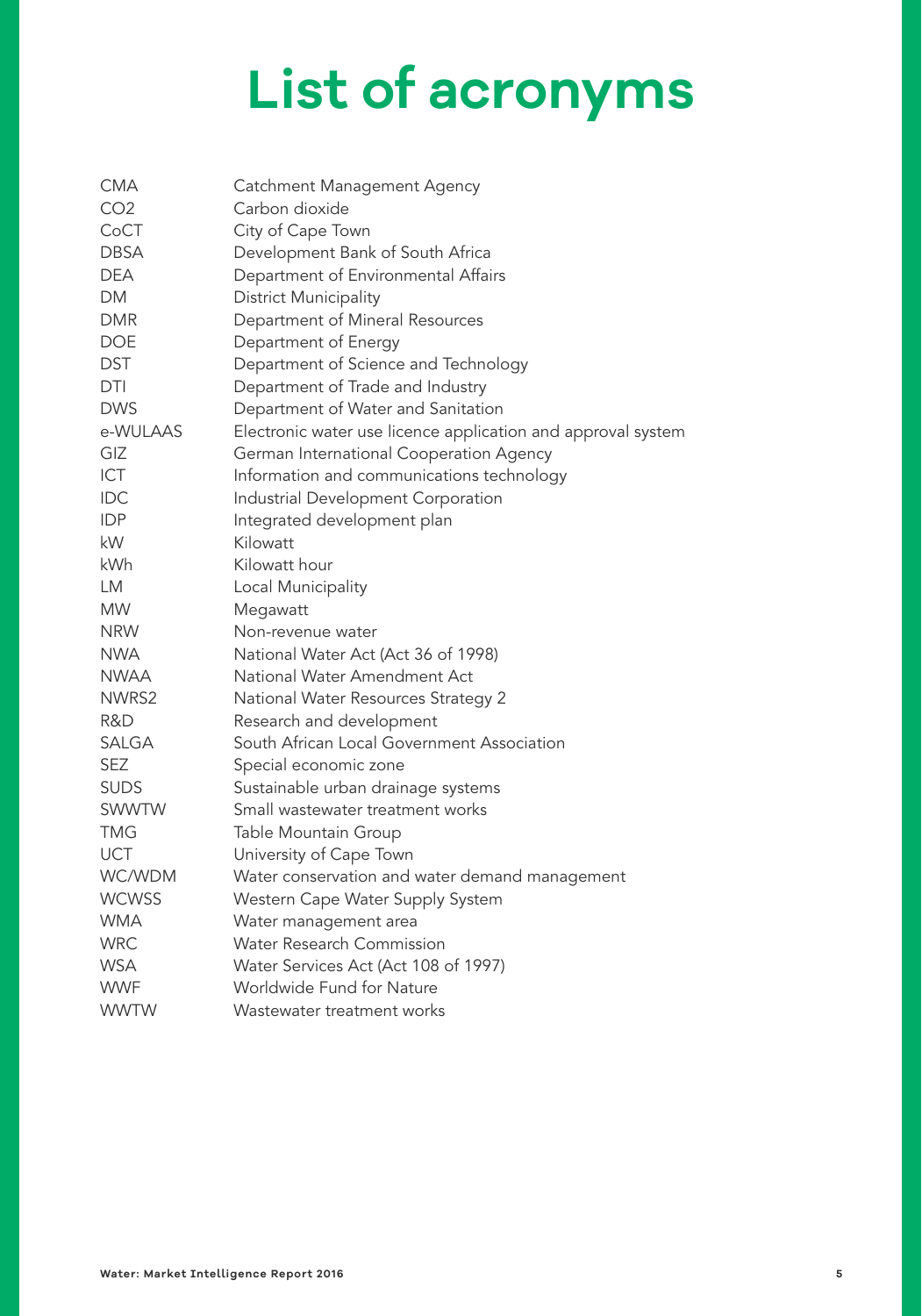# List of acronyms

| | |
|---|---|
| CMA | Catchment Management Agency |
| $CO_2$ | Carbon dioxide |
| CoCT | City of Cape Town |
| DBSA | Development Bank of South Africa |
| DEA | Department of Environmental Affairs |
| DM | District Municipality |
| DMR | Department of Mineral Resources |
| DOE | Department of Energy |
| DST | Department of Science and Technology |
| DTI | Department of Trade and Industry |
| DWS | Department of Water and Sanitation |
| e-WULAAS | Electronic water use licence application and approval system |
| GIZ | German International Cooperation Agency |
| ICT | Information and communications technology |
| IDC | Industrial Development Corporation |
| IDP | Integrated development plan |
| kW | Kilowatt |
| kWh | Kilowatt hour |
| LM | Local Municipality |
| MW | Megawatt |
| NRW | Non-revenue water |
| NWA | National Water Act (Act 36 of 1998) |
| NWAA | National Water Amendment Act |
| NWRS2 | National Water Resources Strategy 2 |
| R&D | Research and development |
| SALGA | South African Local Government Association |
| SEZ | Special economic zone |
| SUDS | Sustainable urban drainage systems |
| SWWTW | Small wastewater treatment works |
| TMG | Table Mountain Group |
| UCT | University of Cape Town |
| WC/WDM | Water conservation and water demand management |
| WCWSS | Western Cape Water Supply System |
| WMA | Water management area |
| WRC | Water Research Commission |
| WSA | Water Services Act (Act 108 of 1997) |
| WWF | Worldwide Fund for Nature |
| WWTW | Wastewater treatment works |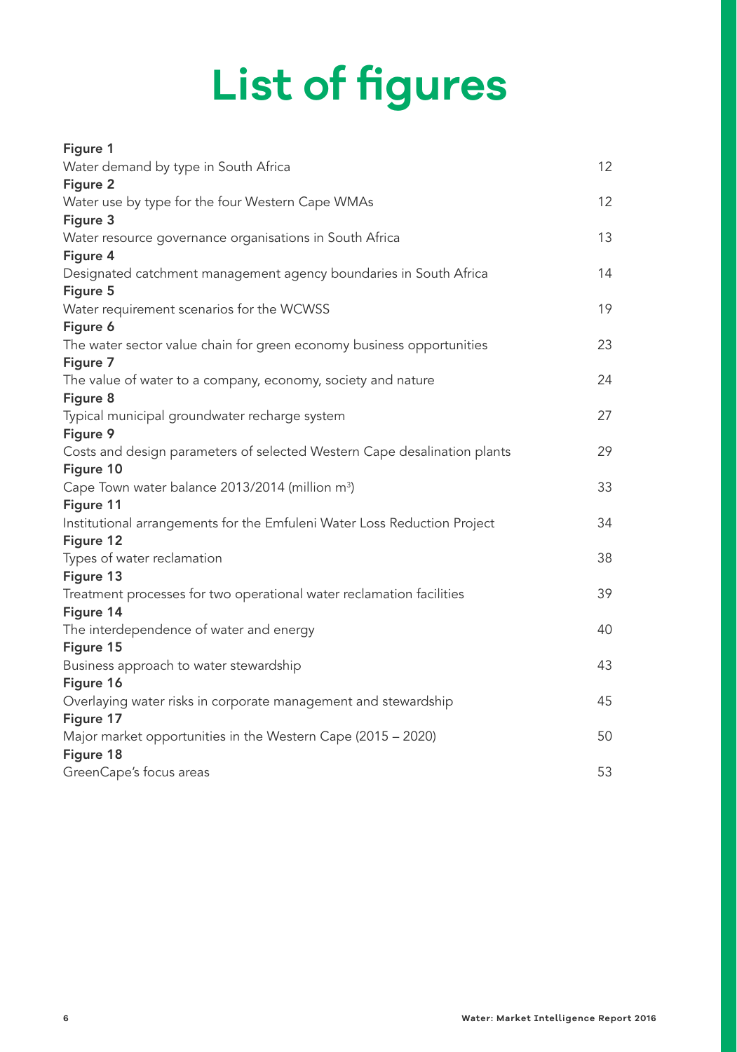# List of figures

**Figure 1**
Water demand by type in South Africa 12

**Figure 2**
Water use by type for the four Western Cape WMAs 12

**Figure 3**
Water resource governance organisations in South Africa 13

**Figure 4**
Designated catchment management agency boundaries in South Africa 14

**Figure 5**
Water requirement scenarios for the WCWSS 19

**Figure 6**
The water sector value chain for green economy business opportunities 23

**Figure 7**
The value of water to a company, economy, society and nature 24

**Figure 8**
Typical municipal groundwater recharge system 27

**Figure 9**
Costs and design parameters of selected Western Cape desalination plants 29

**Figure 10**
Cape Town water balance 2013/2014 (million $m^3$) 33

**Figure 11**
Institutional arrangements for the Emfuleni Water Loss Reduction Project 34

**Figure 12**
Types of water reclamation 38

**Figure 13**
Treatment processes for two operational water reclamation facilities 39

**Figure 14**
The interdependence of water and energy 40

**Figure 15**
Business approach to water stewardship 43

**Figure 16**
Overlaying water risks in corporate management and stewardship 45

**Figure 17**
Major market opportunities in the Western Cape (2015 – 2020) 50

**Figure 18**
GreenCape's focus areas 53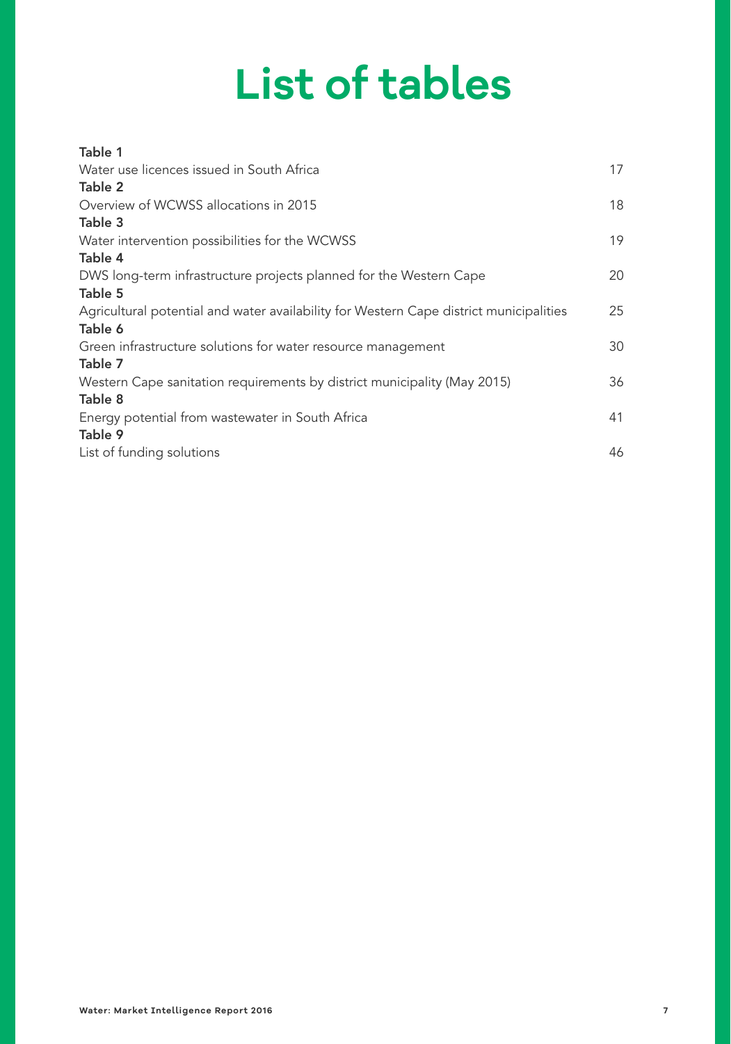# List of tables

**Table 1**
Water use licences issued in South Africa 17

**Table 2**
Overview of WCWSS allocations in 2015 18

**Table 3**
Water intervention possibilities for the WCWSS 19

**Table 4**
DWS long-term infrastructure projects planned for the Western Cape 20

**Table 5**
Agricultural potential and water availability for Western Cape district municipalities 25

**Table 6**
Green infrastructure solutions for water resource management 30

**Table 7**
Western Cape sanitation requirements by district municipality (May 2015) 36

**Table 8**
Energy potential from wastewater in South Africa 41

**Table 9**
List of funding solutions 46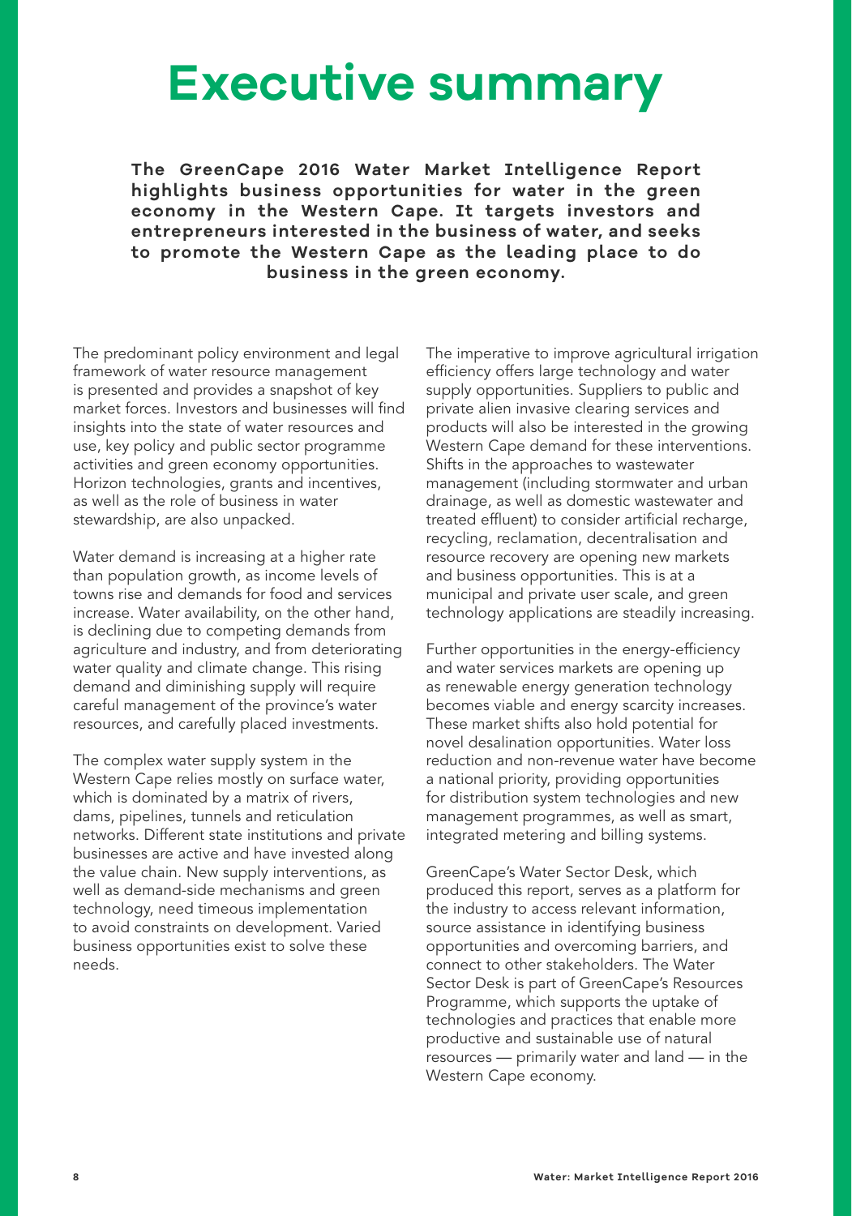# Executive summary

**The GreenCape 2016 Water Market Intelligence Report highlights business opportunities for water in the green economy in the Western Cape. It targets investors and entrepreneurs interested in the business of water, and seeks to promote the Western Cape as the leading place to do business in the green economy.**

The predominant policy environment and legal framework of water resource management is presented and provides a snapshot of key market forces. Investors and businesses will find insights into the state of water resources and use, key policy and public sector programme activities and green economy opportunities. Horizon technologies, grants and incentives, as well as the role of business in water stewardship, are also unpacked.

Water demand is increasing at a higher rate than population growth, as income levels of towns rise and demands for food and services increase. Water availability, on the other hand, is declining due to competing demands from agriculture and industry, and from deteriorating water quality and climate change. This rising demand and diminishing supply will require careful management of the province's water resources, and carefully placed investments.

The complex water supply system in the Western Cape relies mostly on surface water, which is dominated by a matrix of rivers, dams, pipelines, tunnels and reticulation networks. Different state institutions and private businesses are active and have invested along the value chain. New supply interventions, as well as demand-side mechanisms and green technology, need timeous implementation to avoid constraints on development. Varied business opportunities exist to solve these needs.

The imperative to improve agricultural irrigation efficiency offers large technology and water supply opportunities. Suppliers to public and private alien invasive clearing services and products will also be interested in the growing Western Cape demand for these interventions. Shifts in the approaches to wastewater management (including stormwater and urban drainage, as well as domestic wastewater and treated effluent) to consider artificial recharge, recycling, reclamation, decentralisation and resource recovery are opening new markets and business opportunities. This is at a municipal and private user scale, and green technology applications are steadily increasing.

Further opportunities in the energy-efficiency and water services markets are opening up as renewable energy generation technology becomes viable and energy scarcity increases. These market shifts also hold potential for novel desalination opportunities. Water loss reduction and non-revenue water have become a national priority, providing opportunities for distribution system technologies and new management programmes, as well as smart, integrated metering and billing systems.

GreenCape's Water Sector Desk, which produced this report, serves as a platform for the industry to access relevant information, source assistance in identifying business opportunities and overcoming barriers, and connect to other stakeholders. The Water Sector Desk is part of GreenCape's Resources Programme, which supports the uptake of technologies and practices that enable more productive and sustainable use of natural resources — primarily water and land — in the Western Cape economy.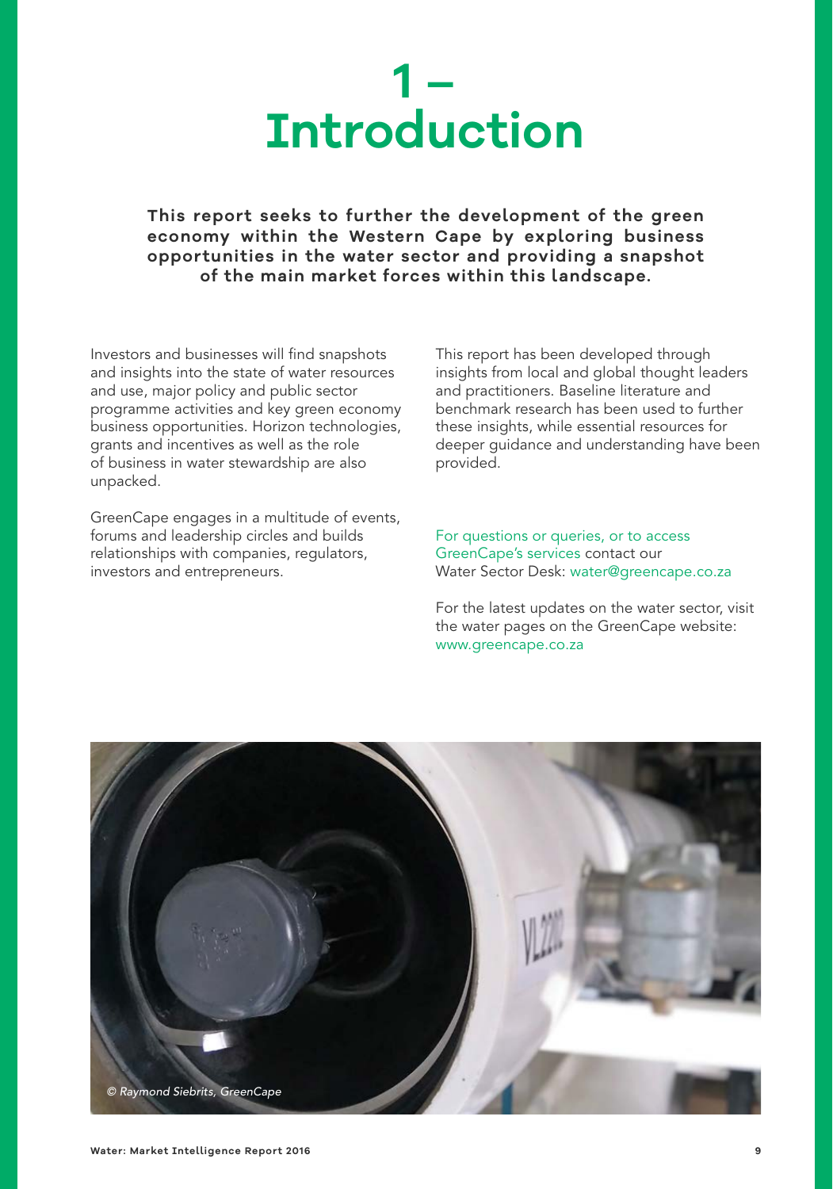# 1 – Introduction

**This report seeks to further the development of the green economy within the Western Cape by exploring business opportunities in the water sector and providing a snapshot of the main market forces within this landscape.**

Investors and businesses will find snapshots and insights into the state of water resources and use, major policy and public sector programme activities and key green economy business opportunities. Horizon technologies, grants and incentives as well as the role of business in water stewardship are also unpacked.

GreenCape engages in a multitude of events, forums and leadership circles and builds relationships with companies, regulators, investors and entrepreneurs.

This report has been developed through insights from local and global thought leaders and practitioners. Baseline literature and benchmark research has been used to further these insights, while essential resources for deeper guidance and understanding have been provided.

For questions or queries, or to access GreenCape's services contact our Water Sector Desk: water@greencape.co.za

For the latest updates on the water sector, visit the water pages on the GreenCape website: www.greencape.co.za

*© Raymond Siebrits, GreenCape*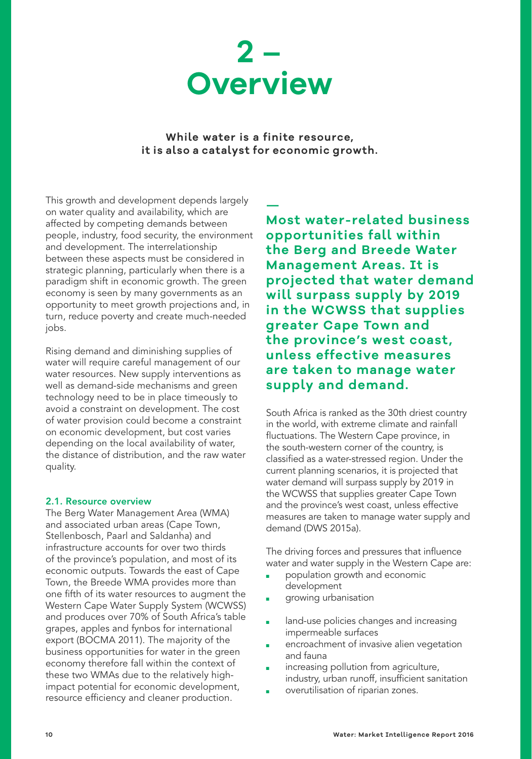# 2 – Overview

**While water is a finite resource, it is also a catalyst for economic growth.**

This growth and development depends largely on water quality and availability, which are affected by competing demands between people, industry, food security, the environment and development. The interrelationship between these aspects must be considered in strategic planning, particularly when there is a paradigm shift in economic growth. The green economy is seen by many governments as an opportunity to meet growth projections and, in turn, reduce poverty and create much-needed jobs.

Rising demand and diminishing supplies of water will require careful management of our water resources. New supply interventions as well as demand-side mechanisms and green technology need to be in place timeously to avoid a constraint on development. The cost of water provision could become a constraint on economic development, but cost varies depending on the local availability of water, the distance of distribution, and the raw water quality.

### 2.1. Resource overview

The Berg Water Management Area (WMA) and associated urban areas (Cape Town, Stellenbosch, Paarl and Saldanha) and infrastructure accounts for over two thirds of the province's population, and most of its economic outputs. Towards the east of Cape Town, the Breede WMA provides more than one fifth of its water resources to augment the Western Cape Water Supply System (WCWSS) and produces over 70% of South Africa's table grapes, apples and fynbos for international export (BOCMA 2011). The majority of the business opportunities for water in the green economy therefore fall within the context of these two WMAs due to the relatively high-impact potential for economic development, resource efficiency and cleaner production.

**Most water-related business opportunities fall within the Berg and Breede Water Management Areas. It is projected that water demand will surpass supply by 2019 in the WCWSS that supplies greater Cape Town and the province's west coast, unless effective measures are taken to manage water supply and demand.**

South Africa is ranked as the 30th driest country in the world, with extreme climate and rainfall fluctuations. The Western Cape province, in the south-western corner of the country, is classified as a water-stressed region. Under the current planning scenarios, it is projected that water demand will surpass supply by 2019 in the WCWSS that supplies greater Cape Town and the province's west coast, unless effective measures are taken to manage water supply and demand (DWS 2015a).

The driving forces and pressures that influence water and water supply in the Western Cape are:

- population growth and economic development
- growing urbanisation
- land-use policies changes and increasing impermeable surfaces
- encroachment of invasive alien vegetation and fauna
- increasing pollution from agriculture, industry, urban runoff, insufficient sanitation
- overutilisation of riparian zones.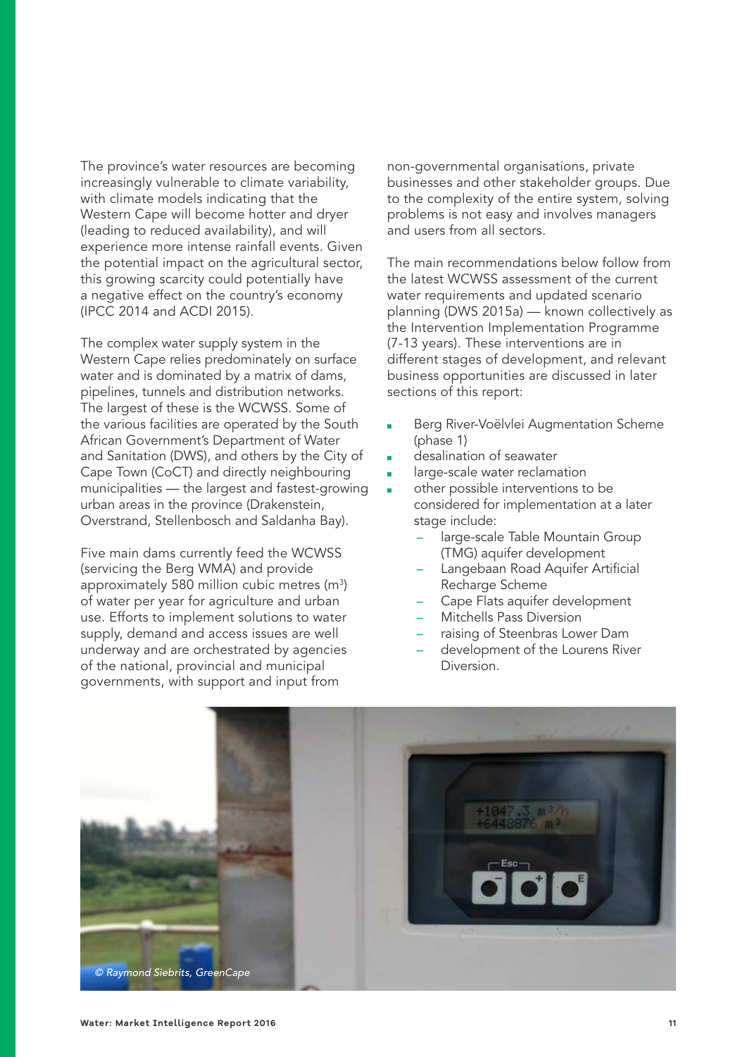The province's water resources are becoming increasingly vulnerable to climate variability, with climate models indicating that the Western Cape will become hotter and dryer (leading to reduced availability), and will experience more intense rainfall events. Given the potential impact on the agricultural sector, this growing scarcity could potentially have a negative effect on the country's economy (IPCC 2014 and ACDI 2015).

The complex water supply system in the Western Cape relies predominately on surface water and is dominated by a matrix of dams, pipelines, tunnels and distribution networks. The largest of these is the WCWSS. Some of the various facilities are operated by the South African Government's Department of Water and Sanitation (DWS), and others by the City of Cape Town (CoCT) and directly neighbouring municipalities — the largest and fastest-growing urban areas in the province (Drakenstein, Overstrand, Stellenbosch and Saldanha Bay).

Five main dams currently feed the WCWSS (servicing the Berg WMA) and provide approximately 580 million cubic metres ($m^3$) of water per year for agriculture and urban use. Efforts to implement solutions to water supply, demand and access issues are well underway and are orchestrated by agencies of the national, provincial and municipal governments, with support and input from non-governmental organisations, private businesses and other stakeholder groups. Due to the complexity of the entire system, solving problems is not easy and involves managers and users from all sectors.

The main recommendations below follow from the latest WCWSS assessment of the current water requirements and updated scenario planning (DWS 2015a) — known collectively as the Intervention Implementation Programme (7-13 years). These interventions are in different stages of development, and relevant business opportunities are discussed in later sections of this report:

- Berg River-Voëlvlei Augmentation Scheme (phase 1)
- desalination of seawater
- large-scale water reclamation
- other possible interventions to be considered for implementation at a later stage include:
  - large-scale Table Mountain Group (TMG) aquifer development
  - Langebaan Road Aquifer Artificial Recharge Scheme
  - Cape Flats aquifer development
  - Mitchells Pass Diversion
  - raising of Steenbras Lower Dam
  - development of the Lourens River Diversion.

*© Raymond Siebrits, GreenCape*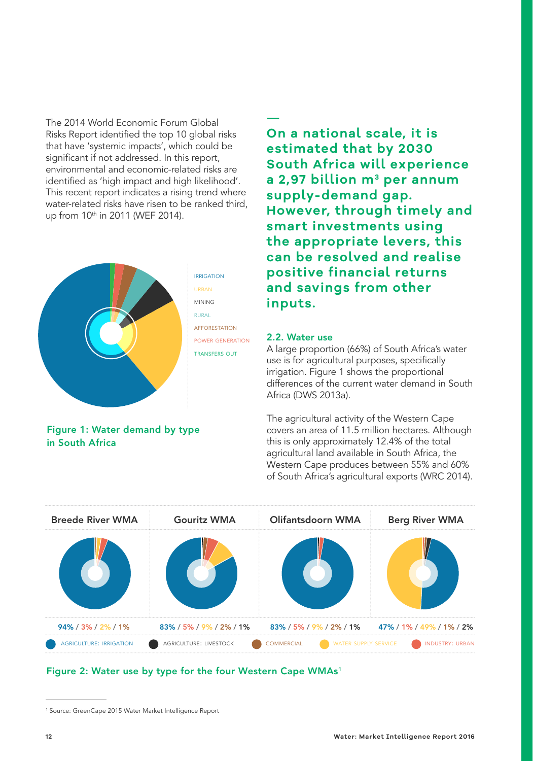The 2014 World Economic Forum Global Risks Report identified the top 10 global risks that have 'systemic impacts', which could be significant if not addressed. In this report, environmental and economic-related risks are identified as 'high impact and high likelihood'. This recent report indicates a rising trend where water-related risks have risen to be ranked third, up from 10th in 2011 (WEF 2014).

IRRIGATION
URBAN
MINING
RURAL
AFFORESTATION
POWER GENERATION
TRANSFERS OUT

**Figure 1: Water demand by type in South Africa**

**On a national scale, it is estimated that by 2030 South Africa will experience a 2,97 billion m³ per annum supply-demand gap. However, through timely and smart investments using the appropriate levers, this can be resolved and realise positive financial returns and savings from other inputs.**

### 2.2. Water use

A large proportion (66%) of South Africa's water use is for agricultural purposes, specifically irrigation. Figure 1 shows the proportional differences of the current water demand in South Africa (DWS 2013a).

The agricultural activity of the Western Cape covers an area of 11.5 million hectares. Although this is only approximately 12.4% of the total agricultural land available in South Africa, the Western Cape produces between 55% and 60% of South Africa's agricultural exports (WRC 2014).

| Breede River WMA | Gouritz WMA | Olifantsdoorn WMA | Berg River WMA |
|---|---|---|---|
| 94% / 3% / 2% / 1% | 83% / 5% / 9% / 2% / 1% | 83% / 5% / 9% / 2% / 1% | 47% / 1% / 49% / 1% / 2% |

AGRICULTURE: IRRIGATION · AGRICULTURE: LIVESTOCK · COMMERCIAL · WATER SUPPLY SERVICE · INDUSTRY: URBAN

**Figure 2: Water use by type for the four Western Cape WMAs**[1]

[1] Source: GreenCape 2015 Water Market Intelligence Report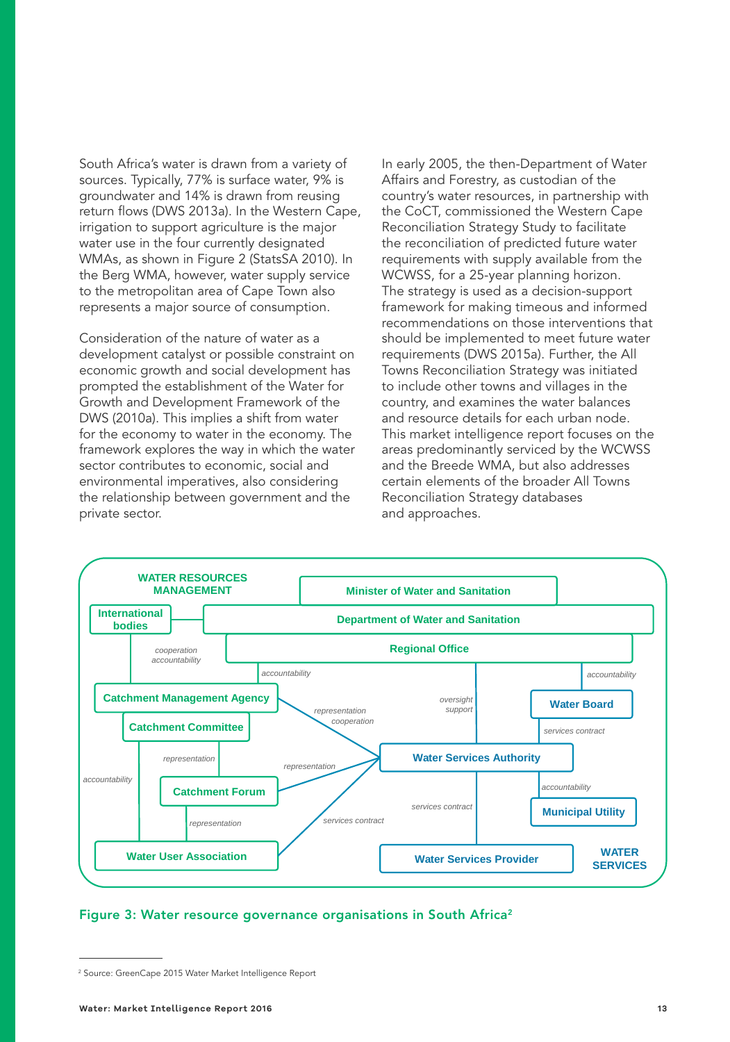South Africa's water is drawn from a variety of sources. Typically, 77% is surface water, 9% is groundwater and 14% is drawn from reusing return flows (DWS 2013a). In the Western Cape, irrigation to support agriculture is the major water use in the four currently designated WMAs, as shown in Figure 2 (StatsSA 2010). In the Berg WMA, however, water supply service to the metropolitan area of Cape Town also represents a major source of consumption.

Consideration of the nature of water as a development catalyst or possible constraint on economic growth and social development has prompted the establishment of the Water for Growth and Development Framework of the DWS (2010a). This implies a shift from water for the economy to water in the economy. The framework explores the way in which the water sector contributes to economic, social and environmental imperatives, also considering the relationship between government and the private sector.

In early 2005, the then-Department of Water Affairs and Forestry, as custodian of the country's water resources, in partnership with the CoCT, commissioned the Western Cape Reconciliation Strategy Study to facilitate the reconciliation of predicted future water requirements with supply available from the WCWSS, for a 25-year planning horizon. The strategy is used as a decision-support framework for making timeous and informed recommendations on those interventions that should be implemented to meet future water requirements (DWS 2015a). Further, the All Towns Reconciliation Strategy was initiated to include other towns and villages in the country, and examines the water balances and resource details for each urban node. This market intelligence report focuses on the areas predominantly serviced by the WCWSS and the Breede WMA, but also addresses certain elements of the broader All Towns Reconciliation Strategy databases and approaches.

**Figure 3: Water resource governance organisations in South Africa[2]**

[2] Source: GreenCape 2015 Water Market Intelligence Report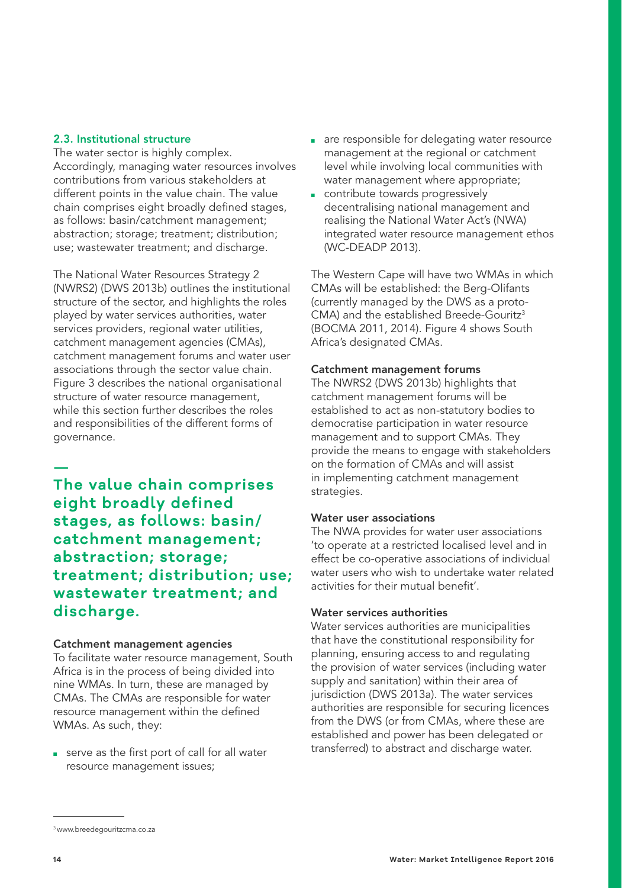### 2.3. Institutional structure

The water sector is highly complex. Accordingly, managing water resources involves contributions from various stakeholders at different points in the value chain. The value chain comprises eight broadly defined stages, as follows: basin/catchment management; abstraction; storage; treatment; distribution; use; wastewater treatment; and discharge.

The National Water Resources Strategy 2 (NWRS2) (DWS 2013b) outlines the institutional structure of the sector, and highlights the roles played by water services authorities, water services providers, regional water utilities, catchment management agencies (CMAs), catchment management forums and water user associations through the sector value chain. Figure 3 describes the national organisational structure of water resource management, while this section further describes the roles and responsibilities of the different forms of governance.

**The value chain comprises eight broadly defined stages, as follows: basin/ catchment management; abstraction; storage; treatment; distribution; use; wastewater treatment; and discharge.**

#### Catchment management agencies

To facilitate water resource management, South Africa is in the process of being divided into nine WMAs. In turn, these are managed by CMAs. The CMAs are responsible for water resource management within the defined WMAs. As such, they:

- serve as the first port of call for all water resource management issues;
- are responsible for delegating water resource management at the regional or catchment level while involving local communities with water management where appropriate;
- contribute towards progressively decentralising national management and realising the National Water Act's (NWA) integrated water resource management ethos (WC-DEADP 2013).

The Western Cape will have two WMAs in which CMAs will be established: the Berg-Olifants (currently managed by the DWS as a proto-CMA) and the established Breede-Gouritz[3] (BOCMA 2011, 2014). Figure 4 shows South Africa's designated CMAs.

#### Catchment management forums

The NWRS2 (DWS 2013b) highlights that catchment management forums will be established to act as non-statutory bodies to democratise participation in water resource management and to support CMAs. They provide the means to engage with stakeholders on the formation of CMAs and will assist in implementing catchment management strategies.

#### Water user associations

The NWA provides for water user associations 'to operate at a restricted localised level and in effect be co-operative associations of individual water users who wish to undertake water related activities for their mutual benefit'.

#### Water services authorities

Water services authorities are municipalities that have the constitutional responsibility for planning, ensuring access to and regulating the provision of water services (including water supply and sanitation) within their area of jurisdiction (DWS 2013a). The water services authorities are responsible for securing licences from the DWS (or from CMAs, where these are established and power has been delegated or transferred) to abstract and discharge water.

[3] www.breedegouritzcma.co.za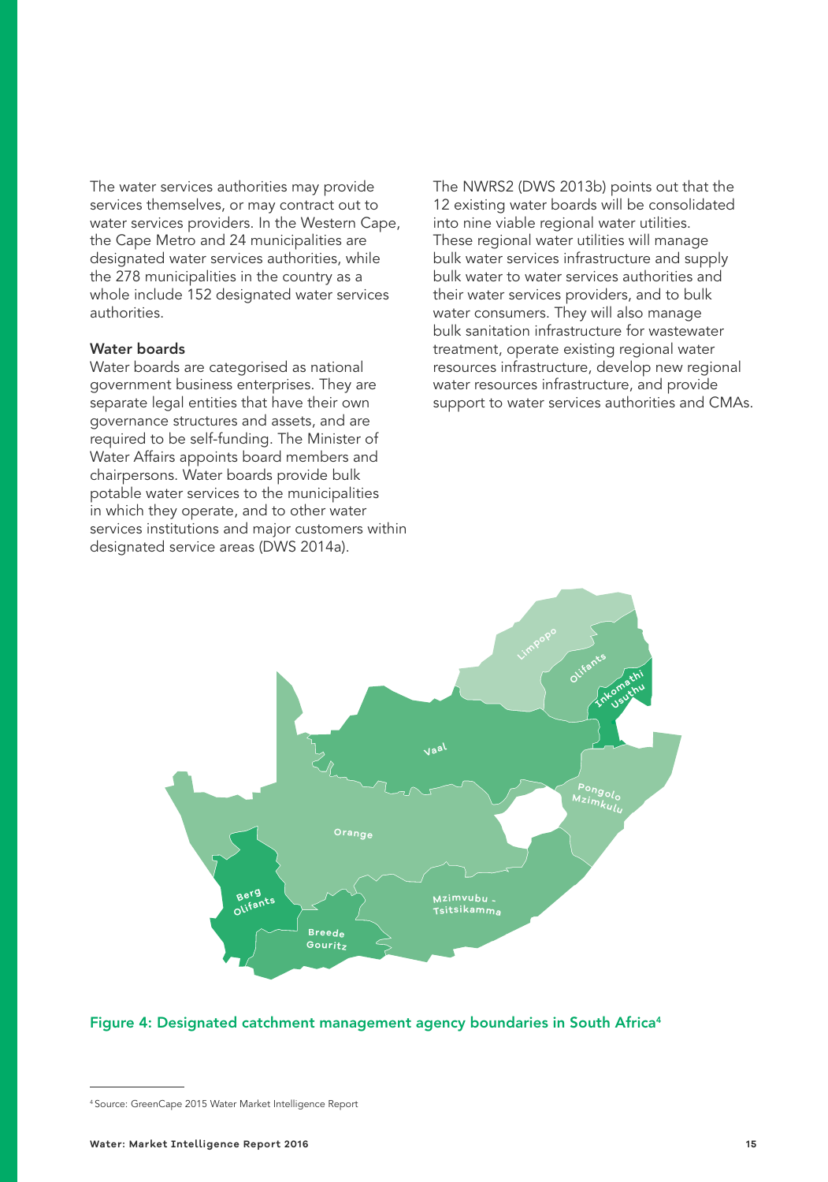The water services authorities may provide services themselves, or may contract out to water services providers. In the Western Cape, the Cape Metro and 24 municipalities are designated water services authorities, while the 278 municipalities in the country as a whole include 152 designated water services authorities.

### Water boards

Water boards are categorised as national government business enterprises. They are separate legal entities that have their own governance structures and assets, and are required to be self-funding. The Minister of Water Affairs appoints board members and chairpersons. Water boards provide bulk potable water services to the municipalities in which they operate, and to other water services institutions and major customers within designated service areas (DWS 2014a).

The NWRS2 (DWS 2013b) points out that the 12 existing water boards will be consolidated into nine viable regional water utilities. These regional water utilities will manage bulk water services infrastructure and supply bulk water to water services authorities and their water services providers, and to bulk water consumers. They will also manage bulk sanitation infrastructure for wastewater treatment, operate existing regional water resources infrastructure, develop new regional water resources infrastructure, and provide support to water services authorities and CMAs.

**Figure 4: Designated catchment management agency boundaries in South Africa**[4]

[4] Source: GreenCape 2015 Water Market Intelligence Report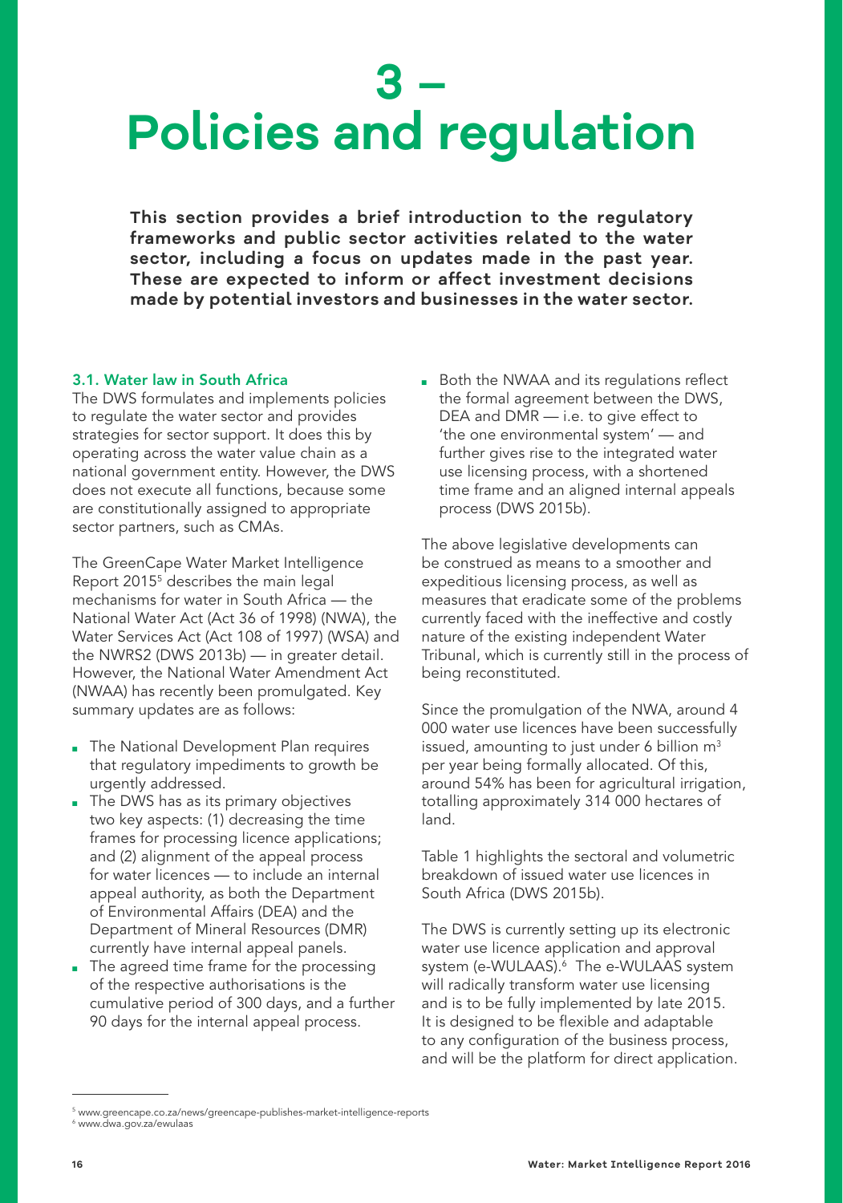# 3 – Policies and regulation

**This section provides a brief introduction to the regulatory frameworks and public sector activities related to the water sector, including a focus on updates made in the past year. These are expected to inform or affect investment decisions made by potential investors and businesses in the water sector.**

### 3.1. Water law in South Africa

The DWS formulates and implements policies to regulate the water sector and provides strategies for sector support. It does this by operating across the water value chain as a national government entity. However, the DWS does not execute all functions, because some are constitutionally assigned to appropriate sector partners, such as CMAs.

The GreenCape Water Market Intelligence Report 2015[5] describes the main legal mechanisms for water in South Africa — the National Water Act (Act 36 of 1998) (NWA), the Water Services Act (Act 108 of 1997) (WSA) and the NWRS2 (DWS 2013b) — in greater detail. However, the National Water Amendment Act (NWAA) has recently been promulgated. Key summary updates are as follows:

- The National Development Plan requires that regulatory impediments to growth be urgently addressed.
- The DWS has as its primary objectives two key aspects: (1) decreasing the time frames for processing licence applications; and (2) alignment of the appeal process for water licences — to include an internal appeal authority, as both the Department of Environmental Affairs (DEA) and the Department of Mineral Resources (DMR) currently have internal appeal panels.
- The agreed time frame for the processing of the respective authorisations is the cumulative period of 300 days, and a further 90 days for the internal appeal process.
- Both the NWAA and its regulations reflect the formal agreement between the DWS, DEA and DMR — i.e. to give effect to 'the one environmental system' — and further gives rise to the integrated water use licensing process, with a shortened time frame and an aligned internal appeals process (DWS 2015b).

The above legislative developments can be construed as means to a smoother and expeditious licensing process, as well as measures that eradicate some of the problems currently faced with the ineffective and costly nature of the existing independent Water Tribunal, which is currently still in the process of being reconstituted.

Since the promulgation of the NWA, around 4 000 water use licences have been successfully issued, amounting to just under 6 billion m$^3$ per year being formally allocated. Of this, around 54% has been for agricultural irrigation, totalling approximately 314 000 hectares of land.

Table 1 highlights the sectoral and volumetric breakdown of issued water use licences in South Africa (DWS 2015b).

The DWS is currently setting up its electronic water use licence application and approval system (e-WULAAS).[6] The e-WULAAS system will radically transform water use licensing and is to be fully implemented by late 2015. It is designed to be flexible and adaptable to any configuration of the business process, and will be the platform for direct application.

---

[5] www.greencape.co.za/news/greencape-publishes-market-intelligence-reports

[6] www.dwa.gov.za/ewulaas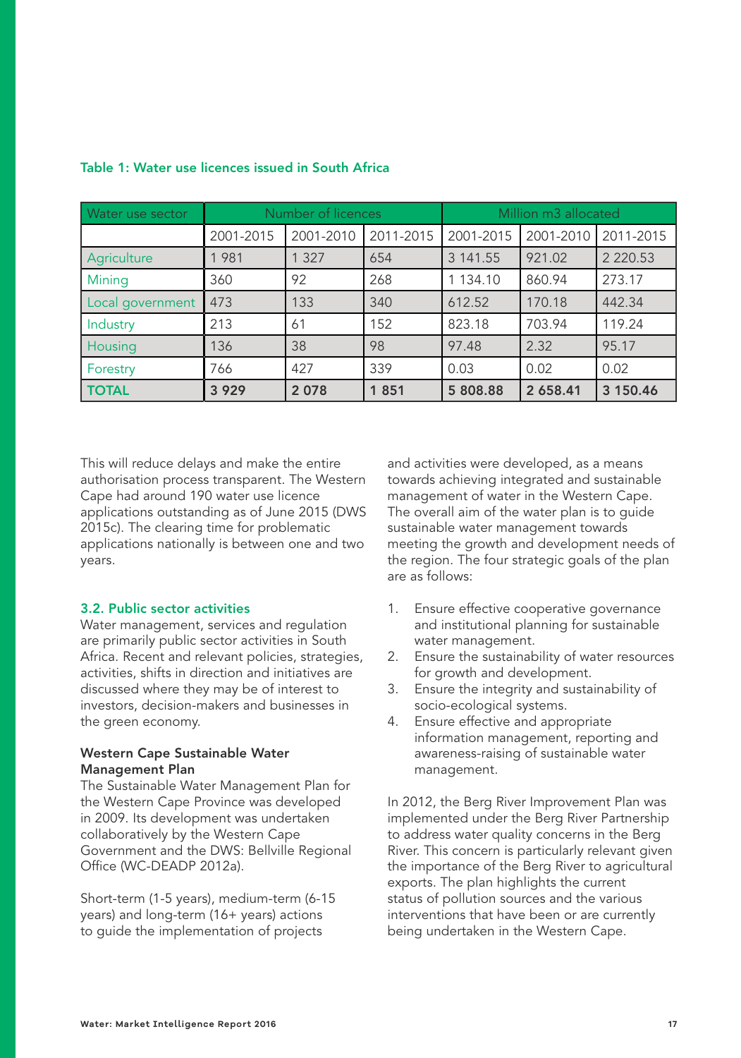**Table 1: Water use licences issued in South Africa**

| Water use sector | Number of licences | | | Million m3 allocated | | |
|---|---|---|---|---|---|---|
| | 2001-2015 | 2001-2010 | 2011-2015 | 2001-2015 | 2001-2010 | 2011-2015 |
| Agriculture | 1 981 | 1 327 | 654 | 3 141.55 | 921.02 | 2 220.53 |
| Mining | 360 | 92 | 268 | 1 134.10 | 860.94 | 273.17 |
| Local government | 473 | 133 | 340 | 612.52 | 170.18 | 442.34 |
| Industry | 213 | 61 | 152 | 823.18 | 703.94 | 119.24 |
| Housing | 136 | 38 | 98 | 97.48 | 2.32 | 95.17 |
| Forestry | 766 | 427 | 339 | 0.03 | 0.02 | 0.02 |
| **TOTAL** | **3 929** | **2 078** | **1 851** | **5 808.88** | **2 658.41** | **3 150.46** |

This will reduce delays and make the entire authorisation process transparent. The Western Cape had around 190 water use licence applications outstanding as of June 2015 (DWS 2015c). The clearing time for problematic applications nationally is between one and two years.

### 3.2. Public sector activities

Water management, services and regulation are primarily public sector activities in South Africa. Recent and relevant policies, strategies, activities, shifts in direction and initiatives are discussed where they may be of interest to investors, decision-makers and businesses in the green economy.

#### Western Cape Sustainable Water Management Plan

The Sustainable Water Management Plan for the Western Cape Province was developed in 2009. Its development was undertaken collaboratively by the Western Cape Government and the DWS: Bellville Regional Office (WC-DEADP 2012a).

Short-term (1-5 years), medium-term (6-15 years) and long-term (16+ years) actions to guide the implementation of projects and activities were developed, as a means towards achieving integrated and sustainable management of water in the Western Cape. The overall aim of the water plan is to guide sustainable water management towards meeting the growth and development needs of the region. The four strategic goals of the plan are as follows:

1. Ensure effective cooperative governance and institutional planning for sustainable water management.
2. Ensure the sustainability of water resources for growth and development.
3. Ensure the integrity and sustainability of socio-ecological systems.
4. Ensure effective and appropriate information management, reporting and awareness-raising of sustainable water management.

In 2012, the Berg River Improvement Plan was implemented under the Berg River Partnership to address water quality concerns in the Berg River. This concern is particularly relevant given the importance of the Berg River to agricultural exports. The plan highlights the current status of pollution sources and the various interventions that have been or are currently being undertaken in the Western Cape.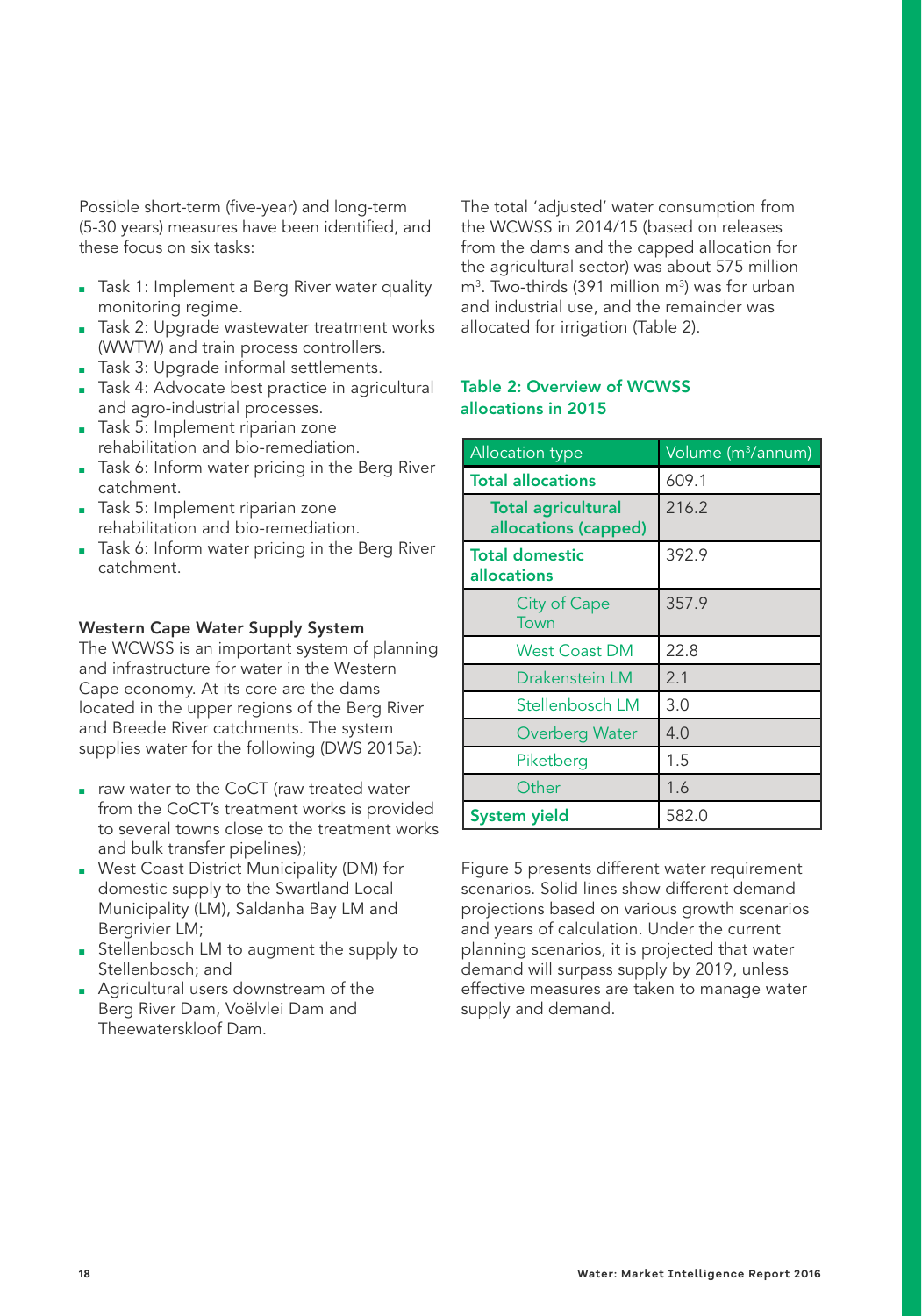Possible short-term (five-year) and long-term (5-30 years) measures have been identified, and these focus on six tasks:

- Task 1: Implement a Berg River water quality monitoring regime.
- Task 2: Upgrade wastewater treatment works (WWTW) and train process controllers.
- Task 3: Upgrade informal settlements.
- Task 4: Advocate best practice in agricultural and agro-industrial processes.
- Task 5: Implement riparian zone rehabilitation and bio-remediation.
- Task 6: Inform water pricing in the Berg River catchment.
- Task 5: Implement riparian zone rehabilitation and bio-remediation.
- Task 6: Inform water pricing in the Berg River catchment.

**Western Cape Water Supply System**

The WCWSS is an important system of planning and infrastructure for water in the Western Cape economy. At its core are the dams located in the upper regions of the Berg River and Breede River catchments. The system supplies water for the following (DWS 2015a):

- raw water to the CoCT (raw treated water from the CoCT's treatment works is provided to several towns close to the treatment works and bulk transfer pipelines);
- West Coast District Municipality (DM) for domestic supply to the Swartland Local Municipality (LM), Saldanha Bay LM and Bergrivier LM;
- Stellenbosch LM to augment the supply to Stellenbosch; and
- Agricultural users downstream of the Berg River Dam, Voëlvlei Dam and Theewaterskloof Dam.

The total 'adjusted' water consumption from the WCWSS in 2014/15 (based on releases from the dams and the capped allocation for the agricultural sector) was about 575 million m$^3$. Two-thirds (391 million m$^3$) was for urban and industrial use, and the remainder was allocated for irrigation (Table 2).

**Table 2: Overview of WCWSS allocations in 2015**

| Allocation type | Volume (m$^3$/annum) |
|---|---|
| **Total allocations** | 609.1 |
| **Total agricultural allocations (capped)** | 216.2 |
| **Total domestic allocations** | 392.9 |
| City of Cape Town | 357.9 |
| West Coast DM | 22.8 |
| Drakenstein LM | 2.1 |
| Stellenbosch LM | 3.0 |
| Overberg Water | 4.0 |
| Piketberg | 1.5 |
| Other | 1.6 |
| **System yield** | 582.0 |

Figure 5 presents different water requirement scenarios. Solid lines show different demand projections based on various growth scenarios and years of calculation. Under the current planning scenarios, it is projected that water demand will surpass supply by 2019, unless effective measures are taken to manage water supply and demand.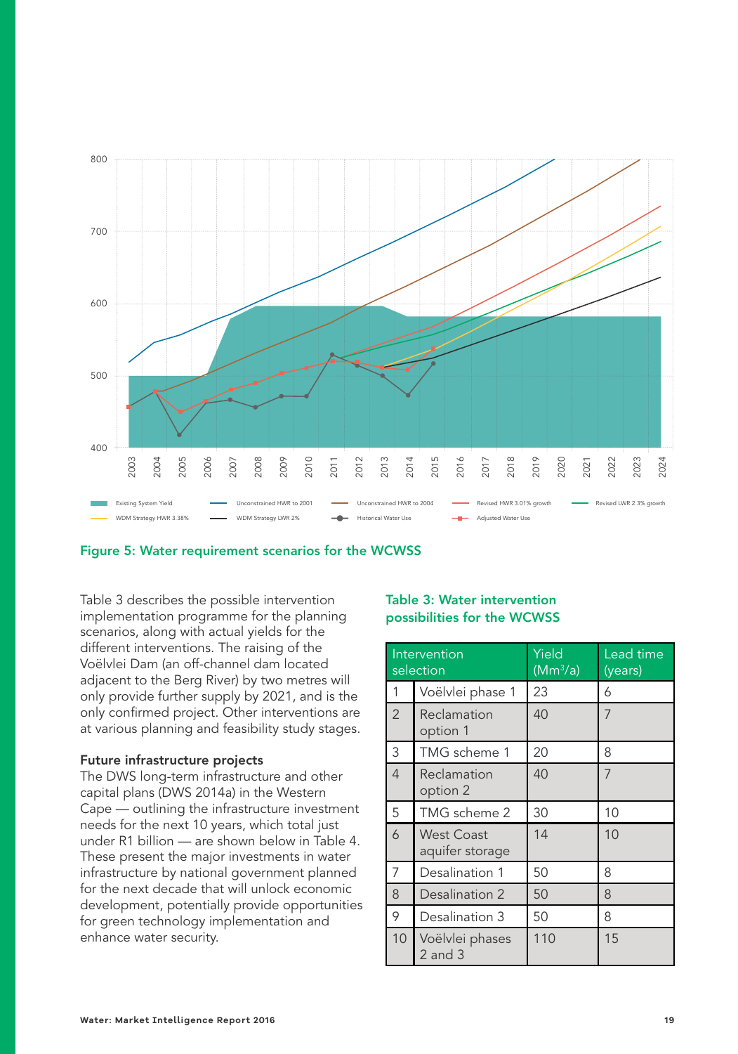Figure 5: Water requirement scenarios for the WCWSS

Table 3 describes the possible intervention implementation programme for the planning scenarios, along with actual yields for the different interventions. The raising of the Voëlvlei Dam (an off-channel dam located adjacent to the Berg River) by two metres will only provide further supply by 2021, and is the only confirmed project. Other interventions are at various planning and feasibility study stages.

### Future infrastructure projects

The DWS long-term infrastructure and other capital plans (DWS 2014a) in the Western Cape — outlining the infrastructure investment needs for the next 10 years, which total just under R1 billion — are shown below in Table 4. These present the major investments in water infrastructure by national government planned for the next decade that will unlock economic development, potentially provide opportunities for green technology implementation and enhance water security.

**Table 3: Water intervention possibilities for the WCWSS**

| Intervention selection | | Yield ($Mm^3/a$) | Lead time (years) |
|---|---|---|---|
| 1 | Voëlvlei phase 1 | 23 | 6 |
| 2 | Reclamation option 1 | 40 | 7 |
| 3 | TMG scheme 1 | 20 | 8 |
| 4 | Reclamation option 2 | 40 | 7 |
| 5 | TMG scheme 2 | 30 | 10 |
| 6 | West Coast aquifer storage | 14 | 10 |
| 7 | Desalination 1 | 50 | 8 |
| 8 | Desalination 2 | 50 | 8 |
| 9 | Desalination 3 | 50 | 8 |
| 10 | Voëlvlei phases 2 and 3 | 110 | 15 |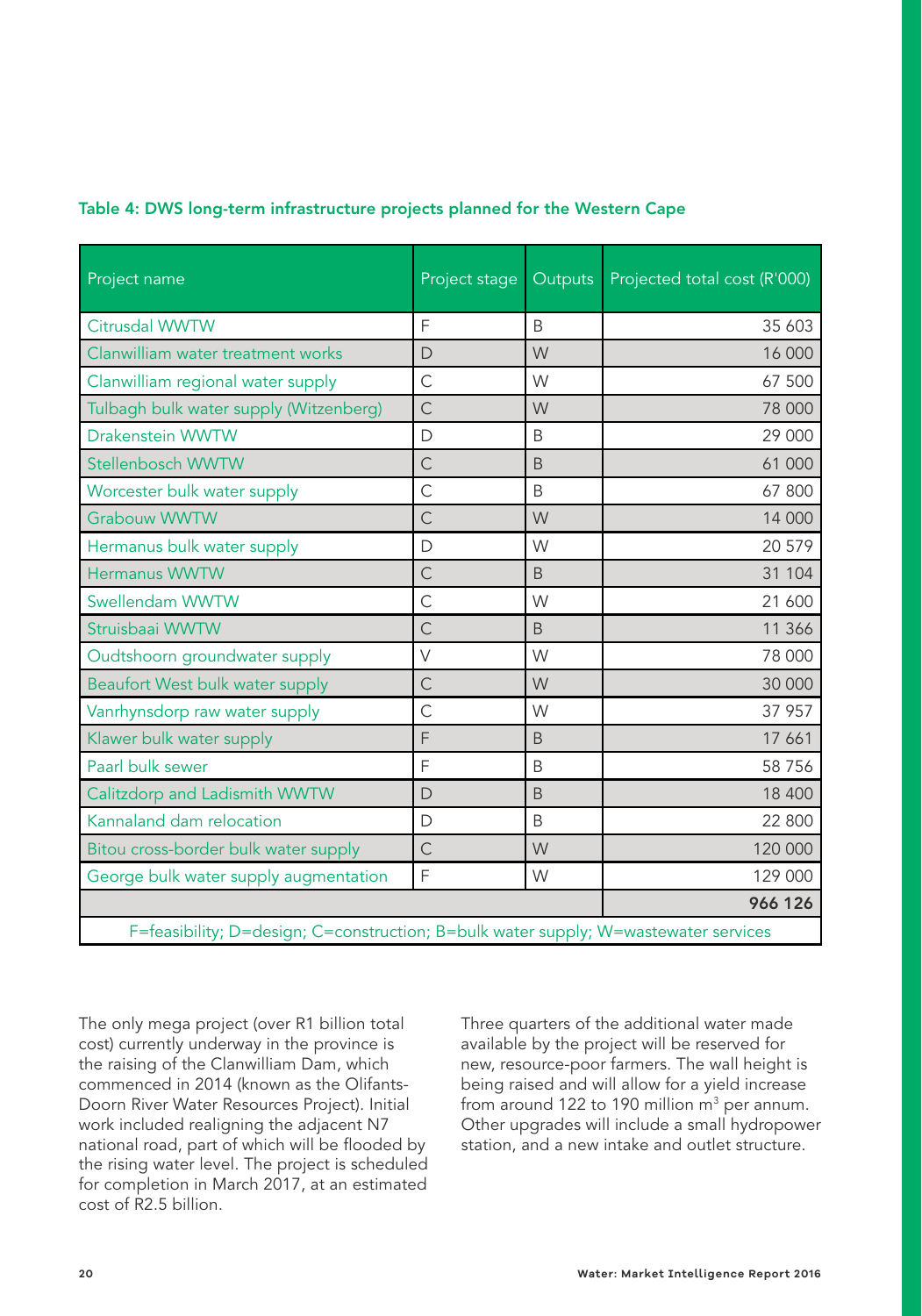**Table 4: DWS long-term infrastructure projects planned for the Western Cape**

| Project name | Project stage | Outputs | Projected total cost (R'000) |
|---|---|---|---|
| Citrusdal WWTW | F | B | 35 603 |
| Clanwilliam water treatment works | D | W | 16 000 |
| Clanwilliam regional water supply | C | W | 67 500 |
| Tulbagh bulk water supply (Witzenberg) | C | W | 78 000 |
| Drakenstein WWTW | D | B | 29 000 |
| Stellenbosch WWTW | C | B | 61 000 |
| Worcester bulk water supply | C | B | 67 800 |
| Grabouw WWTW | C | W | 14 000 |
| Hermanus bulk water supply | D | W | 20 579 |
| Hermanus WWTW | C | B | 31 104 |
| Swellendam WWTW | C | W | 21 600 |
| Struisbaai WWTW | C | B | 11 366 |
| Oudtshoorn groundwater supply | V | W | 78 000 |
| Beaufort West bulk water supply | C | W | 30 000 |
| Vanrhynsdorp raw water supply | C | W | 37 957 |
| Klawer bulk water supply | F | B | 17 661 |
| Paarl bulk sewer | F | B | 58 756 |
| Calitzdorp and Ladismith WWTW | D | B | 18 400 |
| Kannaland dam relocation | D | B | 22 800 |
| Bitou cross-border bulk water supply | C | W | 120 000 |
| George bulk water supply augmentation | F | W | 129 000 |
| | | | **966 126** |

F=feasibility; D=design; C=construction; B=bulk water supply; W=wastewater services

The only mega project (over R1 billion total cost) currently underway in the province is the raising of the Clanwilliam Dam, which commenced in 2014 (known as the Olifants-Doorn River Water Resources Project). Initial work included realigning the adjacent N7 national road, part of which will be flooded by the rising water level. The project is scheduled for completion in March 2017, at an estimated cost of R2.5 billion.

Three quarters of the additional water made available by the project will be reserved for new, resource-poor farmers. The wall height is being raised and will allow for a yield increase from around 122 to 190 million $m^3$ per annum. Other upgrades will include a small hydropower station, and a new intake and outlet structure.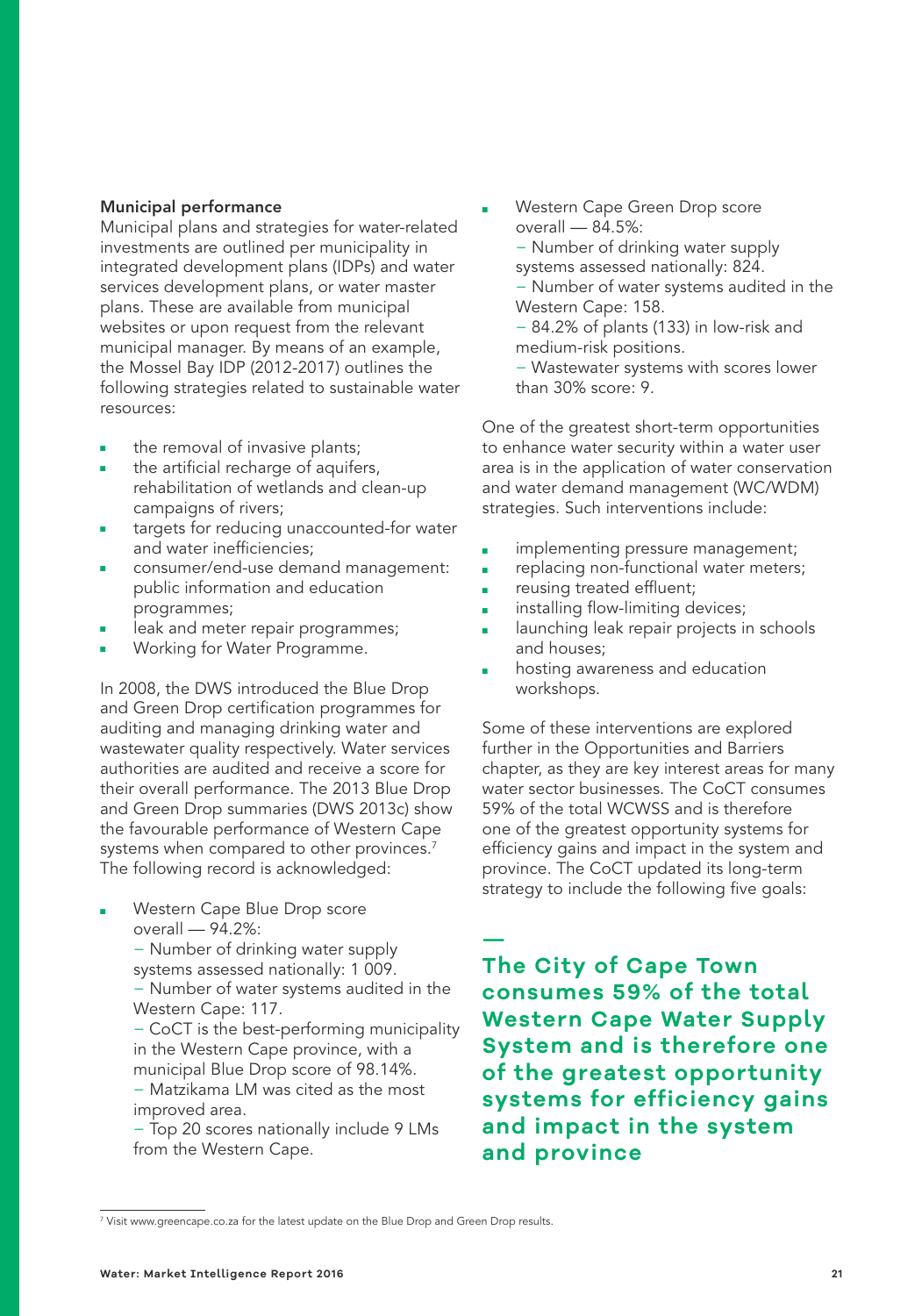### Municipal performance

Municipal plans and strategies for water-related investments are outlined per municipality in integrated development plans (IDPs) and water services development plans, or water master plans. These are available from municipal websites or upon request from the relevant municipal manager. By means of an example, the Mossel Bay IDP (2012-2017) outlines the following strategies related to sustainable water resources:

- the removal of invasive plants;
- the artificial recharge of aquifers, rehabilitation of wetlands and clean-up campaigns of rivers;
- targets for reducing unaccounted-for water and water inefficiencies;
- consumer/end-use demand management: public information and education programmes;
- leak and meter repair programmes;
- Working for Water Programme.

In 2008, the DWS introduced the Blue Drop and Green Drop certification programmes for auditing and managing drinking water and wastewater quality respectively. Water services authorities are audited and receive a score for their overall performance. The 2013 Blue Drop and Green Drop summaries (DWS 2013c) show the favourable performance of Western Cape systems when compared to other provinces.[7] The following record is acknowledged:

- Western Cape Blue Drop score overall — 94.2%:
  - Number of drinking water supply systems assessed nationally: 1 009.
  - Number of water systems audited in the Western Cape: 117.
  - CoCT is the best-performing municipality in the Western Cape province, with a municipal Blue Drop score of 98.14%.
  - Matzikama LM was cited as the most improved area.
  - Top 20 scores nationally include 9 LMs from the Western Cape.
- Western Cape Green Drop score overall — 84.5%:
  - Number of drinking water supply systems assessed nationally: 824.
  - Number of water systems audited in the Western Cape: 158.
  - 84.2% of plants (133) in low-risk and medium-risk positions.
  - Wastewater systems with scores lower than 30% score: 9.

One of the greatest short-term opportunities to enhance water security within a water user area is in the application of water conservation and water demand management (WC/WDM) strategies. Such interventions include:

- implementing pressure management;
- replacing non-functional water meters;
- reusing treated effluent;
- installing flow-limiting devices;
- launching leak repair projects in schools and houses;
- hosting awareness and education workshops.

Some of these interventions are explored further in the Opportunities and Barriers chapter, as they are key interest areas for many water sector businesses. The CoCT consumes 59% of the total WCWSS and is therefore one of the greatest opportunity systems for efficiency gains and impact in the system and province. The CoCT updated its long-term strategy to include the following five goals:

**The City of Cape Town consumes 59% of the total Western Cape Water Supply System and is therefore one of the greatest opportunity systems for efficiency gains and impact in the system and province**

[7] Visit www.greencape.co.za for the latest update on the Blue Drop and Green Drop results.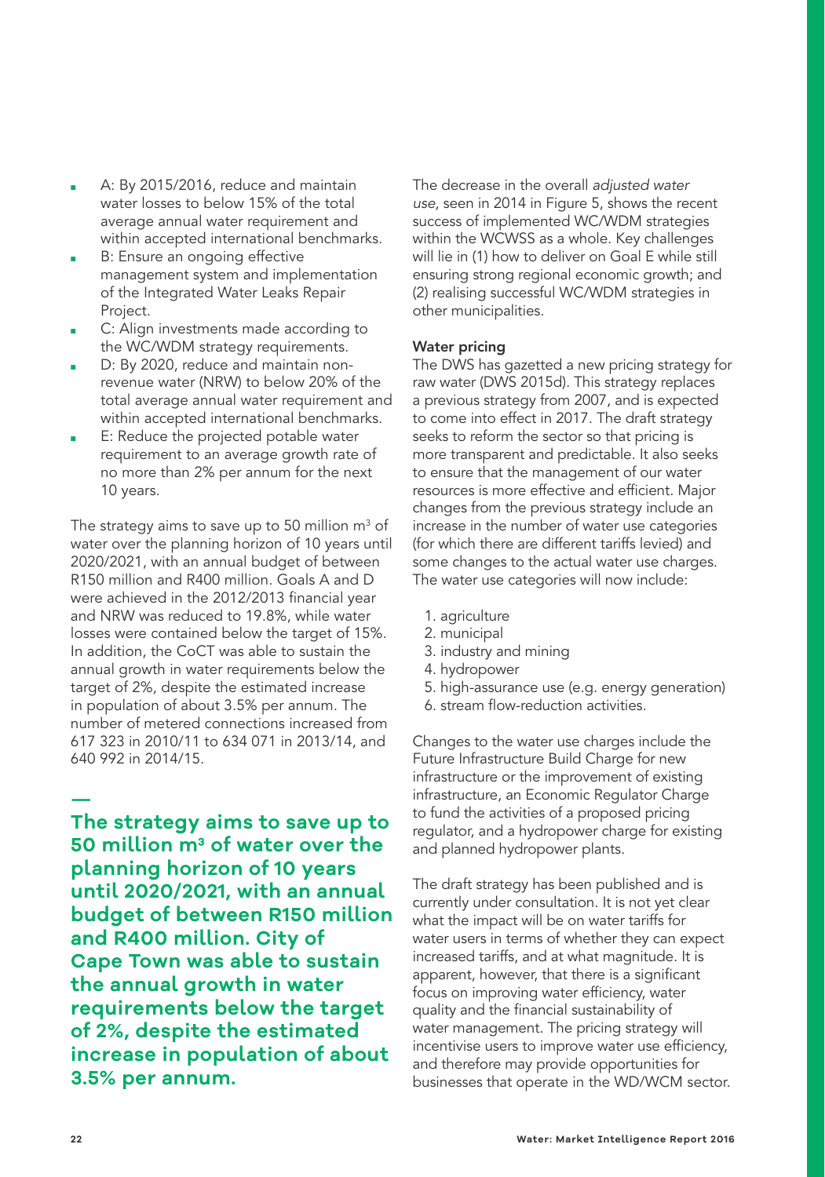- A: By 2015/2016, reduce and maintain water losses to below 15% of the total average annual water requirement and within accepted international benchmarks.
- B: Ensure an ongoing effective management system and implementation of the Integrated Water Leaks Repair Project.
- C: Align investments made according to the WC/WDM strategy requirements.
- D: By 2020, reduce and maintain non-revenue water (NRW) to below 20% of the total average annual water requirement and within accepted international benchmarks.
- E: Reduce the projected potable water requirement to an average growth rate of no more than 2% per annum for the next 10 years.

The strategy aims to save up to 50 million m$^3$ of water over the planning horizon of 10 years until 2020/2021, with an annual budget of between R150 million and R400 million. Goals A and D were achieved in the 2012/2013 financial year and NRW was reduced to 19.8%, while water losses were contained below the target of 15%. In addition, the CoCT was able to sustain the annual growth in water requirements below the target of 2%, despite the estimated increase in population of about 3.5% per annum. The number of metered connections increased from 617 323 in 2010/11 to 634 071 in 2013/14, and 640 992 in 2014/15.

**The strategy aims to save up to 50 million m$^3$ of water over the planning horizon of 10 years until 2020/2021, with an annual budget of between R150 million and R400 million. City of Cape Town was able to sustain the annual growth in water requirements below the target of 2%, despite the estimated increase in population of about 3.5% per annum.**

The decrease in the overall *adjusted water use*, seen in 2014 in Figure 5, shows the recent success of implemented WC/WDM strategies within the WCWSS as a whole. Key challenges will lie in (1) how to deliver on Goal E while still ensuring strong regional economic growth; and (2) realising successful WC/WDM strategies in other municipalities.

**Water pricing**

The DWS has gazetted a new pricing strategy for raw water (DWS 2015d). This strategy replaces a previous strategy from 2007, and is expected to come into effect in 2017. The draft strategy seeks to reform the sector so that pricing is more transparent and predictable. It also seeks to ensure that the management of our water resources is more effective and efficient. Major changes from the previous strategy include an increase in the number of water use categories (for which there are different tariffs levied) and some changes to the actual water use charges. The water use categories will now include:

1. agriculture
2. municipal
3. industry and mining
4. hydropower
5. high-assurance use (e.g. energy generation)
6. stream flow-reduction activities.

Changes to the water use charges include the Future Infrastructure Build Charge for new infrastructure or the improvement of existing infrastructure, an Economic Regulator Charge to fund the activities of a proposed pricing regulator, and a hydropower charge for existing and planned hydropower plants.

The draft strategy has been published and is currently under consultation. It is not yet clear what the impact will be on water tariffs for water users in terms of whether they can expect increased tariffs, and at what magnitude. It is apparent, however, that there is a significant focus on improving water efficiency, water quality and the financial sustainability of water management. The pricing strategy will incentivise users to improve water use efficiency, and therefore may provide opportunities for businesses that operate in the WD/WCM sector.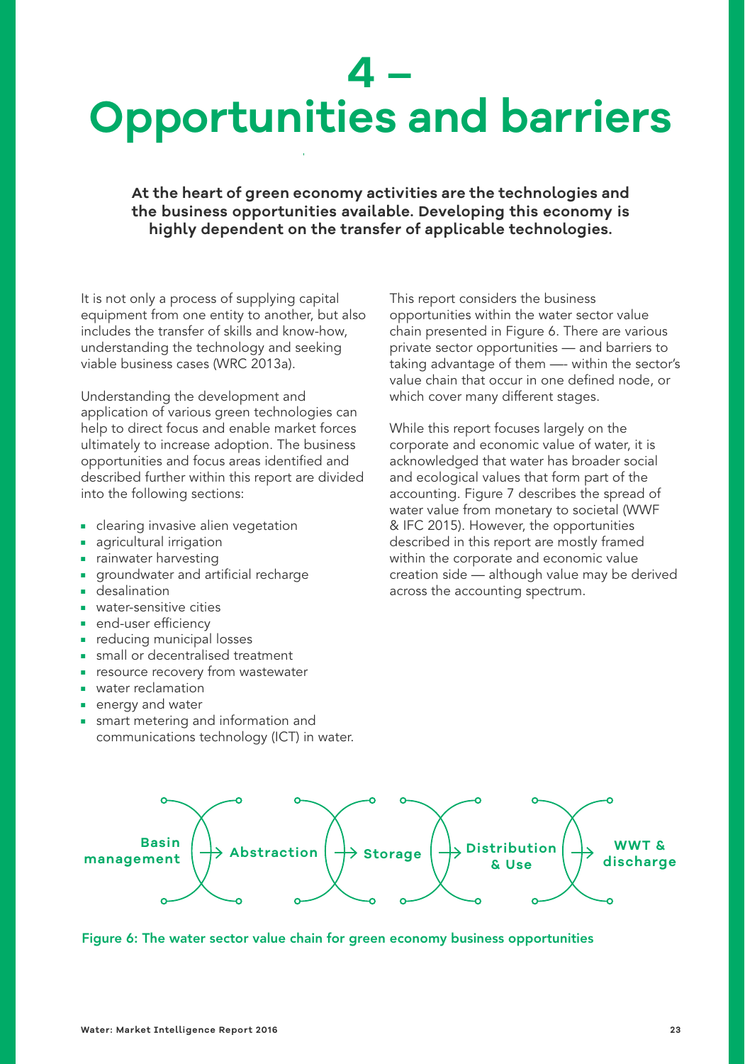# 4 – Opportunities and barriers

**At the heart of green economy activities are the technologies and the business opportunities available. Developing this economy is highly dependent on the transfer of applicable technologies.**

It is not only a process of supplying capital equipment from one entity to another, but also includes the transfer of skills and know-how, understanding the technology and seeking viable business cases (WRC 2013a).

Understanding the development and application of various green technologies can help to direct focus and enable market forces ultimately to increase adoption. The business opportunities and focus areas identified and described further within this report are divided into the following sections:

- clearing invasive alien vegetation
- agricultural irrigation
- rainwater harvesting
- groundwater and artificial recharge
- desalination
- water-sensitive cities
- end-user efficiency
- reducing municipal losses
- small or decentralised treatment
- resource recovery from wastewater
- water reclamation
- energy and water
- smart metering and information and communications technology (ICT) in water.

This report considers the business opportunities within the water sector value chain presented in Figure 6. There are various private sector opportunities — and barriers to taking advantage of them —- within the sector's value chain that occur in one defined node, or which cover many different stages.

While this report focuses largely on the corporate and economic value of water, it is acknowledged that water has broader social and ecological values that form part of the accounting. Figure 7 describes the spread of water value from monetary to societal (WWF & IFC 2015). However, the opportunities described in this report are mostly framed within the corporate and economic value creation side — although value may be derived across the accounting spectrum.

Basin management → Abstraction → Storage → Distribution & Use → WWT & discharge

Figure 6: The water sector value chain for green economy business opportunities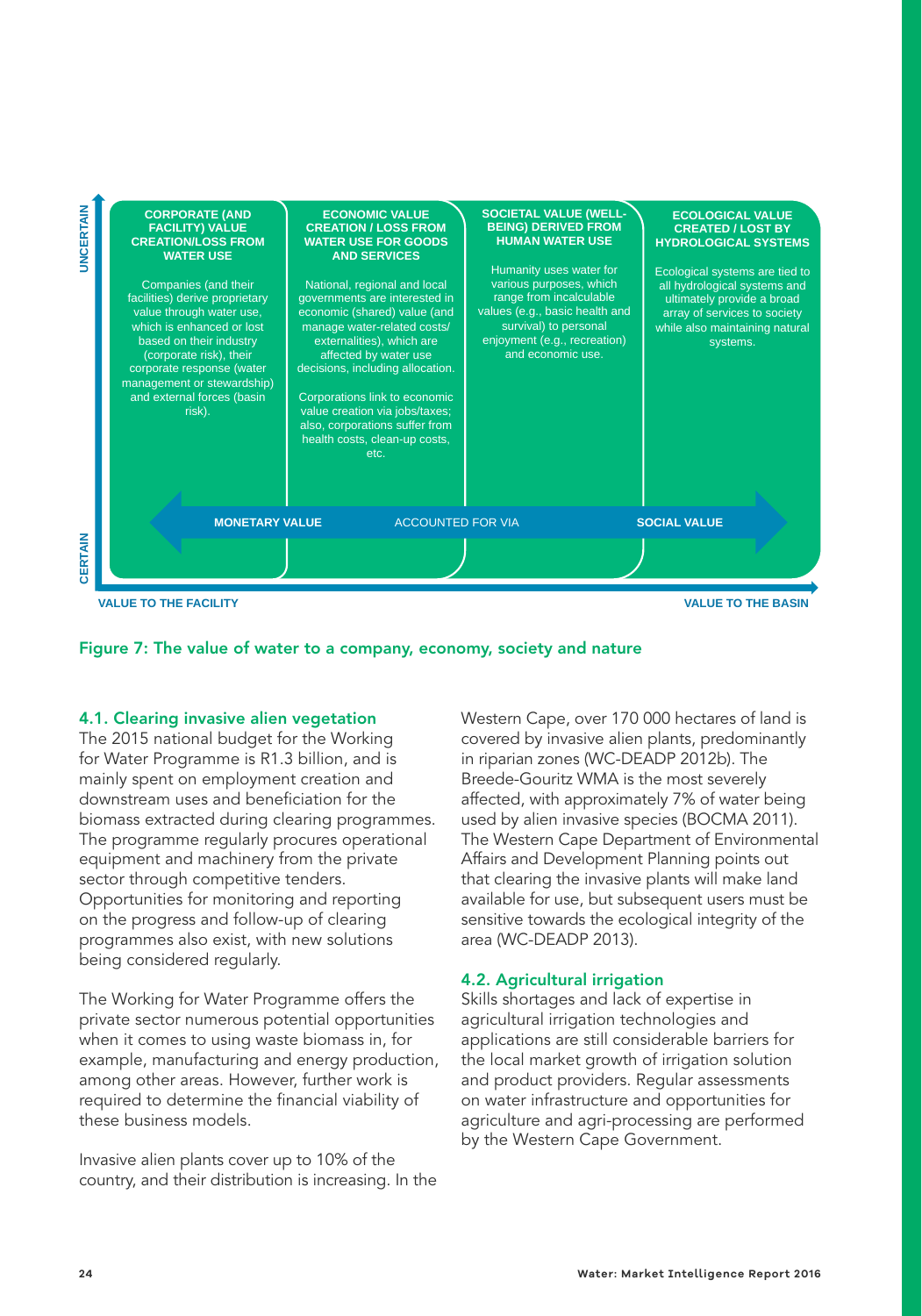UNCERTAIN

**CORPORATE (AND FACILITY) VALUE CREATION/LOSS FROM WATER USE**

Companies (and their facilities) derive proprietary value through water use, which is enhanced or lost based on their industry (corporate risk), their corporate response (water management or stewardship) and external forces (basin risk).

**ECONOMIC VALUE CREATION / LOSS FROM WATER USE FOR GOODS AND SERVICES**

National, regional and local governments are interested in economic (shared) value (and manage water-related costs/ externalities), which are affected by water use decisions, including allocation.

Corporations link to economic value creation via jobs/taxes; also, corporations suffer from health costs, clean-up costs, etc.

**SOCIETAL VALUE (WELL-BEING) DERIVED FROM HUMAN WATER USE**

Humanity uses water for various purposes, which range from incalculable values (e.g., basic health and survival) to personal enjoyment (e.g., recreation) and economic use.

**ECOLOGICAL VALUE CREATED / LOST BY HYDROLOGICAL SYSTEMS**

Ecological systems are tied to all hydrological systems and ultimately provide a broad array of services to society while also maintaining natural systems.

**MONETARY VALUE** ACCOUNTED FOR VIA **SOCIAL VALUE**

CERTAIN

**VALUE TO THE FACILITY** **VALUE TO THE BASIN**

Figure 7: The value of water to a company, economy, society and nature

## 4.1. Clearing invasive alien vegetation

The 2015 national budget for the Working for Water Programme is R1.3 billion, and is mainly spent on employment creation and downstream uses and beneficiation for the biomass extracted during clearing programmes. The programme regularly procures operational equipment and machinery from the private sector through competitive tenders. Opportunities for monitoring and reporting on the progress and follow-up of clearing programmes also exist, with new solutions being considered regularly.

The Working for Water Programme offers the private sector numerous potential opportunities when it comes to using waste biomass in, for example, manufacturing and energy production, among other areas. However, further work is required to determine the financial viability of these business models.

Invasive alien plants cover up to 10% of the country, and their distribution is increasing. In the Western Cape, over 170 000 hectares of land is covered by invasive alien plants, predominantly in riparian zones (WC-DEADP 2012b). The Breede-Gouritz WMA is the most severely affected, with approximately 7% of water being used by alien invasive species (BOCMA 2011). The Western Cape Department of Environmental Affairs and Development Planning points out that clearing the invasive plants will make land available for use, but subsequent users must be sensitive towards the ecological integrity of the area (WC-DEADP 2013).

## 4.2. Agricultural irrigation

Skills shortages and lack of expertise in agricultural irrigation technologies and applications are still considerable barriers for the local market growth of irrigation solution and product providers. Regular assessments on water infrastructure and opportunities for agriculture and agri-processing are performed by the Western Cape Government.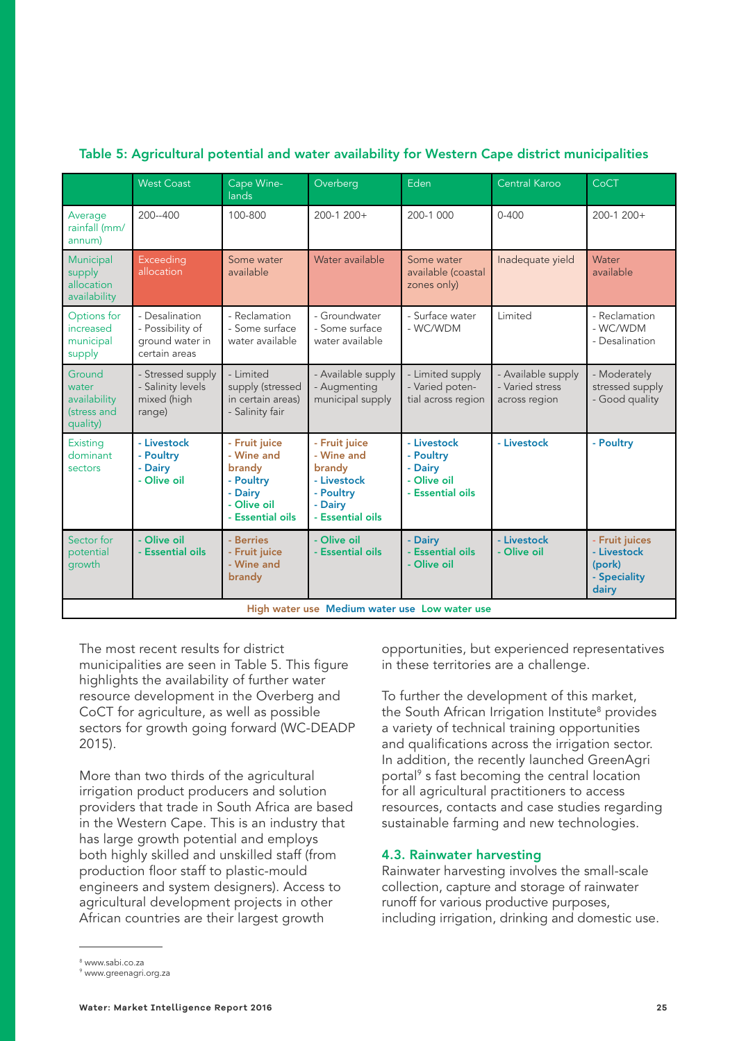## Table 5: Agricultural potential and water availability for Western Cape district municipalities

| | West Coast | Cape Winelands | Overberg | Eden | Central Karoo | CoCT |
|---|---|---|---|---|---|---|
| Average rainfall (mm/annum) | 200--400 | 100-800 | 200-1 200+ | 200-1 000 | 0-400 | 200-1 200+ |
| Municipal supply allocation availability | Exceeding allocation | Some water available | Water available | Some water available (coastal zones only) | Inadequate yield | Water available |
| Options for increased municipal supply | - Desalination<br>- Possibility of ground water in certain areas | - Reclamation<br>- Some surface water available | - Groundwater<br>- Some surface water available | - Surface water<br>- WC/WDM | Limited | - Reclamation<br>- WC/WDM<br>- Desalination |
| Ground water availability (stress and quality) | - Stressed supply<br>- Salinity levels mixed (high range) | - Limited supply (stressed in certain areas)<br>- Salinity fair | - Available supply<br>- Augmenting municipal supply | - Limited supply<br>- Varied potential across region | - Available supply<br>- Varied stress across region | - Moderately stressed supply<br>- Good quality |
| Existing dominant sectors | - Livestock<br>- Poultry<br>- Dairy<br>- Olive oil | - Fruit juice<br>- Wine and brandy<br>- Poultry<br>- Dairy<br>- Olive oil<br>- Essential oils | - Fruit juice<br>- Wine and brandy<br>- Livestock<br>- Poultry<br>- Dairy<br>- Essential oils | - Livestock<br>- Poultry<br>- Dairy<br>- Olive oil<br>- Essential oils | - Livestock | - Poultry |
| Sector for potential growth | - Olive oil<br>- Essential oils | - Berries<br>- Fruit juice<br>- Wine and brandy | - Olive oil<br>- Essential oils | - Dairy<br>- Essential oils<br>- Olive oil | - Livestock<br>- Olive oil | - Fruit juices<br>- Livestock (pork)<br>- Speciality dairy |

High water use Medium water use Low water use

The most recent results for district municipalities are seen in Table 5. This figure highlights the availability of further water resource development in the Overberg and CoCT for agriculture, as well as possible sectors for growth going forward (WC-DEADP 2015).

More than two thirds of the agricultural irrigation product producers and solution providers that trade in South Africa are based in the Western Cape. This is an industry that has large growth potential and employs both highly skilled and unskilled staff (from production floor staff to plastic-mould engineers and system designers). Access to agricultural development projects in other African countries are their largest growth opportunities, but experienced representatives in these territories are a challenge.

To further the development of this market, the South African Irrigation Institute[8] provides a variety of technical training opportunities and qualifications across the irrigation sector. In addition, the recently launched GreenAgri portal[9] s fast becoming the central location for all agricultural practitioners to access resources, contacts and case studies regarding sustainable farming and new technologies.

### 4.3. Rainwater harvesting

Rainwater harvesting involves the small-scale collection, capture and storage of rainwater runoff for various productive purposes, including irrigation, drinking and domestic use.

[8] www.sabi.co.za
[9] www.greenagri.org.za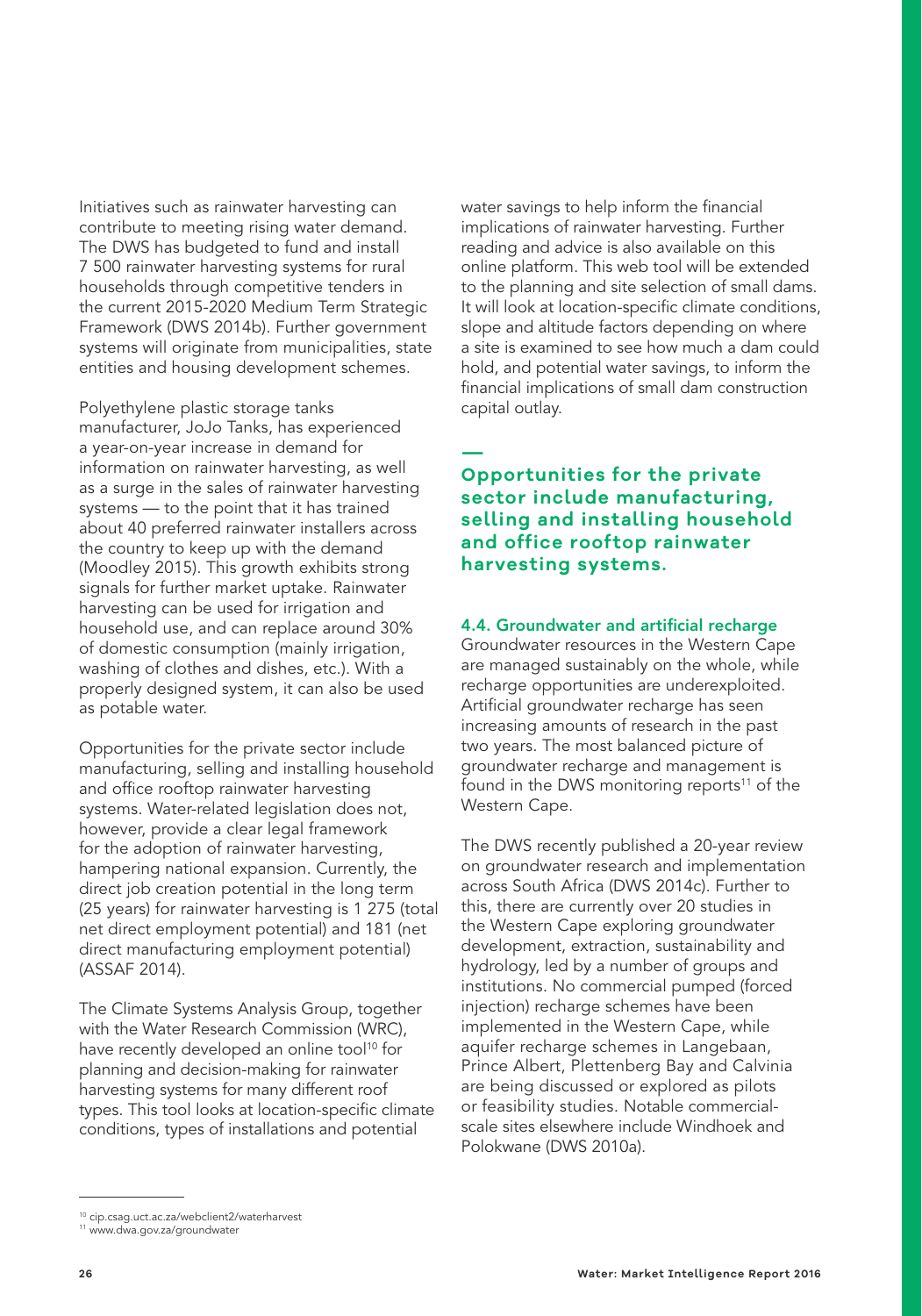Initiatives such as rainwater harvesting can contribute to meeting rising water demand. The DWS has budgeted to fund and install 7 500 rainwater harvesting systems for rural households through competitive tenders in the current 2015-2020 Medium Term Strategic Framework (DWS 2014b). Further government systems will originate from municipalities, state entities and housing development schemes.

Polyethylene plastic storage tanks manufacturer, JoJo Tanks, has experienced a year-on-year increase in demand for information on rainwater harvesting, as well as a surge in the sales of rainwater harvesting systems — to the point that it has trained about 40 preferred rainwater installers across the country to keep up with the demand (Moodley 2015). This growth exhibits strong signals for further market uptake. Rainwater harvesting can be used for irrigation and household use, and can replace around 30% of domestic consumption (mainly irrigation, washing of clothes and dishes, etc.). With a properly designed system, it can also be used as potable water.

Opportunities for the private sector include manufacturing, selling and installing household and office rooftop rainwater harvesting systems. Water-related legislation does not, however, provide a clear legal framework for the adoption of rainwater harvesting, hampering national expansion. Currently, the direct job creation potential in the long term (25 years) for rainwater harvesting is 1 275 (total net direct employment potential) and 181 (net direct manufacturing employment potential) (ASSAF 2014).

The Climate Systems Analysis Group, together with the Water Research Commission (WRC), have recently developed an online tool[10] for planning and decision-making for rainwater harvesting systems for many different roof types. This tool looks at location-specific climate conditions, types of installations and potential water savings to help inform the financial implications of rainwater harvesting. Further reading and advice is also available on this online platform. This web tool will be extended to the planning and site selection of small dams. It will look at location-specific climate conditions, slope and altitude factors depending on where a site is examined to see how much a dam could hold, and potential water savings, to inform the financial implications of small dam construction capital outlay.

**Opportunities for the private sector include manufacturing, selling and installing household and office rooftop rainwater harvesting systems.**

### 4.4. Groundwater and artificial recharge

Groundwater resources in the Western Cape are managed sustainably on the whole, while recharge opportunities are underexploited. Artificial groundwater recharge has seen increasing amounts of research in the past two years. The most balanced picture of groundwater recharge and management is found in the DWS monitoring reports[11] of the Western Cape.

The DWS recently published a 20-year review on groundwater research and implementation across South Africa (DWS 2014c). Further to this, there are currently over 20 studies in the Western Cape exploring groundwater development, extraction, sustainability and hydrology, led by a number of groups and institutions. No commercial pumped (forced injection) recharge schemes have been implemented in the Western Cape, while aquifer recharge schemes in Langebaan, Prince Albert, Plettenberg Bay and Calvinia are being discussed or explored as pilots or feasibility studies. Notable commercial-scale sites elsewhere include Windhoek and Polokwane (DWS 2010a).

---

[10] cip.csag.uct.ac.za/webclient2/waterharvest

[11] www.dwa.gov.za/groundwater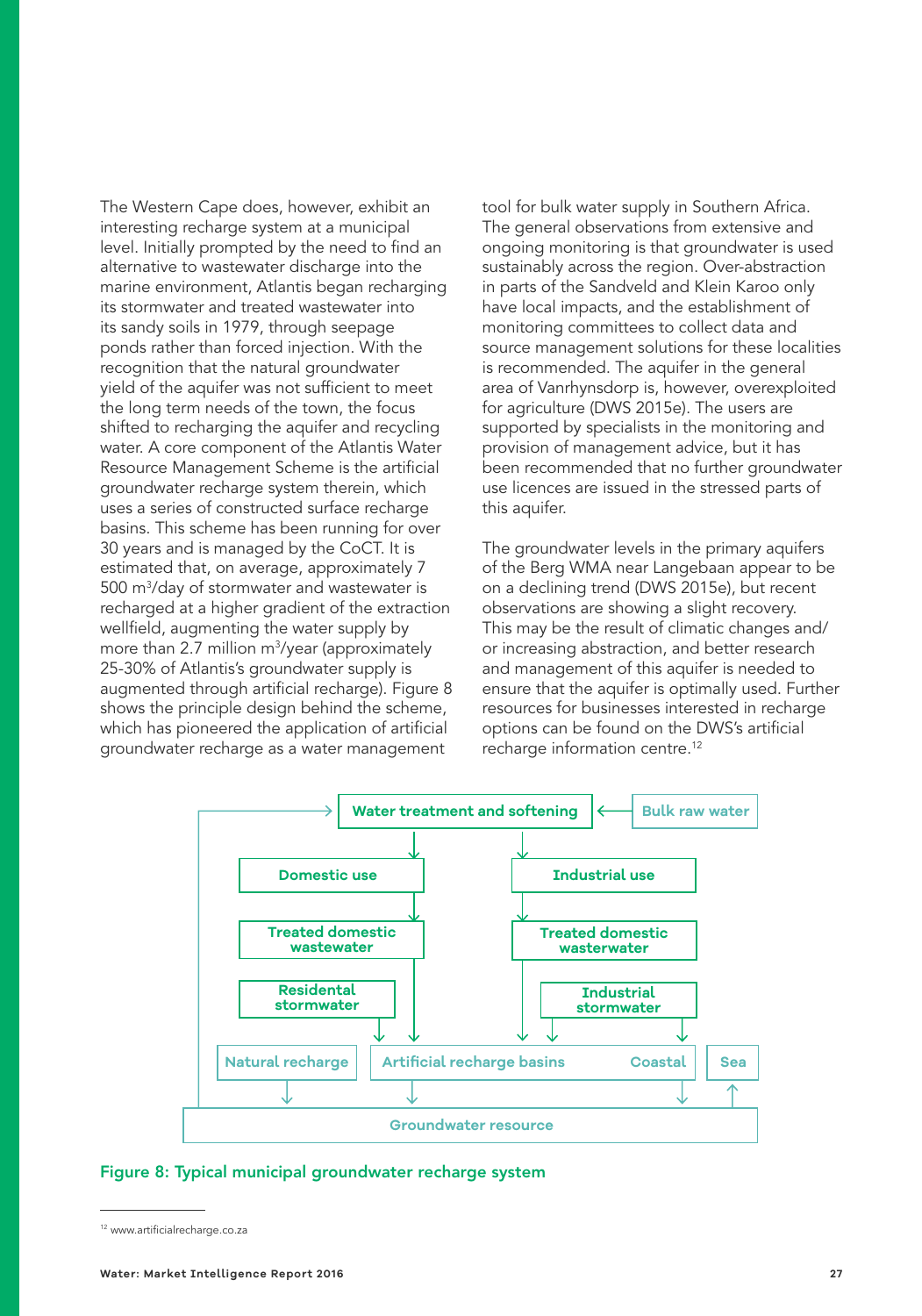The Western Cape does, however, exhibit an interesting recharge system at a municipal level. Initially prompted by the need to find an alternative to wastewater discharge into the marine environment, Atlantis began recharging its stormwater and treated wastewater into its sandy soils in 1979, through seepage ponds rather than forced injection. With the recognition that the natural groundwater yield of the aquifer was not sufficient to meet the long term needs of the town, the focus shifted to recharging the aquifer and recycling water. A core component of the Atlantis Water Resource Management Scheme is the artificial groundwater recharge system therein, which uses a series of constructed surface recharge basins. This scheme has been running for over 30 years and is managed by the CoCT. It is estimated that, on average, approximately 7 500 m$^3$/day of stormwater and wastewater is recharged at a higher gradient of the extraction wellfield, augmenting the water supply by more than 2.7 million m$^3$/year (approximately 25-30% of Atlantis's groundwater supply is augmented through artificial recharge). Figure 8 shows the principle design behind the scheme, which has pioneered the application of artificial groundwater recharge as a water management tool for bulk water supply in Southern Africa. The general observations from extensive and ongoing monitoring is that groundwater is used sustainably across the region. Over-abstraction in parts of the Sandveld and Klein Karoo only have local impacts, and the establishment of monitoring committees to collect data and source management solutions for these localities is recommended. The aquifer in the general area of Vanrhynsdorp is, however, overexploited for agriculture (DWS 2015e). The users are supported by specialists in the monitoring and provision of management advice, but it has been recommended that no further groundwater use licences are issued in the stressed parts of this aquifer.

The groundwater levels in the primary aquifers of the Berg WMA near Langebaan appear to be on a declining trend (DWS 2015e), but recent observations are showing a slight recovery. This may be the result of climatic changes and/or increasing abstraction, and better research and management of this aquifer is needed to ensure that the aquifer is optimally used. Further resources for businesses interested in recharge options can be found on the DWS's artificial recharge information centre.[12]

Water treatment and softening ← Bulk raw water

Domestic use → Treated domestic wastewater → Artificial recharge basins

Industrial use → Treated domestic wastewater → Artificial recharge basins

Residential stormwater → Artificial recharge basins

Industrial stormwater → Artificial recharge basins / Coastal

Natural recharge → Groundwater resource

Artificial recharge basins → Groundwater resource

Coastal → Groundwater resource → Sea

Groundwater resource → Water treatment and softening

**Figure 8: Typical municipal groundwater recharge system**

[12] www.artificialrecharge.co.za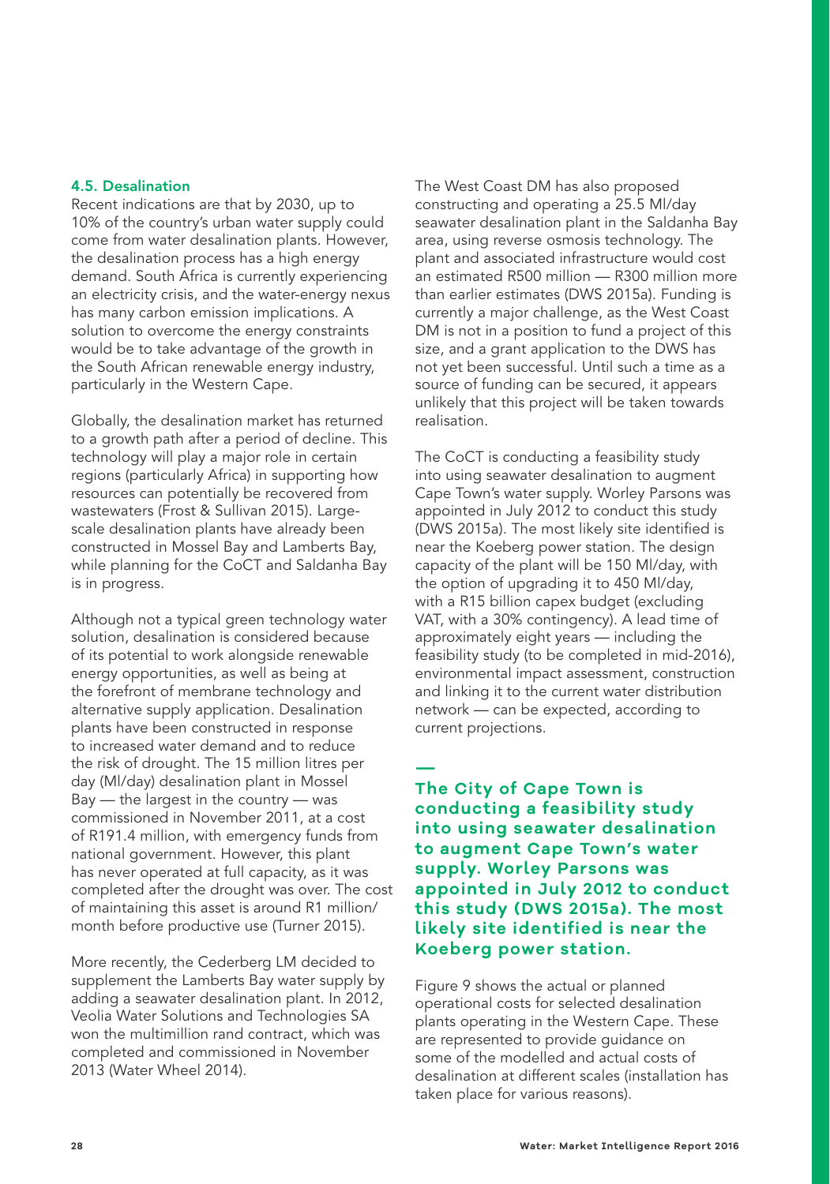### 4.5. Desalination

Recent indications are that by 2030, up to 10% of the country's urban water supply could come from water desalination plants. However, the desalination process has a high energy demand. South Africa is currently experiencing an electricity crisis, and the water-energy nexus has many carbon emission implications. A solution to overcome the energy constraints would be to take advantage of the growth in the South African renewable energy industry, particularly in the Western Cape.

Globally, the desalination market has returned to a growth path after a period of decline. This technology will play a major role in certain regions (particularly Africa) in supporting how resources can potentially be recovered from wastewaters (Frost & Sullivan 2015). Large-scale desalination plants have already been constructed in Mossel Bay and Lamberts Bay, while planning for the CoCT and Saldanha Bay is in progress.

Although not a typical green technology water solution, desalination is considered because of its potential to work alongside renewable energy opportunities, as well as being at the forefront of membrane technology and alternative supply application. Desalination plants have been constructed in response to increased water demand and to reduce the risk of drought. The 15 million litres per day (Ml/day) desalination plant in Mossel Bay — the largest in the country — was commissioned in November 2011, at a cost of R191.4 million, with emergency funds from national government. However, this plant has never operated at full capacity, as it was completed after the drought was over. The cost of maintaining this asset is around R1 million/month before productive use (Turner 2015).

More recently, the Cederberg LM decided to supplement the Lamberts Bay water supply by adding a seawater desalination plant. In 2012, Veolia Water Solutions and Technologies SA won the multimillion rand contract, which was completed and commissioned in November 2013 (Water Wheel 2014).

The West Coast DM has also proposed constructing and operating a 25.5 Ml/day seawater desalination plant in the Saldanha Bay area, using reverse osmosis technology. The plant and associated infrastructure would cost an estimated R500 million — R300 million more than earlier estimates (DWS 2015a). Funding is currently a major challenge, as the West Coast DM is not in a position to fund a project of this size, and a grant application to the DWS has not yet been successful. Until such a time as a source of funding can be secured, it appears unlikely that this project will be taken towards realisation.

The CoCT is conducting a feasibility study into using seawater desalination to augment Cape Town's water supply. Worley Parsons was appointed in July 2012 to conduct this study (DWS 2015a). The most likely site identified is near the Koeberg power station. The design capacity of the plant will be 150 Ml/day, with the option of upgrading it to 450 Ml/day, with a R15 billion capex budget (excluding VAT, with a 30% contingency). A lead time of approximately eight years — including the feasibility study (to be completed in mid-2016), environmental impact assessment, construction and linking it to the current water distribution network — can be expected, according to current projections.

**The City of Cape Town is conducting a feasibility study into using seawater desalination to augment Cape Town's water supply. Worley Parsons was appointed in July 2012 to conduct this study (DWS 2015a). The most likely site identified is near the Koeberg power station.**

Figure 9 shows the actual or planned operational costs for selected desalination plants operating in the Western Cape. These are represented to provide guidance on some of the modelled and actual costs of desalination at different scales (installation has taken place for various reasons).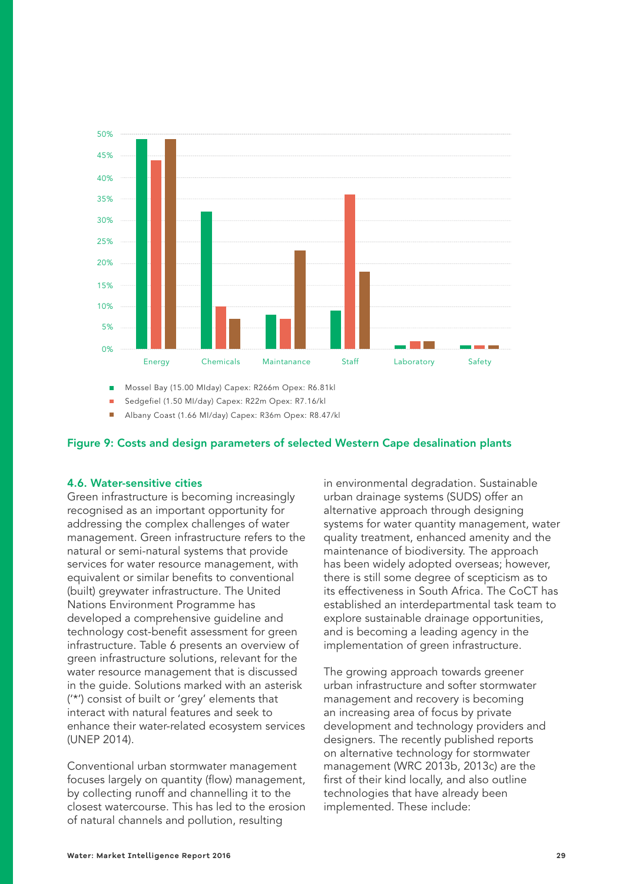| | Energy | Chemicals | Maintanance | Staff | Laboratory | Safety |
|---|---|---|---|---|---|---|
| Mossel Bay (15.00 Mlday) Capex: R266m Opex: R6.81kl | 49% | 32% | 8% | 9% | 1% | 1% |
| Sedgefiel (1.50 Ml/day) Capex: R22m Opex: R7.16/kl | 44% | 10% | 7% | 36% | 2% | 1% |
| Albany Coast (1.66 Ml/day) Capex: R36m Opex: R8.47/kl | 49% | 7% | 23% | 18% | 2% | 1% |

**Figure 9: Costs and design parameters of selected Western Cape desalination plants**

### 4.6. Water-sensitive cities

Green infrastructure is becoming increasingly recognised as an important opportunity for addressing the complex challenges of water management. Green infrastructure refers to the natural or semi-natural systems that provide services for water resource management, with equivalent or similar benefits to conventional (built) greywater infrastructure. The United Nations Environment Programme has developed a comprehensive guideline and technology cost-benefit assessment for green infrastructure. Table 6 presents an overview of green infrastructure solutions, relevant for the water resource management that is discussed in the guide. Solutions marked with an asterisk ('*') consist of built or 'grey' elements that interact with natural features and seek to enhance their water-related ecosystem services (UNEP 2014).

Conventional urban stormwater management focuses largely on quantity (flow) management, by collecting runoff and channelling it to the closest watercourse. This has led to the erosion of natural channels and pollution, resulting in environmental degradation. Sustainable urban drainage systems (SUDS) offer an alternative approach through designing systems for water quantity management, water quality treatment, enhanced amenity and the maintenance of biodiversity. The approach has been widely adopted overseas; however, there is still some degree of scepticism as to its effectiveness in South Africa. The CoCT has established an interdepartmental task team to explore sustainable drainage opportunities, and is becoming a leading agency in the implementation of green infrastructure.

The growing approach towards greener urban infrastructure and softer stormwater management and recovery is becoming an increasing area of focus by private development and technology providers and designers. The recently published reports on alternative technology for stormwater management (WRC 2013b, 2013c) are the first of their kind locally, and also outline technologies that have already been implemented. These include: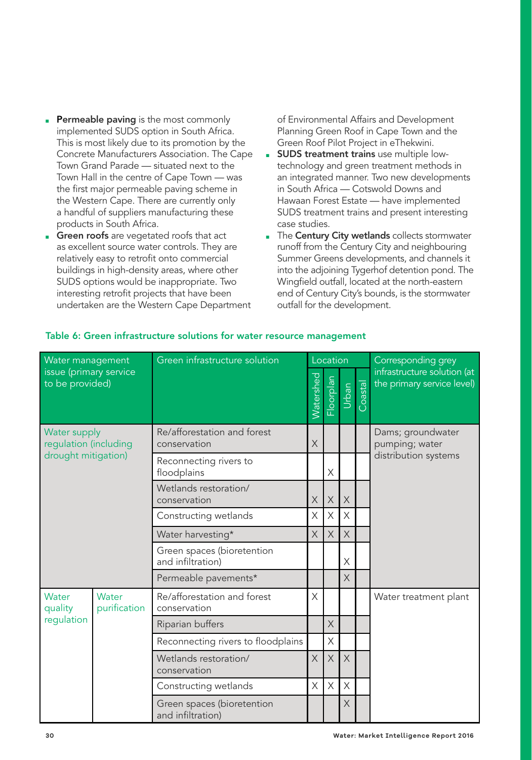- **Permeable paving** is the most commonly implemented SUDS option in South Africa. This is most likely due to its promotion by the Concrete Manufacturers Association. The Cape Town Grand Parade — situated next to the Town Hall in the centre of Cape Town — was the first major permeable paving scheme in the Western Cape. There are currently only a handful of suppliers manufacturing these products in South Africa.
- **Green roofs** are vegetated roofs that act as excellent source water controls. They are relatively easy to retrofit onto commercial buildings in high-density areas, where other SUDS options would be inappropriate. Two interesting retrofit projects that have been undertaken are the Western Cape Department of Environmental Affairs and Development Planning Green Roof in Cape Town and the Green Roof Pilot Project in eThekwini.
- **SUDS treatment trains** use multiple low-technology and green treatment methods in an integrated manner. Two new developments in South Africa — Cotswold Downs and Hawaan Forest Estate — have implemented SUDS treatment trains and present interesting case studies.
- The **Century City wetlands** collects stormwater runoff from the Century City and neighbouring Summer Greens developments, and channels it into the adjoining Tygerhof detention pond. The Wingfield outfall, located at the north-eastern end of Century City's bounds, is the stormwater outfall for the development.

**Table 6: Green infrastructure solutions for water resource management**

| Water management issue (primary service to be provided) | | Green infrastructure solution | Location | | | | Corresponding grey infrastructure solution (at the primary service level) |
|---|---|---|---|---|---|---|---|
| | | | Watershed | Floorplan | Urban | Coastal | |
| Water supply regulation (including drought mitigation) | | Re/afforestation and forest conservation | X | | | | Dams; groundwater pumping; water distribution systems |
| | | Reconnecting rivers to floodplains | | X | | | |
| | | Wetlands restoration/ conservation | X | X | X | | |
| | | Constructing wetlands | X | X | X | | |
| | | Water harvesting* | X | X | X | | |
| | | Green spaces (bioretention and infiltration) | | | X | | |
| | | Permeable pavements* | | | X | | |
| Water quality regulation | Water purification | Re/afforestation and forest conservation | X | | | | Water treatment plant |
| | | Riparian buffers | | X | | | |
| | | Reconnecting rivers to floodplains | | X | | | |
| | | Wetlands restoration/ conservation | X | X | X | | |
| | | Constructing wetlands | X | X | X | | |
| | | Green spaces (bioretention and infiltration) | | | X | | |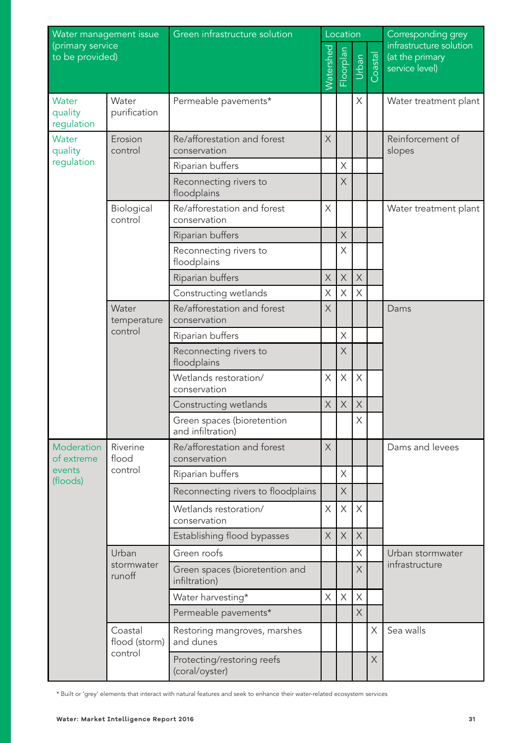| Water management issue (primary service to be provided) | | Green infrastructure solution | Location | | | | Corresponding grey infrastructure solution (at the primary service level) |
|---|---|---|---|---|---|---|---|
| | | | Watershed | Floorplan | Urban | Coastal | |
| Water quality regulation | Water purification | Permeable pavements* | | | X | | Water treatment plant |
| Water quality regulation | Erosion control | Re/afforestation and forest conservation | X | | | | Reinforcement of slopes |
| | | Riparian buffers | | X | | | |
| | | Reconnecting rivers to floodplains | | X | | | |
| | Biological control | Re/afforestation and forest conservation | X | | | | Water treatment plant |
| | | Riparian buffers | | X | | | |
| | | Reconnecting rivers to floodplains | | X | | | |
| | | Riparian buffers | X | X | X | | |
| | | Constructing wetlands | X | X | X | | |
| | Water temperature control | Re/afforestation and forest conservation | X | | | | Dams |
| | | Riparian buffers | | X | | | |
| | | Reconnecting rivers to floodplains | | X | | | |
| | | Wetlands restoration/ conservation | X | X | X | | |
| | | Constructing wetlands | X | X | X | | |
| | | Green spaces (bioretention and infiltration) | | | X | | |
| Moderation of extreme events (floods) | Riverine flood control | Re/afforestation and forest conservation | X | | | | Dams and levees |
| | | Riparian buffers | | X | | | |
| | | Reconnecting rivers to floodplains | | X | | | |
| | | Wetlands restoration/ conservation | X | X | X | | |
| | | Establishing flood bypasses | X | X | X | | |
| | Urban stormwater runoff | Green roofs | | | X | | Urban stormwater infrastructure |
| | | Green spaces (bioretention and infiltration) | | | X | | |
| | | Water harvesting* | X | X | X | | |
| | | Permeable pavements* | | | X | | |
| | Coastal flood (storm) control | Restoring mangroves, marshes and dunes | | | | X | Sea walls |
| | | Protecting/restoring reefs (coral/oyster) | | | | X | |

* Built or 'grey' elements that interact with natural features and seek to enhance their water-related ecosystem services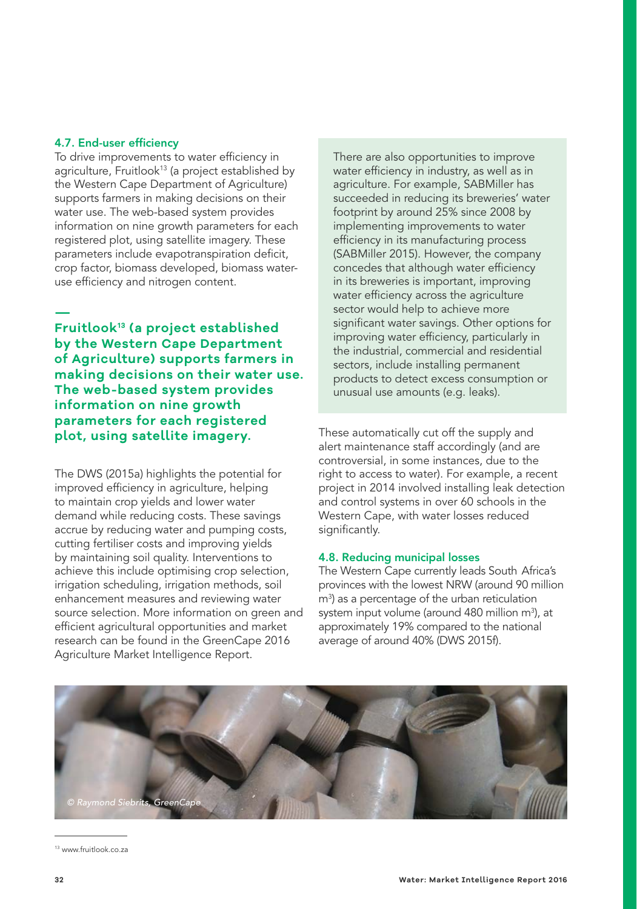### 4.7. End-user efficiency

To drive improvements to water efficiency in agriculture, Fruitlook[13] (a project established by the Western Cape Department of Agriculture) supports farmers in making decisions on their water use. The web-based system provides information on nine growth parameters for each registered plot, using satellite imagery. These parameters include evapotranspiration deficit, crop factor, biomass developed, biomass water-use efficiency and nitrogen content.

**Fruitlook[13] (a project established by the Western Cape Department of Agriculture) supports farmers in making decisions on their water use. The web-based system provides information on nine growth parameters for each registered plot, using satellite imagery.**

The DWS (2015a) highlights the potential for improved efficiency in agriculture, helping to maintain crop yields and lower water demand while reducing costs. These savings accrue by reducing water and pumping costs, cutting fertiliser costs and improving yields by maintaining soil quality. Interventions to achieve this include optimising crop selection, irrigation scheduling, irrigation methods, soil enhancement measures and reviewing water source selection. More information on green and efficient agricultural opportunities and market research can be found in the GreenCape 2016 Agriculture Market Intelligence Report.

There are also opportunities to improve water efficiency in industry, as well as in agriculture. For example, SABMiller has succeeded in reducing its breweries' water footprint by around 25% since 2008 by implementing improvements to water efficiency in its manufacturing process (SABMiller 2015). However, the company concedes that although water efficiency in its breweries is important, improving water efficiency across the agriculture sector would help to achieve more significant water savings. Other options for improving water efficiency, particularly in the industrial, commercial and residential sectors, include installing permanent products to detect excess consumption or unusual use amounts (e.g. leaks).

These automatically cut off the supply and alert maintenance staff accordingly (and are controversial, in some instances, due to the right to access to water). For example, a recent project in 2014 involved installing leak detection and control systems in over 60 schools in the Western Cape, with water losses reduced significantly.

### 4.8. Reducing municipal losses

The Western Cape currently leads South Africa's provinces with the lowest NRW (around 90 million $m^3$) as a percentage of the urban reticulation system input volume (around 480 million $m^3$), at approximately 19% compared to the national average of around 40% (DWS 2015f).

*© Raymond Siebrits, GreenCape*

[13] www.fruitlook.co.za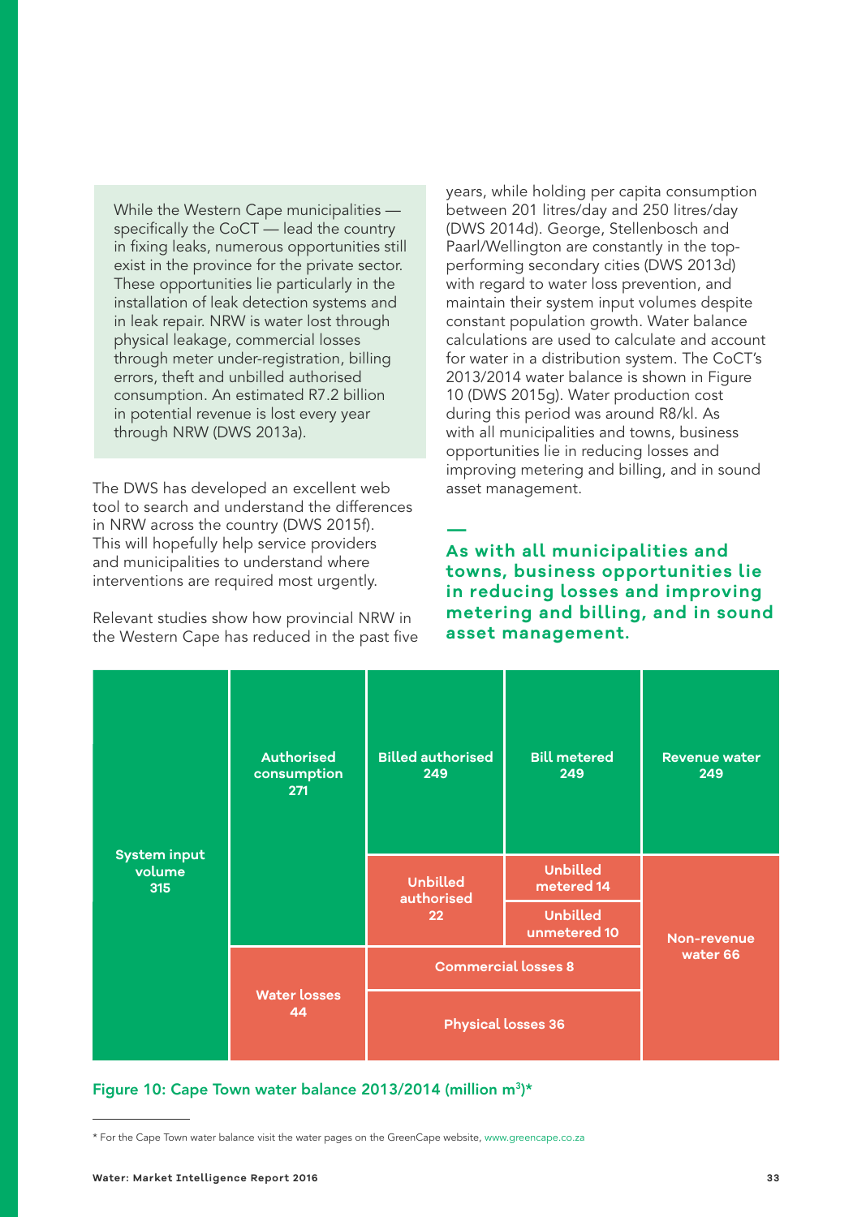> While the Western Cape municipalities — specifically the CoCT — lead the country in fixing leaks, numerous opportunities still exist in the province for the private sector. These opportunities lie particularly in the installation of leak detection systems and in leak repair. NRW is water lost through physical leakage, commercial losses through meter under-registration, billing errors, theft and unbilled authorised consumption. An estimated R7.2 billion in potential revenue is lost every year through NRW (DWS 2013a).

The DWS has developed an excellent web tool to search and understand the differences in NRW across the country (DWS 2015f). This will hopefully help service providers and municipalities to understand where interventions are required most urgently.

Relevant studies show how provincial NRW in the Western Cape has reduced in the past five years, while holding per capita consumption between 201 litres/day and 250 litres/day (DWS 2014d). George, Stellenbosch and Paarl/Wellington are constantly in the top-performing secondary cities (DWS 2013d) with regard to water loss prevention, and maintain their system input volumes despite constant population growth. Water balance calculations are used to calculate and account for water in a distribution system. The CoCT's 2013/2014 water balance is shown in Figure 10 (DWS 2015g). Water production cost during this period was around R8/kl. As with all municipalities and towns, business opportunities lie in reducing losses and improving metering and billing, and in sound asset management.

**As with all municipalities and towns, business opportunities lie in reducing losses and improving metering and billing, and in sound asset management.**

| System input volume | Component | Sub-component | Metering | Revenue |
|---|---|---|---|---|
| System input volume 315 | Authorised consumption 271 | Billed authorised 249 | Bill metered 249 | Revenue water 249 |
| | | Unbilled authorised 22 | Unbilled metered 14 | Non-revenue water 66 |
| | | | Unbilled unmetered 10 | |
| | Water losses 44 | Commercial losses 8 | | |
| | | Physical losses 36 | | |

Figure 10: Cape Town water balance 2013/2014 (million m$^3$)*

\* For the Cape Town water balance visit the water pages on the GreenCape website, www.greencape.co.za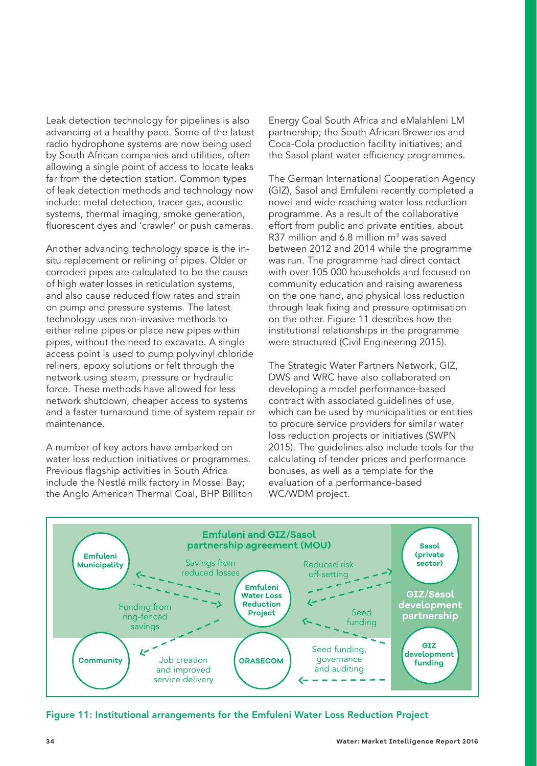Leak detection technology for pipelines is also advancing at a healthy pace. Some of the latest radio hydrophone systems are now being used by South African companies and utilities, often allowing a single point of access to locate leaks far from the detection station. Common types of leak detection methods and technology now include: metal detection, tracer gas, acoustic systems, thermal imaging, smoke generation, fluorescent dyes and 'crawler' or push cameras.

Another advancing technology space is the in-situ replacement or relining of pipes. Older or corroded pipes are calculated to be the cause of high water losses in reticulation systems, and also cause reduced flow rates and strain on pump and pressure systems. The latest technology uses non-invasive methods to either reline pipes or place new pipes within pipes, without the need to excavate. A single access point is used to pump polyvinyl chloride reliners, epoxy solutions or felt through the network using steam, pressure or hydraulic force. These methods have allowed for less network shutdown, cheaper access to systems and a faster turnaround time of system repair or maintenance.

A number of key actors have embarked on water loss reduction initiatives or programmes. Previous flagship activities in South Africa include the Nestlé milk factory in Mossel Bay; the Anglo American Thermal Coal, BHP Billiton Energy Coal South Africa and eMalahleni LM partnership; the South African Breweries and Coca-Cola production facility initiatives; and the Sasol plant water efficiency programmes.

The German International Cooperation Agency (GIZ), Sasol and Emfuleni recently completed a novel and wide-reaching water loss reduction programme. As a result of the collaborative effort from public and private entities, about R37 million and 6.8 million m$^3$ was saved between 2012 and 2014 while the programme was run. The programme had direct contact with over 105 000 households and focused on community education and raising awareness on the one hand, and physical loss reduction through leak fixing and pressure optimisation on the other. Figure 11 describes how the institutional relationships in the programme were structured (Civil Engineering 2015).

The Strategic Water Partners Network, GIZ, DWS and WRC have also collaborated on developing a model performance-based contract with associated guidelines of use, which can be used by municipalities or entities to procure service providers for similar water loss reduction projects or initiatives (SWPN 2015). The guidelines also include tools for the calculating of tender prices and performance bonuses, as well as a template for the evaluation of a performance-based WC/WDM project.

**Figure 11: Institutional arrangements for the Emfuleni Water Loss Reduction Project**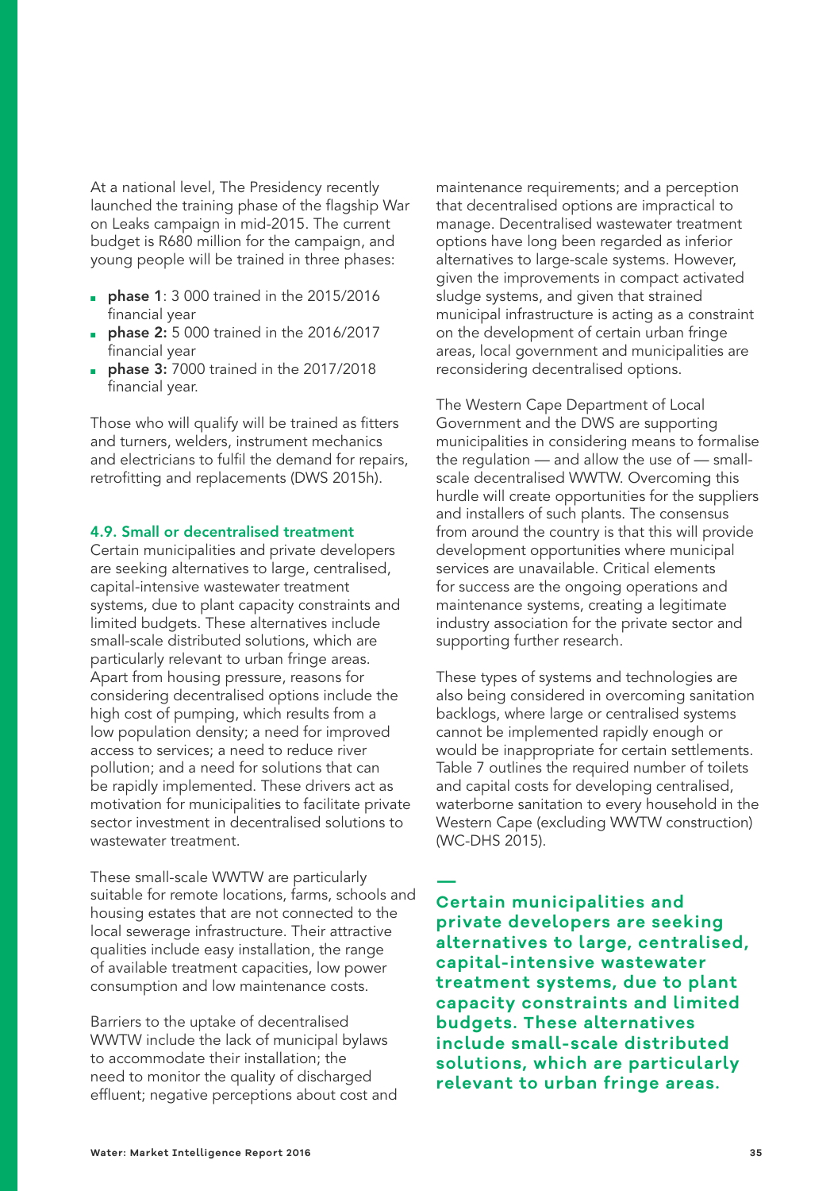At a national level, The Presidency recently launched the training phase of the flagship War on Leaks campaign in mid-2015. The current budget is R680 million for the campaign, and young people will be trained in three phases:

- **phase 1**: 3 000 trained in the 2015/2016 financial year
- **phase 2:** 5 000 trained in the 2016/2017 financial year
- **phase 3:** 7000 trained in the 2017/2018 financial year.

Those who will qualify will be trained as fitters and turners, welders, instrument mechanics and electricians to fulfil the demand for repairs, retrofitting and replacements (DWS 2015h).

### 4.9. Small or decentralised treatment

Certain municipalities and private developers are seeking alternatives to large, centralised, capital-intensive wastewater treatment systems, due to plant capacity constraints and limited budgets. These alternatives include small-scale distributed solutions, which are particularly relevant to urban fringe areas. Apart from housing pressure, reasons for considering decentralised options include the high cost of pumping, which results from a low population density; a need for improved access to services; a need to reduce river pollution; and a need for solutions that can be rapidly implemented. These drivers act as motivation for municipalities to facilitate private sector investment in decentralised solutions to wastewater treatment.

These small-scale WWTW are particularly suitable for remote locations, farms, schools and housing estates that are not connected to the local sewerage infrastructure. Their attractive qualities include easy installation, the range of available treatment capacities, low power consumption and low maintenance costs.

Barriers to the uptake of decentralised WWTW include the lack of municipal bylaws to accommodate their installation; the need to monitor the quality of discharged effluent; negative perceptions about cost and maintenance requirements; and a perception that decentralised options are impractical to manage. Decentralised wastewater treatment options have long been regarded as inferior alternatives to large-scale systems. However, given the improvements in compact activated sludge systems, and given that strained municipal infrastructure is acting as a constraint on the development of certain urban fringe areas, local government and municipalities are reconsidering decentralised options.

The Western Cape Department of Local Government and the DWS are supporting municipalities in considering means to formalise the regulation — and allow the use of — small-scale decentralised WWTW. Overcoming this hurdle will create opportunities for the suppliers and installers of such plants. The consensus from around the country is that this will provide development opportunities where municipal services are unavailable. Critical elements for success are the ongoing operations and maintenance systems, creating a legitimate industry association for the private sector and supporting further research.

These types of systems and technologies are also being considered in overcoming sanitation backlogs, where large or centralised systems cannot be implemented rapidly enough or would be inappropriate for certain settlements. Table 7 outlines the required number of toilets and capital costs for developing centralised, waterborne sanitation to every household in the Western Cape (excluding WWTW construction) (WC-DHS 2015).

**Certain municipalities and private developers are seeking alternatives to large, centralised, capital-intensive wastewater treatment systems, due to plant capacity constraints and limited budgets. These alternatives include small-scale distributed solutions, which are particularly relevant to urban fringe areas.**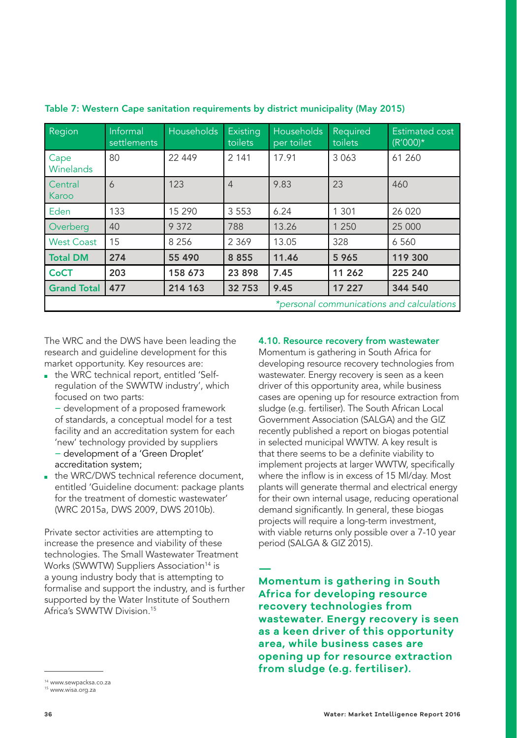**Table 7: Western Cape sanitation requirements by district municipality (May 2015)**

| Region | Informal settlements | Households | Existing toilets | Households per toilet | Required toilets | Estimated cost (R'000)* |
|---|---|---|---|---|---|---|
| Cape Winelands | 80 | 22 449 | 2 141 | 17.91 | 3 063 | 61 260 |
| Central Karoo | 6 | 123 | 4 | 9.83 | 23 | 460 |
| Eden | 133 | 15 290 | 3 553 | 6.24 | 1 301 | 26 020 |
| Overberg | 40 | 9 372 | 788 | 13.26 | 1 250 | 25 000 |
| West Coast | 15 | 8 256 | 2 369 | 13.05 | 328 | 6 560 |
| **Total DM** | **274** | **55 490** | **8 855** | **11.46** | **5 965** | **119 300** |
| **CoCT** | **203** | **158 673** | **23 898** | **7.45** | **11 262** | **225 240** |
| **Grand Total** | **477** | **214 163** | **32 753** | **9.45** | **17 227** | **344 540** |

*\*personal communications and calculations*

The WRC and the DWS have been leading the research and guideline development for this market opportunity. Key resources are:

- the WRC technical report, entitled 'Self-regulation of the SWWTW industry', which focused on two parts:
  - development of a proposed framework of standards, a conceptual model for a test facility and an accreditation system for each 'new' technology provided by suppliers
  - development of a 'Green Droplet' accreditation system;
- the WRC/DWS technical reference document, entitled 'Guideline document: package plants for the treatment of domestic wastewater' (WRC 2015a, DWS 2009, DWS 2010b).

Private sector activities are attempting to increase the presence and viability of these technologies. The Small Wastewater Treatment Works (SWWTW) Suppliers Association[14] is a young industry body that is attempting to formalise and support the industry, and is further supported by the Water Institute of Southern Africa's SWWTW Division.[15]

### 4.10. Resource recovery from wastewater

Momentum is gathering in South Africa for developing resource recovery technologies from wastewater. Energy recovery is seen as a keen driver of this opportunity area, while business cases are opening up for resource extraction from sludge (e.g. fertiliser). The South African Local Government Association (SALGA) and the GIZ recently published a report on biogas potential in selected municipal WWTW. A key result is that there seems to be a definite viability to implement projects at larger WWTW, specifically where the inflow is in excess of 15 Ml/day. Most plants will generate thermal and electrical energy for their own internal usage, reducing operational demand significantly. In general, these biogas projects will require a long-term investment, with viable returns only possible over a 7-10 year period (SALGA & GIZ 2015).

**Momentum is gathering in South Africa for developing resource recovery technologies from wastewater. Energy recovery is seen as a keen driver of this opportunity area, while business cases are opening up for resource extraction from sludge (e.g. fertiliser).**

[14] www.sewpacksa.co.za
[15] www.wisa.org.za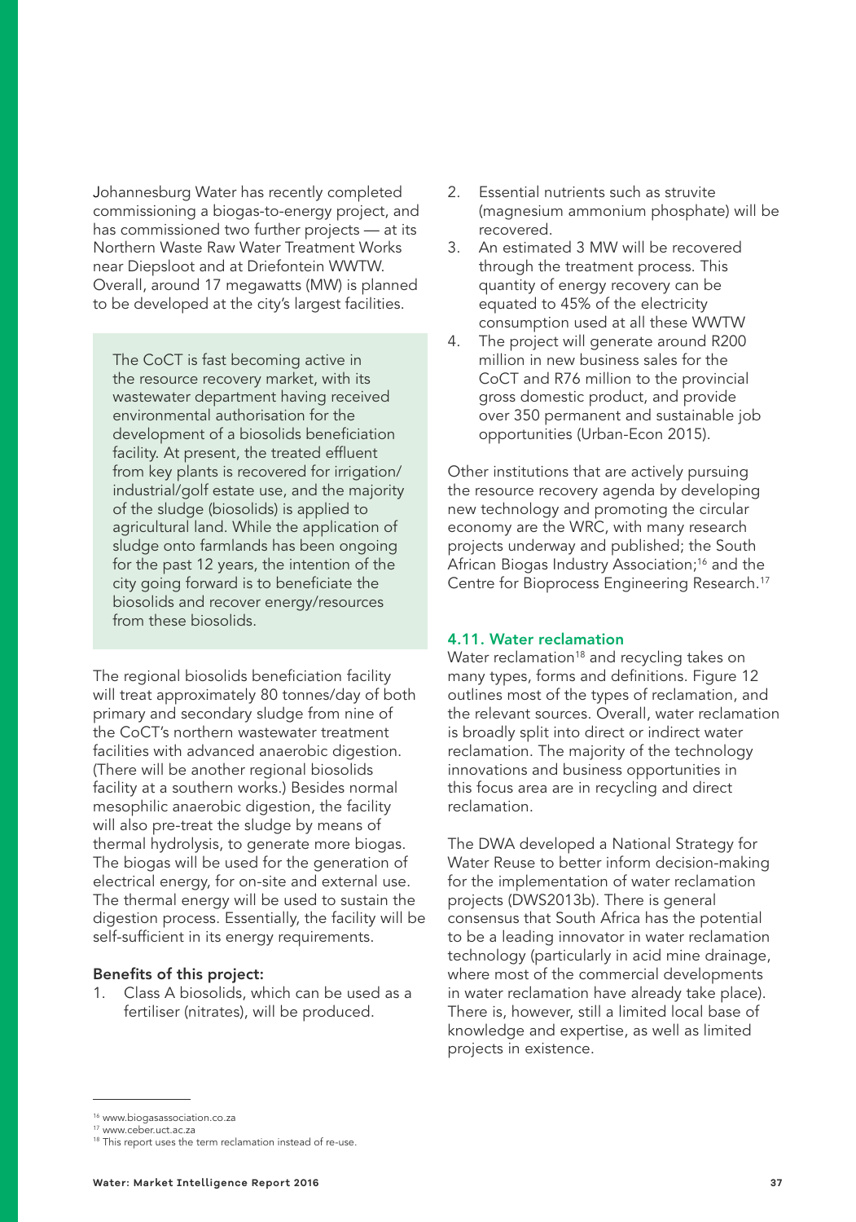Johannesburg Water has recently completed commissioning a biogas-to-energy project, and has commissioned two further projects — at its Northern Waste Raw Water Treatment Works near Diepsloot and at Driefontein WWTW. Overall, around 17 megawatts (MW) is planned to be developed at the city's largest facilities.

> The CoCT is fast becoming active in the resource recovery market, with its wastewater department having received environmental authorisation for the development of a biosolids beneficiation facility. At present, the treated effluent from key plants is recovered for irrigation/industrial/golf estate use, and the majority of the sludge (biosolids) is applied to agricultural land. While the application of sludge onto farmlands has been ongoing for the past 12 years, the intention of the city going forward is to beneficiate the biosolids and recover energy/resources from these biosolids.

The regional biosolids beneficiation facility will treat approximately 80 tonnes/day of both primary and secondary sludge from nine of the CoCT's northern wastewater treatment facilities with advanced anaerobic digestion. (There will be another regional biosolids facility at a southern works.) Besides normal mesophilic anaerobic digestion, the facility will also pre-treat the sludge by means of thermal hydrolysis, to generate more biogas. The biogas will be used for the generation of electrical energy, for on-site and external use. The thermal energy will be used to sustain the digestion process. Essentially, the facility will be self-sufficient in its energy requirements.

**Benefits of this project:**

1. Class A biosolids, which can be used as a fertiliser (nitrates), will be produced.
2. Essential nutrients such as struvite (magnesium ammonium phosphate) will be recovered.
3. An estimated 3 MW will be recovered through the treatment process. This quantity of energy recovery can be equated to 45% of the electricity consumption used at all these WWTW
4. The project will generate around R200 million in new business sales for the CoCT and R76 million to the provincial gross domestic product, and provide over 350 permanent and sustainable job opportunities (Urban-Econ 2015).

Other institutions that are actively pursuing the resource recovery agenda by developing new technology and promoting the circular economy are the WRC, with many research projects underway and published; the South African Biogas Industry Association;[16] and the Centre for Bioprocess Engineering Research.[17]

### 4.11. Water reclamation

Water reclamation[18] and recycling takes on many types, forms and definitions. Figure 12 outlines most of the types of reclamation, and the relevant sources. Overall, water reclamation is broadly split into direct or indirect water reclamation. The majority of the technology innovations and business opportunities in this focus area are in recycling and direct reclamation.

The DWA developed a National Strategy for Water Reuse to better inform decision-making for the implementation of water reclamation projects (DWS2013b). There is general consensus that South Africa has the potential to be a leading innovator in water reclamation technology (particularly in acid mine drainage, where most of the commercial developments in water reclamation have already take place). There is, however, still a limited local base of knowledge and expertise, as well as limited projects in existence.

---

[16] www.biogasassociation.co.za

[17] www.ceber.uct.ac.za

[18] This report uses the term reclamation instead of re-use.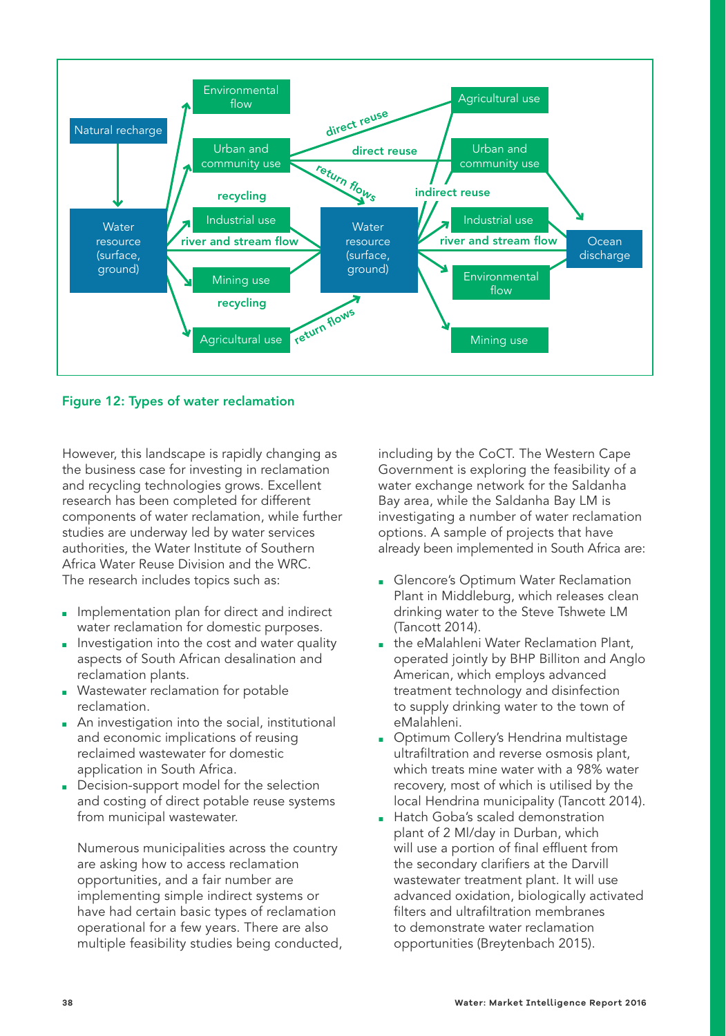**Figure 12: Types of water reclamation**

However, this landscape is rapidly changing as the business case for investing in reclamation and recycling technologies grows. Excellent research has been completed for different components of water reclamation, while further studies are underway led by water services authorities, the Water Institute of Southern Africa Water Reuse Division and the WRC. The research includes topics such as:

- Implementation plan for direct and indirect water reclamation for domestic purposes.
- Investigation into the cost and water quality aspects of South African desalination and reclamation plants.
- Wastewater reclamation for potable reclamation.
- An investigation into the social, institutional and economic implications of reusing reclaimed wastewater for domestic application in South Africa.
- Decision-support model for the selection and costing of direct potable reuse systems from municipal wastewater.

Numerous municipalities across the country are asking how to access reclamation opportunities, and a fair number are implementing simple indirect systems or have had certain basic types of reclamation operational for a few years. There are also multiple feasibility studies being conducted, including by the CoCT. The Western Cape Government is exploring the feasibility of a water exchange network for the Saldanha Bay area, while the Saldanha Bay LM is investigating a number of water reclamation options. A sample of projects that have already been implemented in South Africa are:

- Glencore's Optimum Water Reclamation Plant in Middleburg, which releases clean drinking water to the Steve Tshwete LM (Tancott 2014).
- the eMalahleni Water Reclamation Plant, operated jointly by BHP Billiton and Anglo American, which employs advanced treatment technology and disinfection to supply drinking water to the town of eMalahleni.
- Optimum Collery's Hendrina multistage ultrafiltration and reverse osmosis plant, which treats mine water with a 98% water recovery, most of which is utilised by the local Hendrina municipality (Tancott 2014).
- Hatch Goba's scaled demonstration plant of 2 Ml/day in Durban, which will use a portion of final effluent from the secondary clarifiers at the Darvill wastewater treatment plant. It will use advanced oxidation, biologically activated filters and ultrafiltration membranes to demonstrate water reclamation opportunities (Breytenbach 2015).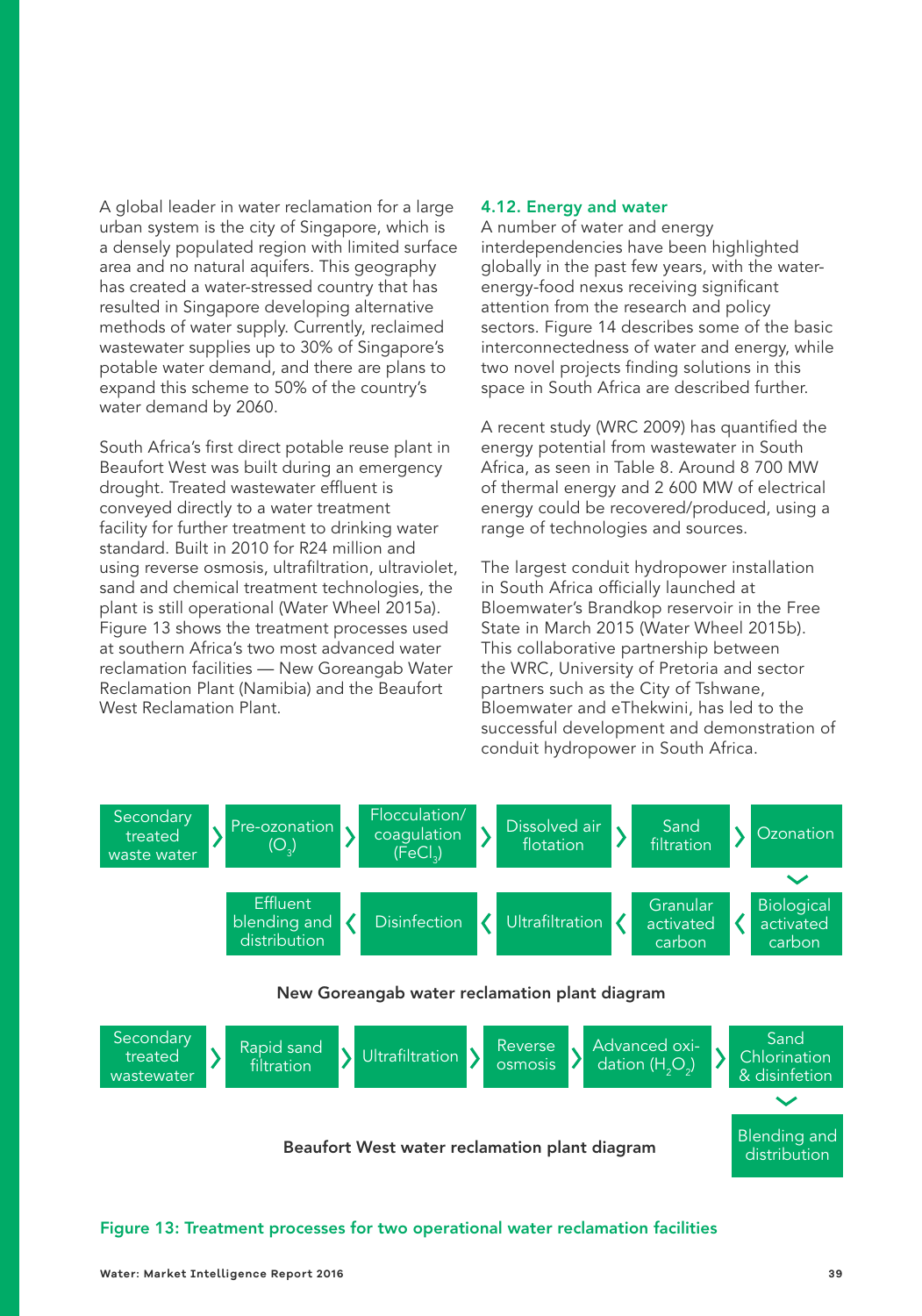A global leader in water reclamation for a large urban system is the city of Singapore, which is a densely populated region with limited surface area and no natural aquifers. This geography has created a water-stressed country that has resulted in Singapore developing alternative methods of water supply. Currently, reclaimed wastewater supplies up to 30% of Singapore's potable water demand, and there are plans to expand this scheme to 50% of the country's water demand by 2060.

South Africa's first direct potable reuse plant in Beaufort West was built during an emergency drought. Treated wastewater effluent is conveyed directly to a water treatment facility for further treatment to drinking water standard. Built in 2010 for R24 million and using reverse osmosis, ultrafiltration, ultraviolet, sand and chemical treatment technologies, the plant is still operational (Water Wheel 2015a). Figure 13 shows the treatment processes used at southern Africa's two most advanced water reclamation facilities — New Goreangab Water Reclamation Plant (Namibia) and the Beaufort West Reclamation Plant.

### 4.12. Energy and water

A number of water and energy interdependencies have been highlighted globally in the past few years, with the water-energy-food nexus receiving significant attention from the research and policy sectors. Figure 14 describes some of the basic interconnectedness of water and energy, while two novel projects finding solutions in this space in South Africa are described further.

A recent study (WRC 2009) has quantified the energy potential from wastewater in South Africa, as seen in Table 8. Around 8 700 MW of thermal energy and 2 600 MW of electrical energy could be recovered/produced, using a range of technologies and sources.

The largest conduit hydropower installation in South Africa officially launched at Bloemwater's Brandkop reservoir in the Free State in March 2015 (Water Wheel 2015b). This collaborative partnership between the WRC, University of Pretoria and sector partners such as the City of Tshwane, Bloemwater and eThekwini, has led to the successful development and demonstration of conduit hydropower in South Africa.

**New Goreangab water reclamation plant diagram**

Secondary treated waste water › Pre-ozonation ($O_3$) › Flocculation/coagulation ($FeCl_3$) › Dissolved air flotation › Sand filtration › Ozonation › Biological activated carbon › Granular activated carbon › Ultrafiltration › Disinfection › Effluent blending and distribution

**Beaufort West water reclamation plant diagram**

Secondary treated wastewater › Rapid sand filtration › Ultrafiltration › Reverse osmosis › Advanced oxidation ($H_2O_2$) › Sand Chlorination & disinfetion › Blending and distribution

Figure 13: Treatment processes for two operational water reclamation facilities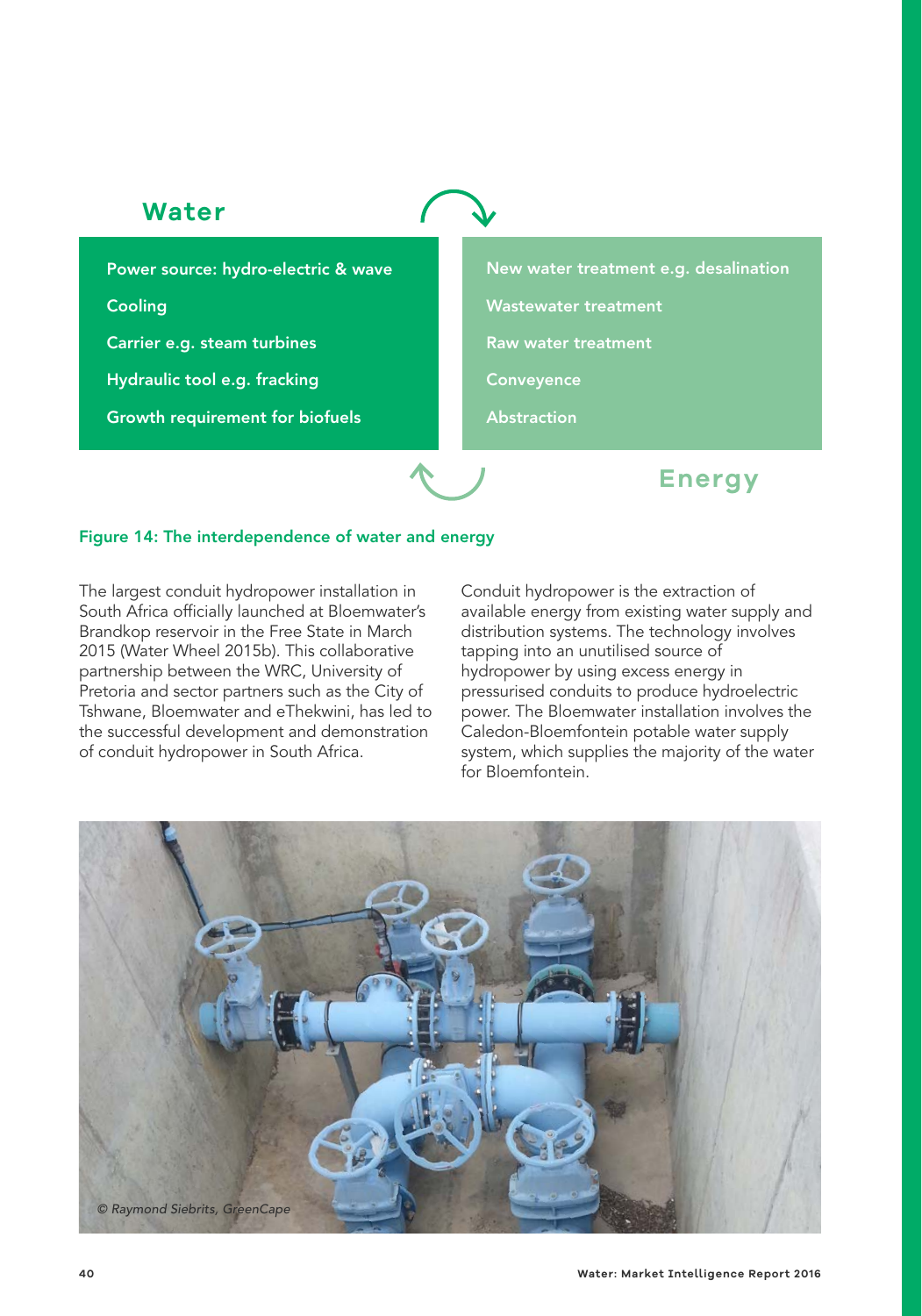**Water**

- Power source: hydro-electric & wave
- Cooling
- Carrier e.g. steam turbines
- Hydraulic tool e.g. fracking
- Growth requirement for biofuels

- New water treatment e.g. desalination
- Wastewater treatment
- Raw water treatment
- Conveyence
- Abstraction

**Energy**

**Figure 14: The interdependence of water and energy**

The largest conduit hydropower installation in South Africa officially launched at Bloemwater's Brandkop reservoir in the Free State in March 2015 (Water Wheel 2015b). This collaborative partnership between the WRC, University of Pretoria and sector partners such as the City of Tshwane, Bloemwater and eThekwini, has led to the successful development and demonstration of conduit hydropower in South Africa.

Conduit hydropower is the extraction of available energy from existing water supply and distribution systems. The technology involves tapping into an unutilised source of hydropower by using excess energy in pressurised conduits to produce hydroelectric power. The Bloemwater installation involves the Caledon-Bloemfontein potable water supply system, which supplies the majority of the water for Bloemfontein.

*© Raymond Siebrits, GreenCape*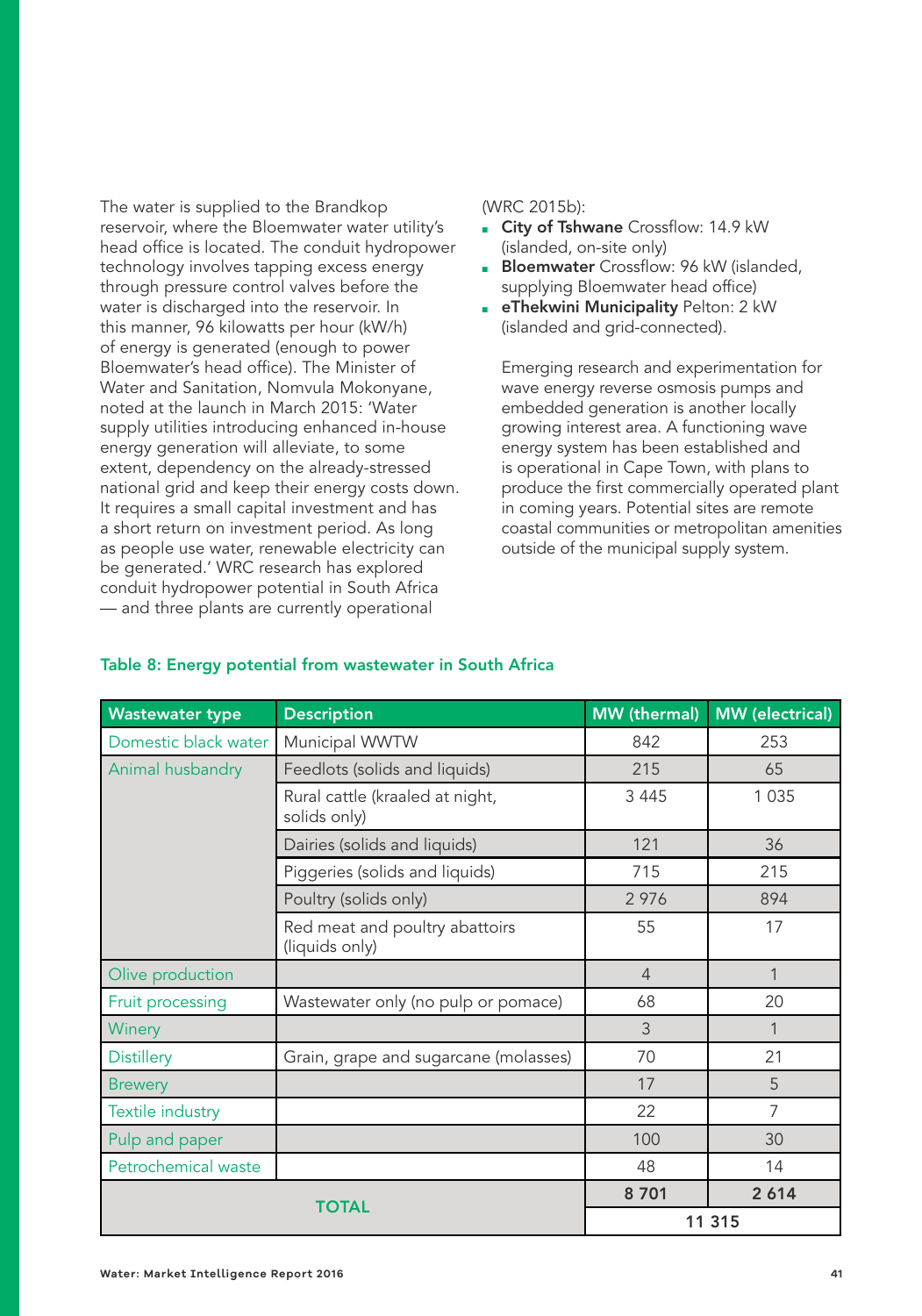The water is supplied to the Brandkop reservoir, where the Bloemwater water utility's head office is located. The conduit hydropower technology involves tapping excess energy through pressure control valves before the water is discharged into the reservoir. In this manner, 96 kilowatts per hour (kW/h) of energy is generated (enough to power Bloemwater's head office). The Minister of Water and Sanitation, Nomvula Mokonyane, noted at the launch in March 2015: 'Water supply utilities introducing enhanced in-house energy generation will alleviate, to some extent, dependency on the already-stressed national grid and keep their energy costs down. It requires a small capital investment and has a short return on investment period. As long as people use water, renewable electricity can be generated.' WRC research has explored conduit hydropower potential in South Africa — and three plants are currently operational (WRC 2015b):

- **City of Tshwane** Crossflow: 14.9 kW (islanded, on-site only)
- **Bloemwater** Crossflow: 96 kW (islanded, supplying Bloemwater head office)
- **eThekwini Municipality** Pelton: 2 kW (islanded and grid-connected).

Emerging research and experimentation for wave energy reverse osmosis pumps and embedded generation is another locally growing interest area. A functioning wave energy system has been established and is operational in Cape Town, with plans to produce the first commercially operated plant in coming years. Potential sites are remote coastal communities or metropolitan amenities outside of the municipal supply system.

**Table 8: Energy potential from wastewater in South Africa**

| Wastewater type | Description | MW (thermal) | MW (electrical) |
|---|---|---|---|
| Domestic black water | Municipal WWTW | 842 | 253 |
| Animal husbandry | Feedlots (solids and liquids) | 215 | 65 |
| | Rural cattle (kraaled at night, solids only) | 3 445 | 1 035 |
| | Dairies (solids and liquids) | 121 | 36 |
| | Piggeries (solids and liquids) | 715 | 215 |
| | Poultry (solids only) | 2 976 | 894 |
| | Red meat and poultry abattoirs (liquids only) | 55 | 17 |
| Olive production | | 4 | 1 |
| Fruit processing | Wastewater only (no pulp or pomace) | 68 | 20 |
| Winery | | 3 | 1 |
| Distillery | Grain, grape and sugarcane (molasses) | 70 | 21 |
| Brewery | | 17 | 5 |
| Textile industry | | 22 | 7 |
| Pulp and paper | | 100 | 30 |
| Petrochemical waste | | 48 | 14 |
| **TOTAL** | | **8 701** | **2 614** |
| | | **11 315** | |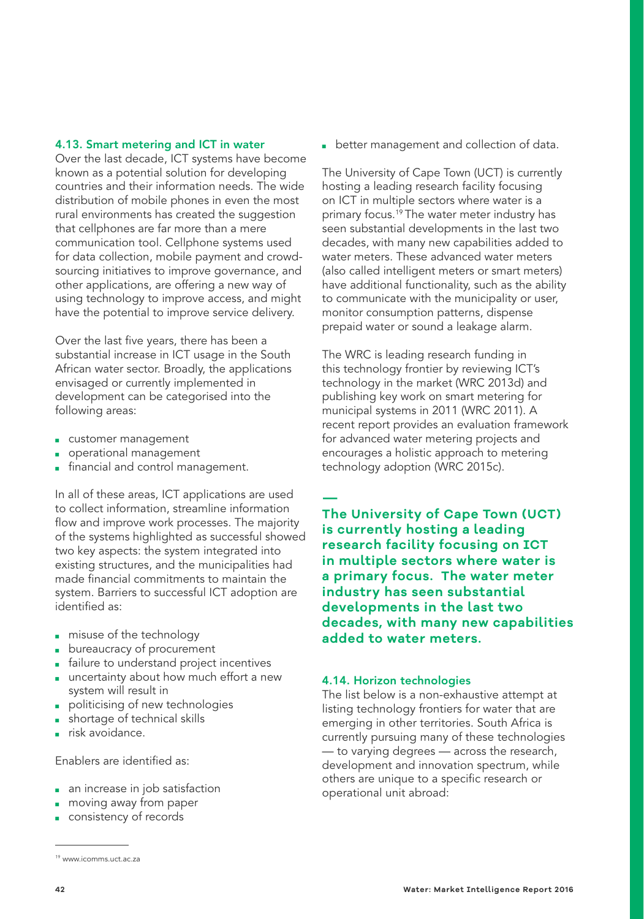### 4.13. Smart metering and ICT in water

Over the last decade, ICT systems have become known as a potential solution for developing countries and their information needs. The wide distribution of mobile phones in even the most rural environments has created the suggestion that cellphones are far more than a mere communication tool. Cellphone systems used for data collection, mobile payment and crowd-sourcing initiatives to improve governance, and other applications, are offering a new way of using technology to improve access, and might have the potential to improve service delivery.

Over the last five years, there has been a substantial increase in ICT usage in the South African water sector. Broadly, the applications envisaged or currently implemented in development can be categorised into the following areas:

- customer management
- operational management
- financial and control management.

In all of these areas, ICT applications are used to collect information, streamline information flow and improve work processes. The majority of the systems highlighted as successful showed two key aspects: the system integrated into existing structures, and the municipalities had made financial commitments to maintain the system. Barriers to successful ICT adoption are identified as:

- misuse of the technology
- bureaucracy of procurement
- failure to understand project incentives
- uncertainty about how much effort a new system will result in
- politicising of new technologies
- shortage of technical skills
- risk avoidance.

Enablers are identified as:

- an increase in job satisfaction
- moving away from paper
- consistency of records
- better management and collection of data.

The University of Cape Town (UCT) is currently hosting a leading research facility focusing on ICT in multiple sectors where water is a primary focus.[19] The water meter industry has seen substantial developments in the last two decades, with many new capabilities added to water meters. These advanced water meters (also called intelligent meters or smart meters) have additional functionality, such as the ability to communicate with the municipality or user, monitor consumption patterns, dispense prepaid water or sound a leakage alarm.

The WRC is leading research funding in this technology frontier by reviewing ICT's technology in the market (WRC 2013d) and publishing key work on smart metering for municipal systems in 2011 (WRC 2011). A recent report provides an evaluation framework for advanced water metering projects and encourages a holistic approach to metering technology adoption (WRC 2015c).

**The University of Cape Town (UCT) is currently hosting a leading research facility focusing on ICT in multiple sectors where water is a primary focus. The water meter industry has seen substantial developments in the last two decades, with many new capabilities added to water meters.**

### 4.14. Horizon technologies

The list below is a non-exhaustive attempt at listing technology frontiers for water that are emerging in other territories. South Africa is currently pursuing many of these technologies — to varying degrees — across the research, development and innovation spectrum, while others are unique to a specific research or operational unit abroad:

[19] www.icomms.uct.ac.za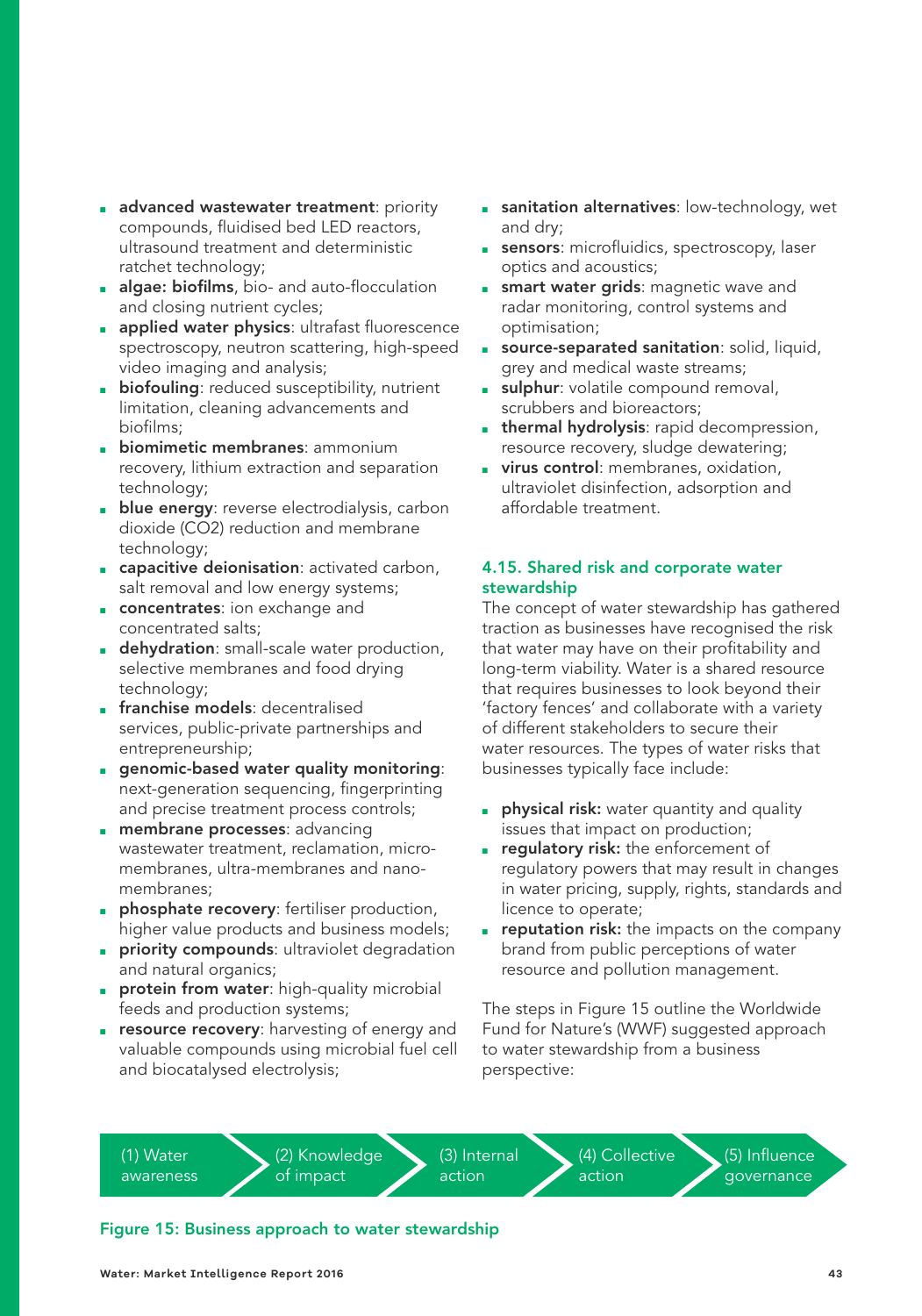- **advanced wastewater treatment**: priority compounds, fluidised bed LED reactors, ultrasound treatment and deterministic ratchet technology;
- **algae: biofilms**, bio- and auto-flocculation and closing nutrient cycles;
- **applied water physics**: ultrafast fluorescence spectroscopy, neutron scattering, high-speed video imaging and analysis;
- **biofouling**: reduced susceptibility, nutrient limitation, cleaning advancements and biofilms;
- **biomimetic membranes**: ammonium recovery, lithium extraction and separation technology;
- **blue energy**: reverse electrodialysis, carbon dioxide ($CO_2$) reduction and membrane technology;
- **capacitive deionisation**: activated carbon, salt removal and low energy systems;
- **concentrates**: ion exchange and concentrated salts;
- **dehydration**: small-scale water production, selective membranes and food drying technology;
- **franchise models**: decentralised services, public-private partnerships and entrepreneurship;
- **genomic-based water quality monitoring**: next-generation sequencing, fingerprinting and precise treatment process controls;
- **membrane processes**: advancing wastewater treatment, reclamation, micro-membranes, ultra-membranes and nano-membranes;
- **phosphate recovery**: fertiliser production, higher value products and business models;
- **priority compounds**: ultraviolet degradation and natural organics;
- **protein from water**: high-quality microbial feeds and production systems;
- **resource recovery**: harvesting of energy and valuable compounds using microbial fuel cell and biocatalysed electrolysis;
- **sanitation alternatives**: low-technology, wet and dry;
- **sensors**: microfluidics, spectroscopy, laser optics and acoustics;
- **smart water grids**: magnetic wave and radar monitoring, control systems and optimisation;
- **source-separated sanitation**: solid, liquid, grey and medical waste streams;
- **sulphur**: volatile compound removal, scrubbers and bioreactors;
- **thermal hydrolysis**: rapid decompression, resource recovery, sludge dewatering;
- **virus control**: membranes, oxidation, ultraviolet disinfection, adsorption and affordable treatment.

### 4.15. Shared risk and corporate water stewardship

The concept of water stewardship has gathered traction as businesses have recognised the risk that water may have on their profitability and long-term viability. Water is a shared resource that requires businesses to look beyond their 'factory fences' and collaborate with a variety of different stakeholders to secure their water resources. The types of water risks that businesses typically face include:

- **physical risk:** water quantity and quality issues that impact on production;
- **regulatory risk:** the enforcement of regulatory powers that may result in changes in water pricing, supply, rights, standards and licence to operate;
- **reputation risk:** the impacts on the company brand from public perceptions of water resource and pollution management.

The steps in Figure 15 outline the Worldwide Fund for Nature's (WWF) suggested approach to water stewardship from a business perspective:

(1) Water awareness → (2) Knowledge of impact → (3) Internal action → (4) Collective action → (5) Influence governance

**Figure 15: Business approach to water stewardship**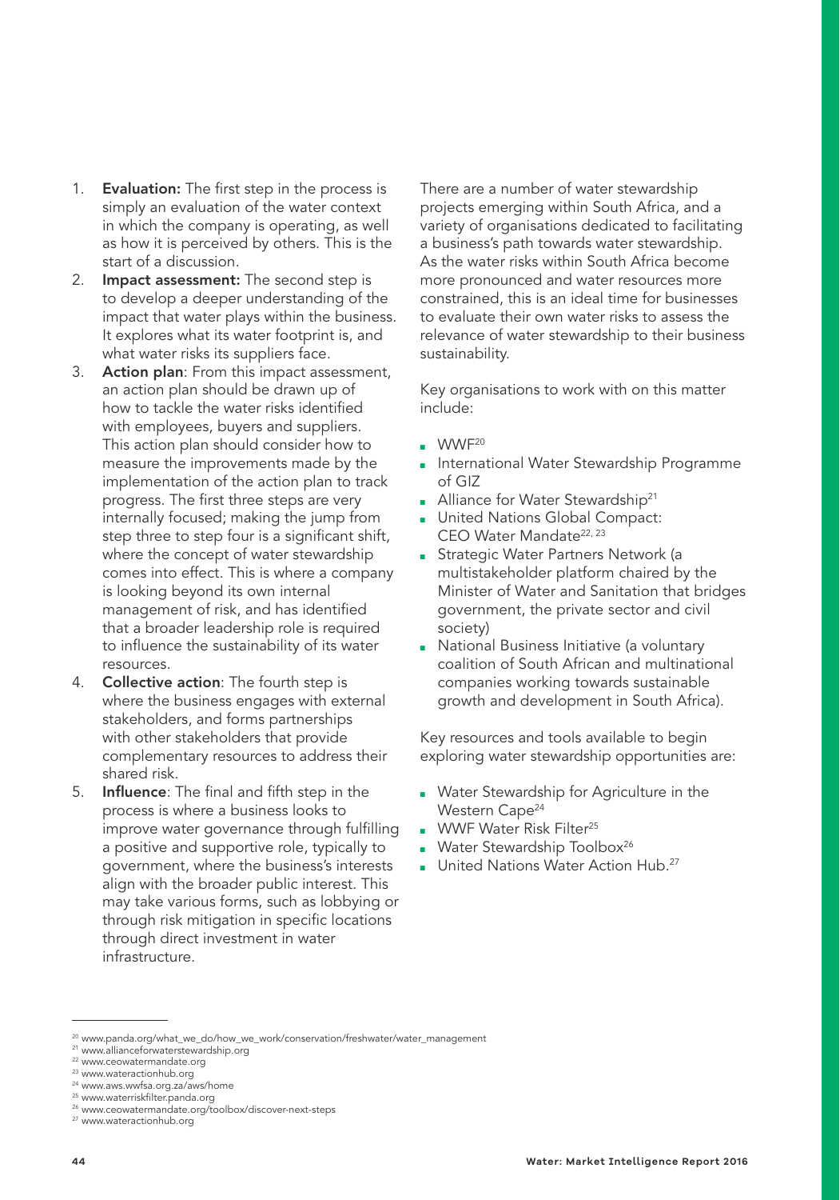1. **Evaluation:** The first step in the process is simply an evaluation of the water context in which the company is operating, as well as how it is perceived by others. This is the start of a discussion.
2. **Impact assessment:** The second step is to develop a deeper understanding of the impact that water plays within the business. It explores what its water footprint is, and what water risks its suppliers face.
3. **Action plan**: From this impact assessment, an action plan should be drawn up of how to tackle the water risks identified with employees, buyers and suppliers. This action plan should consider how to measure the improvements made by the implementation of the action plan to track progress. The first three steps are very internally focused; making the jump from step three to step four is a significant shift, where the concept of water stewardship comes into effect. This is where a company is looking beyond its own internal management of risk, and has identified that a broader leadership role is required to influence the sustainability of its water resources.
4. **Collective action**: The fourth step is where the business engages with external stakeholders, and forms partnerships with other stakeholders that provide complementary resources to address their shared risk.
5. **Influence**: The final and fifth step in the process is where a business looks to improve water governance through fulfilling a positive and supportive role, typically to government, where the business's interests align with the broader public interest. This may take various forms, such as lobbying or through risk mitigation in specific locations through direct investment in water infrastructure.

There are a number of water stewardship projects emerging within South Africa, and a variety of organisations dedicated to facilitating a business's path towards water stewardship. As the water risks within South Africa become more pronounced and water resources more constrained, this is an ideal time for businesses to evaluate their own water risks to assess the relevance of water stewardship to their business sustainability.

Key organisations to work with on this matter include:

- WWF[20]
- International Water Stewardship Programme of GIZ
- Alliance for Water Stewardship[21]
- United Nations Global Compact: CEO Water Mandate[22, 23]
- Strategic Water Partners Network (a multistakeholder platform chaired by the Minister of Water and Sanitation that bridges government, the private sector and civil society)
- National Business Initiative (a voluntary coalition of South African and multinational companies working towards sustainable growth and development in South Africa).

Key resources and tools available to begin exploring water stewardship opportunities are:

- Water Stewardship for Agriculture in the Western Cape[24]
- WWF Water Risk Filter[25]
- Water Stewardship Toolbox[26]
- United Nations Water Action Hub.[27]

---

[20] www.panda.org/what_we_do/how_we_work/conservation/freshwater/water_management
[21] www.allianceforwaterstewardship.org
[22] www.ceowatermandate.org
[23] www.wateractionhub.org
[24] www.aws.wwfsa.org.za/aws/home
[25] www.waterriskfilter.panda.org
[26] www.ceowatermandate.org/toolbox/discover-next-steps
[27] www.wateractionhub.org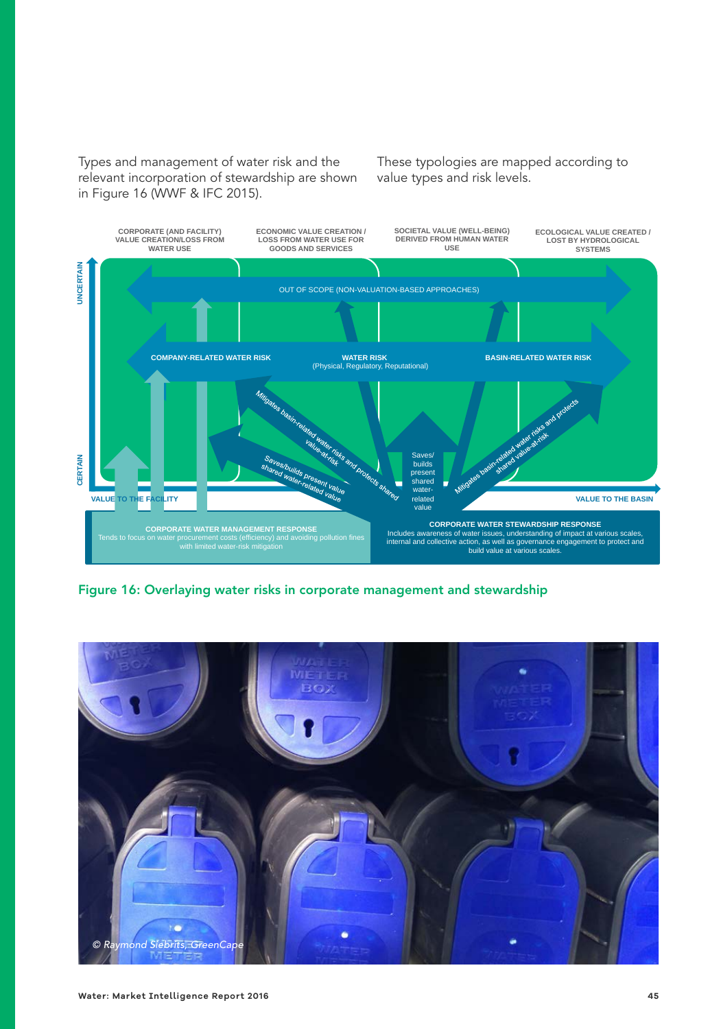Types and management of water risk and the relevant incorporation of stewardship are shown in Figure 16 (WWF & IFC 2015). These typologies are mapped according to value types and risk levels.

CORPORATE (AND FACILITY) VALUE CREATION/LOSS FROM WATER USE

ECONOMIC VALUE CREATION / LOSS FROM WATER USE FOR GOODS AND SERVICES

SOCIETAL VALUE (WELL-BEING) DERIVED FROM HUMAN WATER USE

ECOLOGICAL VALUE CREATED / LOST BY HYDROLOGICAL SYSTEMS

UNCERTAIN

CERTAIN

OUT OF SCOPE (NON-VALUATION-BASED APPROACHES)

COMPANY-RELATED WATER RISK

WATER RISK (Physical, Regulatory, Reputational)

BASIN-RELATED WATER RISK

Mitigates basin-related water risks and protects shared value-at-risk

Saves/builds present shared water-related value

Saves/builds present shared water-related value

Mitigates basin-related water risks and protects shared value-at-risk

VALUE TO THE FACILITY

VALUE TO THE BASIN

**CORPORATE WATER MANAGEMENT RESPONSE**
Tends to focus on water procurement costs (efficiency) and avoiding pollution fines with limited water-risk mitigation

**CORPORATE WATER STEWARDSHIP RESPONSE**
Includes awareness of water issues, understanding of impact at various scales, internal and collective action, as well as governance engagement to protect and build value at various scales.

**Figure 16: Overlaying water risks in corporate management and stewardship**

© Raymond Siebrits, GreenCape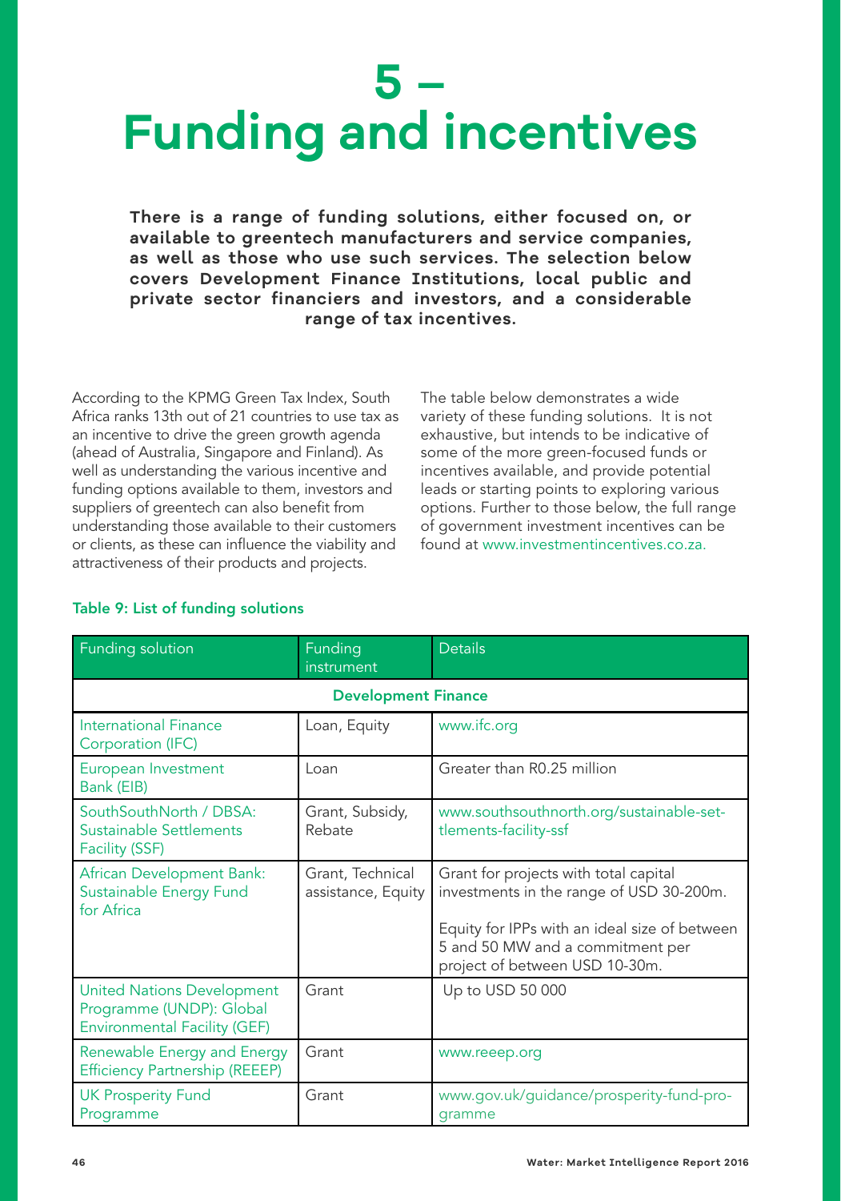# 5 – Funding and incentives

**There is a range of funding solutions, either focused on, or available to greentech manufacturers and service companies, as well as those who use such services. The selection below covers Development Finance Institutions, local public and private sector financiers and investors, and a considerable range of tax incentives.**

According to the KPMG Green Tax Index, South Africa ranks 13th out of 21 countries to use tax as an incentive to drive the green growth agenda (ahead of Australia, Singapore and Finland). As well as understanding the various incentive and funding options available to them, investors and suppliers of greentech can also benefit from understanding those available to their customers or clients, as these can influence the viability and attractiveness of their products and projects.

The table below demonstrates a wide variety of these funding solutions. It is not exhaustive, but intends to be indicative of some of the more green-focused funds or incentives available, and provide potential leads or starting points to exploring various options. Further to those below, the full range of government investment incentives can be found at www.investmentincentives.co.za.

**Table 9: List of funding solutions**

| Funding solution | Funding instrument | Details |
|---|---|---|
| **Development Finance** | | |
| International Finance Corporation (IFC) | Loan, Equity | www.ifc.org |
| European Investment Bank (EIB) | Loan | Greater than R0.25 million |
| SouthSouthNorth / DBSA: Sustainable Settlements Facility (SSF) | Grant, Subsidy, Rebate | www.southsouthnorth.org/sustainable-settlements-facility-ssf |
| African Development Bank: Sustainable Energy Fund for Africa | Grant, Technical assistance, Equity | Grant for projects with total capital investments in the range of USD 30-200m.<br><br>Equity for IPPs with an ideal size of between 5 and 50 MW and a commitment per project of between USD 10-30m. |
| United Nations Development Programme (UNDP): Global Environmental Facility (GEF) | Grant | Up to USD 50 000 |
| Renewable Energy and Energy Efficiency Partnership (REEEP) | Grant | www.reeep.org |
| UK Prosperity Fund Programme | Grant | www.gov.uk/guidance/prosperity-fund-programme |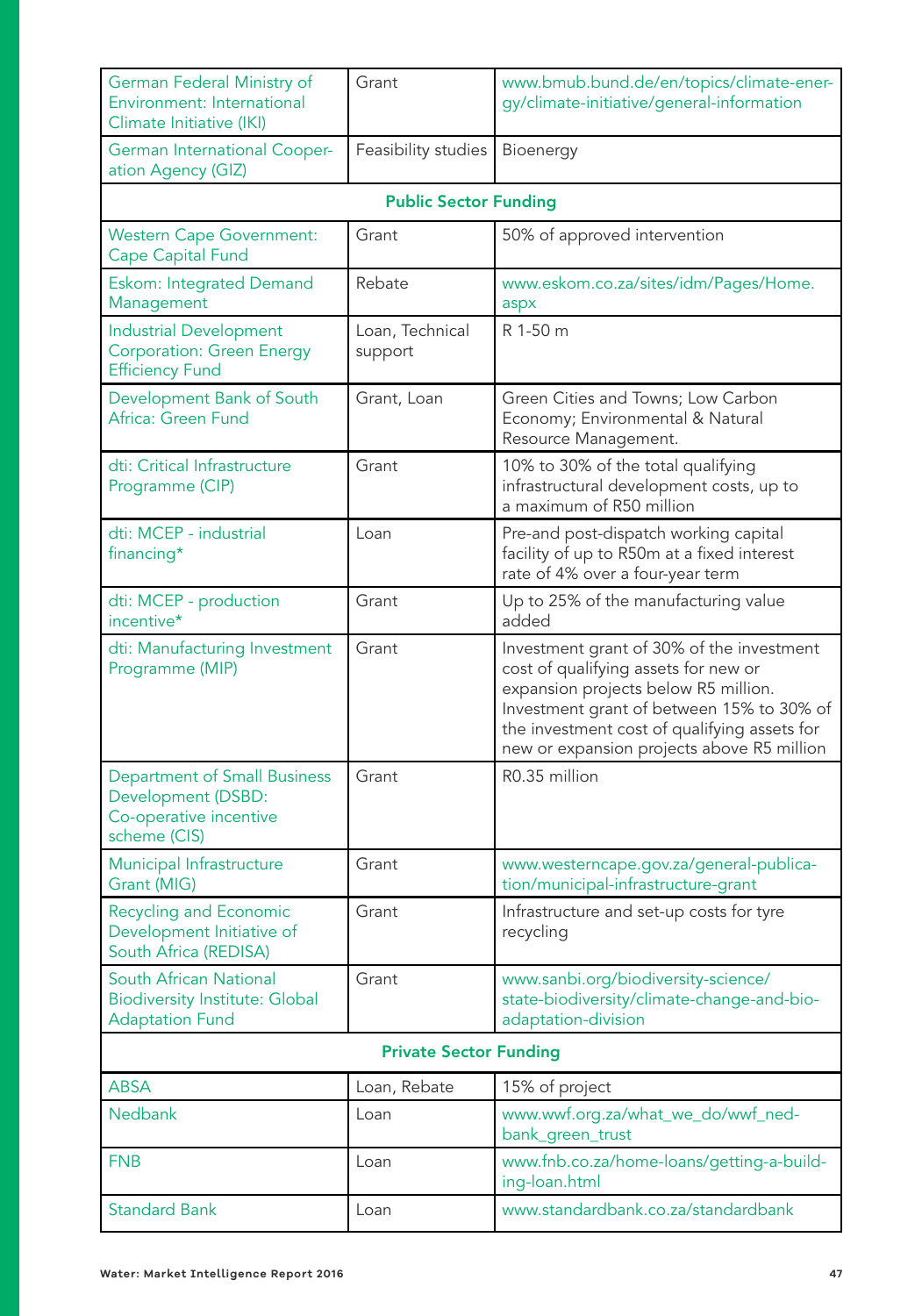| | | |
|---|---|---|
| German Federal Ministry of Environment: International Climate Initiative (IKI) | Grant | www.bmub.bund.de/en/topics/climate-energy/climate-initiative/general-information |
| German International Cooperation Agency (GIZ) | Feasibility studies | Bioenergy |
| **Public Sector Funding** | | |
| Western Cape Government: Cape Capital Fund | Grant | 50% of approved intervention |
| Eskom: Integrated Demand Management | Rebate | www.eskom.co.za/sites/idm/Pages/Home.aspx |
| Industrial Development Corporation: Green Energy Efficiency Fund | Loan, Technical support | R 1-50 m |
| Development Bank of South Africa: Green Fund | Grant, Loan | Green Cities and Towns; Low Carbon Economy; Environmental & Natural Resource Management. |
| dti: Critical Infrastructure Programme (CIP) | Grant | 10% to 30% of the total qualifying infrastructural development costs, up to a maximum of R50 million |
| dti: MCEP - industrial financing* | Loan | Pre-and post-dispatch working capital facility of up to R50m at a fixed interest rate of 4% over a four-year term |
| dti: MCEP - production incentive* | Grant | Up to 25% of the manufacturing value added |
| dti: Manufacturing Investment Programme (MIP) | Grant | Investment grant of 30% of the investment cost of qualifying assets for new or expansion projects below R5 million. Investment grant of between 15% to 30% of the investment cost of qualifying assets for new or expansion projects above R5 million |
| Department of Small Business Development (DSBD: Co-operative incentive scheme (CIS) | Grant | R0.35 million |
| Municipal Infrastructure Grant (MIG) | Grant | www.westerncape.gov.za/general-publication/municipal-infrastructure-grant |
| Recycling and Economic Development Initiative of South Africa (REDISA) | Grant | Infrastructure and set-up costs for tyre recycling |
| South African National Biodiversity Institute: Global Adaptation Fund | Grant | www.sanbi.org/biodiversity-science/state-biodiversity/climate-change-and-bio-adaptation-division |
| **Private Sector Funding** | | |
| ABSA | Loan, Rebate | 15% of project |
| Nedbank | Loan | www.wwf.org.za/what_we_do/wwf_nedbank_green_trust |
| FNB | Loan | www.fnb.co.za/home-loans/getting-a-building-loan.html |
| Standard Bank | Loan | www.standardbank.co.za/standardbank |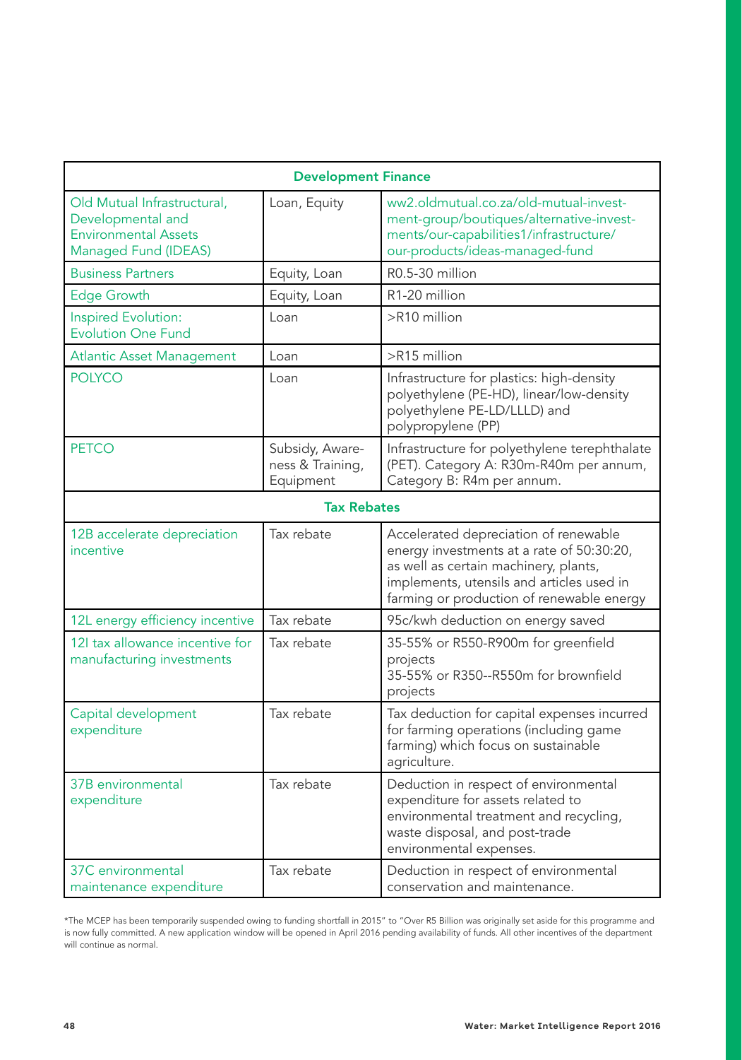| Development Finance | | |
|---|---|---|
| Old Mutual Infrastructural, Developmental and Environmental Assets Managed Fund (IDEAS) | Loan, Equity | ww2.oldmutual.co.za/old-mutual-investment-group/boutiques/alternative-investments/our-capabilities1/infrastructure/our-products/ideas-managed-fund |
| Business Partners | Equity, Loan | R0.5-30 million |
| Edge Growth | Equity, Loan | R1-20 million |
| Inspired Evolution: Evolution One Fund | Loan | >R10 million |
| Atlantic Asset Management | Loan | >R15 million |
| POLYCO | Loan | Infrastructure for plastics: high-density polyethylene (PE-HD), linear/low-density polyethylene PE-LD/LLLD) and polypropylene (PP) |
| PETCO | Subsidy, Awareness & Training, Equipment | Infrastructure for polyethylene terephthalate (PET). Category A: R30m-R40m per annum, Category B: R4m per annum. |
| **Tax Rebates** | | |
| 12B accelerate depreciation incentive | Tax rebate | Accelerated depreciation of renewable energy investments at a rate of 50:30:20, as well as certain machinery, plants, implements, utensils and articles used in farming or production of renewable energy |
| 12L energy efficiency incentive | Tax rebate | 95c/kwh deduction on energy saved |
| 12I tax allowance incentive for manufacturing investments | Tax rebate | 35-55% or R550-R900m for greenfield projects<br>35-55% or R350--R550m for brownfield projects |
| Capital development expenditure | Tax rebate | Tax deduction for capital expenses incurred for farming operations (including game farming) which focus on sustainable agriculture. |
| 37B environmental expenditure | Tax rebate | Deduction in respect of environmental expenditure for assets related to environmental treatment and recycling, waste disposal, and post-trade environmental expenses. |
| 37C environmental maintenance expenditure | Tax rebate | Deduction in respect of environmental conservation and maintenance. |

*The MCEP has been temporarily suspended owing to funding shortfall in 2015" to "Over R5 Billion was originally set aside for this programme and is now fully committed. A new application window will be opened in April 2016 pending availability of funds. All other incentives of the department will continue as normal.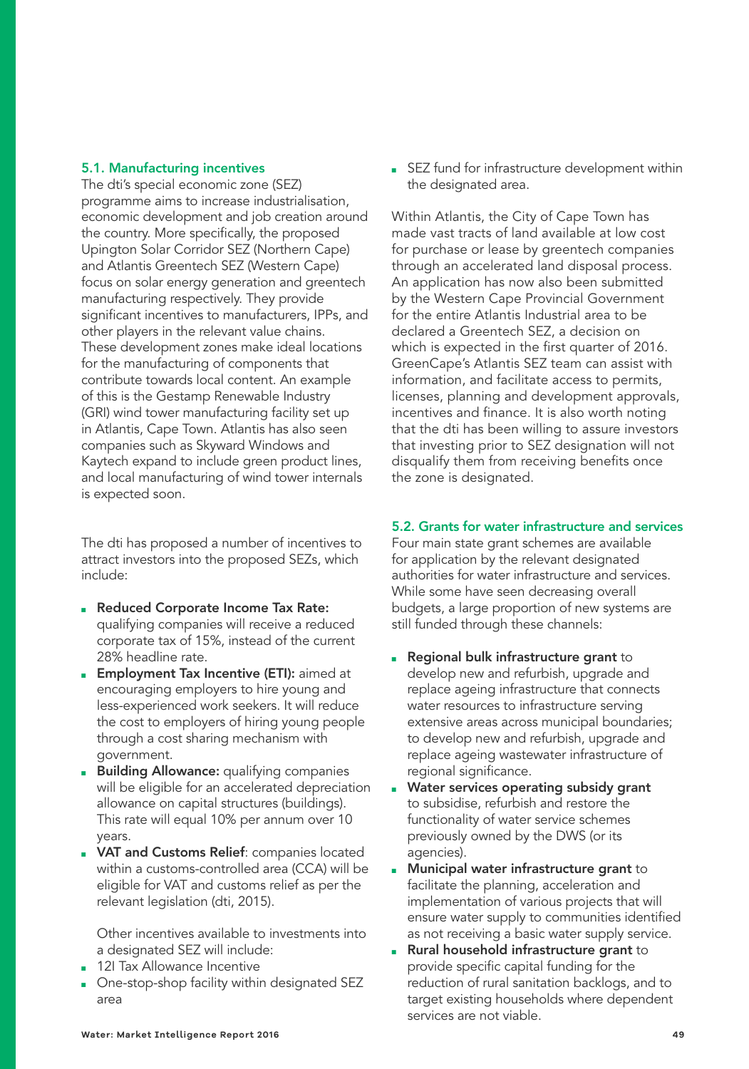### 5.1. Manufacturing incentives

The dti's special economic zone (SEZ) programme aims to increase industrialisation, economic development and job creation around the country. More specifically, the proposed Upington Solar Corridor SEZ (Northern Cape) and Atlantis Greentech SEZ (Western Cape) focus on solar energy generation and greentech manufacturing respectively. They provide significant incentives to manufacturers, IPPs, and other players in the relevant value chains. These development zones make ideal locations for the manufacturing of components that contribute towards local content. An example of this is the Gestamp Renewable Industry (GRI) wind tower manufacturing facility set up in Atlantis, Cape Town. Atlantis has also seen companies such as Skyward Windows and Kaytech expand to include green product lines, and local manufacturing of wind tower internals is expected soon.

The dti has proposed a number of incentives to attract investors into the proposed SEZs, which include:

- **Reduced Corporate Income Tax Rate:** qualifying companies will receive a reduced corporate tax of 15%, instead of the current 28% headline rate.
- **Employment Tax Incentive (ETI):** aimed at encouraging employers to hire young and less-experienced work seekers. It will reduce the cost to employers of hiring young people through a cost sharing mechanism with government.
- **Building Allowance:** qualifying companies will be eligible for an accelerated depreciation allowance on capital structures (buildings). This rate will equal 10% per annum over 10 years.
- **VAT and Customs Relief**: companies located within a customs-controlled area (CCA) will be eligible for VAT and customs relief as per the relevant legislation (dti, 2015).

  Other incentives available to investments into a designated SEZ will include:
- 12I Tax Allowance Incentive
- One-stop-shop facility within designated SEZ area
- SEZ fund for infrastructure development within the designated area.

Within Atlantis, the City of Cape Town has made vast tracts of land available at low cost for purchase or lease by greentech companies through an accelerated land disposal process. An application has now also been submitted by the Western Cape Provincial Government for the entire Atlantis Industrial area to be declared a Greentech SEZ, a decision on which is expected in the first quarter of 2016. GreenCape's Atlantis SEZ team can assist with information, and facilitate access to permits, licenses, planning and development approvals, incentives and finance. It is also worth noting that the dti has been willing to assure investors that investing prior to SEZ designation will not disqualify them from receiving benefits once the zone is designated.

### 5.2. Grants for water infrastructure and services

Four main state grant schemes are available for application by the relevant designated authorities for water infrastructure and services. While some have seen decreasing overall budgets, a large proportion of new systems are still funded through these channels:

- **Regional bulk infrastructure grant** to develop new and refurbish, upgrade and replace ageing infrastructure that connects water resources to infrastructure serving extensive areas across municipal boundaries; to develop new and refurbish, upgrade and replace ageing wastewater infrastructure of regional significance.
- **Water services operating subsidy grant** to subsidise, refurbish and restore the functionality of water service schemes previously owned by the DWS (or its agencies).
- **Municipal water infrastructure grant** to facilitate the planning, acceleration and implementation of various projects that will ensure water supply to communities identified as not receiving a basic water supply service.
- **Rural household infrastructure grant** to provide specific capital funding for the reduction of rural sanitation backlogs, and to target existing households where dependent services are not viable.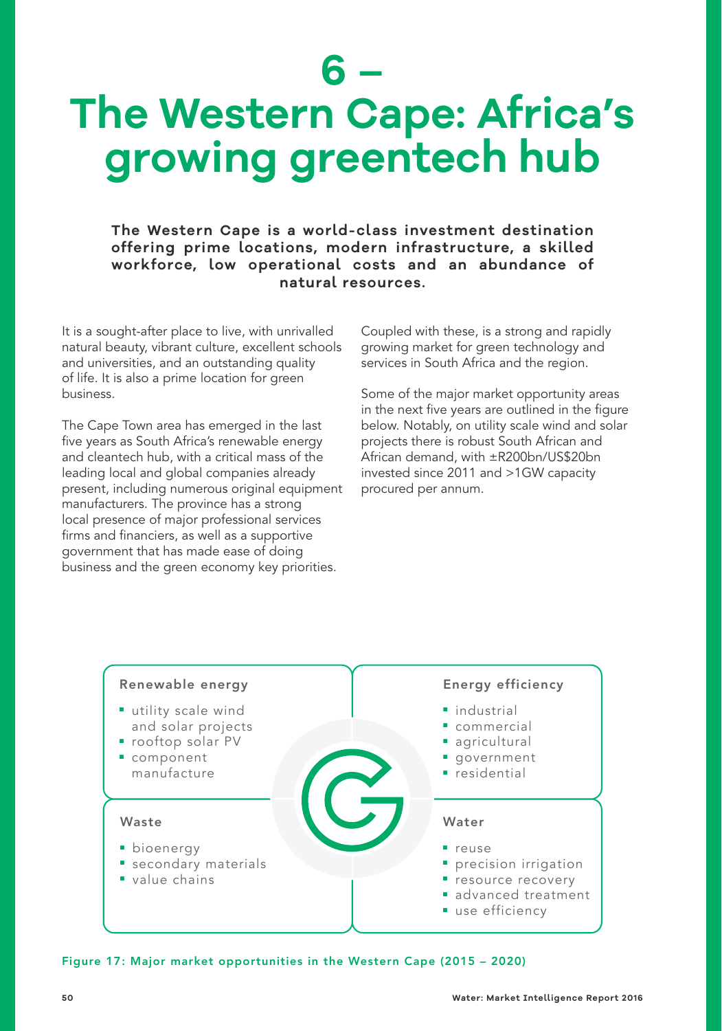# 6 – The Western Cape: Africa's growing greentech hub

**The Western Cape is a world-class investment destination offering prime locations, modern infrastructure, a skilled workforce, low operational costs and an abundance of natural resources.**

It is a sought-after place to live, with unrivalled natural beauty, vibrant culture, excellent schools and universities, and an outstanding quality of life. It is also a prime location for green business.

The Cape Town area has emerged in the last five years as South Africa's renewable energy and cleantech hub, with a critical mass of the leading local and global companies already present, including numerous original equipment manufacturers. The province has a strong local presence of major professional services firms and financiers, as well as a supportive government that has made ease of doing business and the green economy key priorities.

Coupled with these, is a strong and rapidly growing market for green technology and services in South Africa and the region.

Some of the major market opportunity areas in the next five years are outlined in the figure below. Notably, on utility scale wind and solar projects there is robust South African and African demand, with ±R200bn/US$20bn invested since 2011 and >1GW capacity procured per annum.

**Renewable energy**

- utility scale wind and solar projects
- rooftop solar PV
- component manufacture

**Energy efficiency**

- industrial
- commercial
- agricultural
- government
- residential

**Waste**

- bioenergy
- secondary materials
- value chains

**Water**

- reuse
- precision irrigation
- resource recovery
- advanced treatment
- use efficiency

Figure 17: Major market opportunities in the Western Cape (2015 – 2020)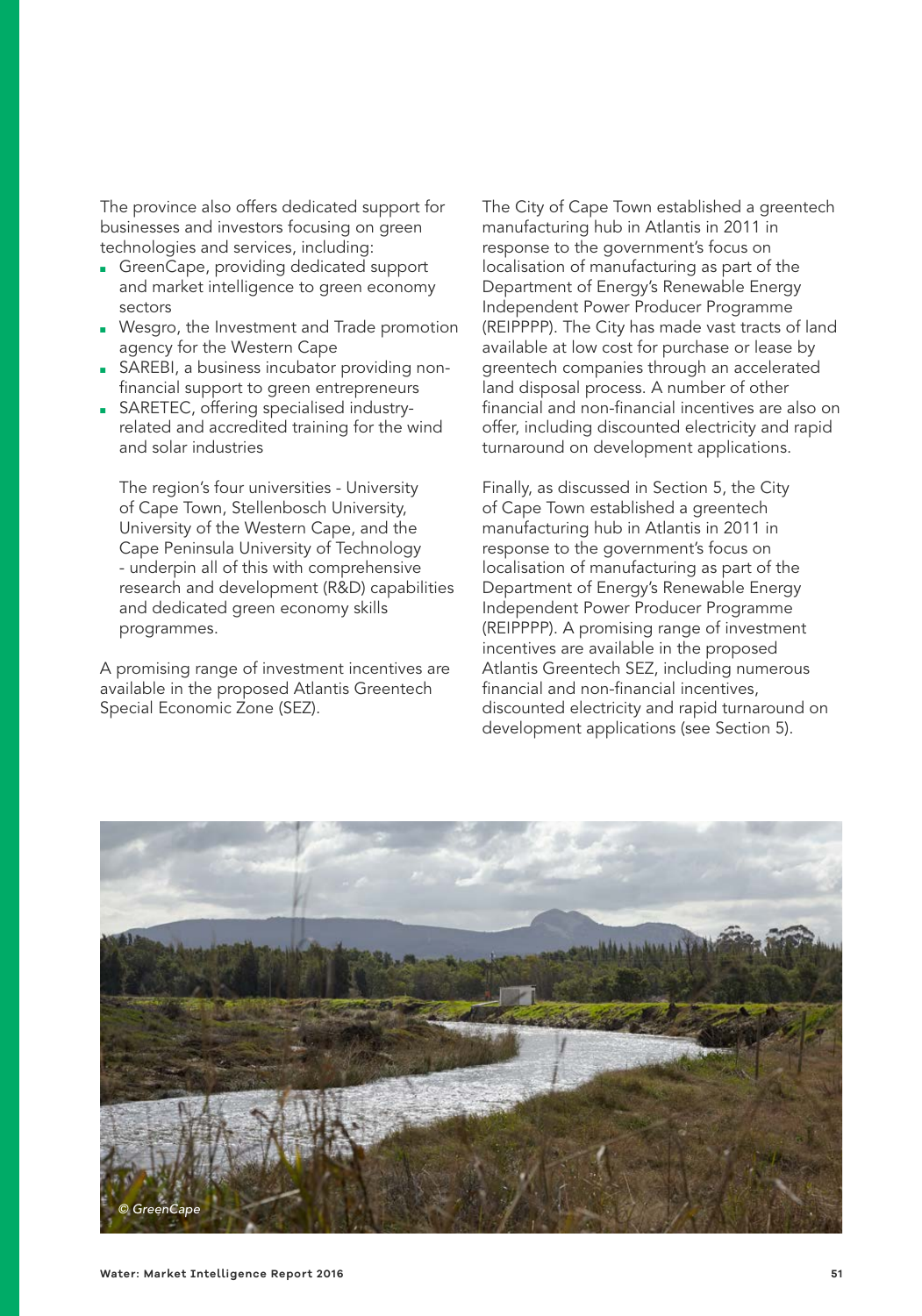The province also offers dedicated support for businesses and investors focusing on green technologies and services, including:

- GreenCape, providing dedicated support and market intelligence to green economy sectors
- Wesgro, the Investment and Trade promotion agency for the Western Cape
- SAREBI, a business incubator providing non-financial support to green entrepreneurs
- SARETEC, offering specialised industry-related and accredited training for the wind and solar industries

  The region's four universities - University of Cape Town, Stellenbosch University, University of the Western Cape, and the Cape Peninsula University of Technology - underpin all of this with comprehensive research and development (R&D) capabilities and dedicated green economy skills programmes.

A promising range of investment incentives are available in the proposed Atlantis Greentech Special Economic Zone (SEZ).

The City of Cape Town established a greentech manufacturing hub in Atlantis in 2011 in response to the government's focus on localisation of manufacturing as part of the Department of Energy's Renewable Energy Independent Power Producer Programme (REIPPPP). The City has made vast tracts of land available at low cost for purchase or lease by greentech companies through an accelerated land disposal process. A number of other financial and non-financial incentives are also on offer, including discounted electricity and rapid turnaround on development applications.

Finally, as discussed in Section 5, the City of Cape Town established a greentech manufacturing hub in Atlantis in 2011 in response to the government's focus on localisation of manufacturing as part of the Department of Energy's Renewable Energy Independent Power Producer Programme (REIPPPP). A promising range of investment incentives are available in the proposed Atlantis Greentech SEZ, including numerous financial and non-financial incentives, discounted electricity and rapid turnaround on development applications (see Section 5).

© GreenCape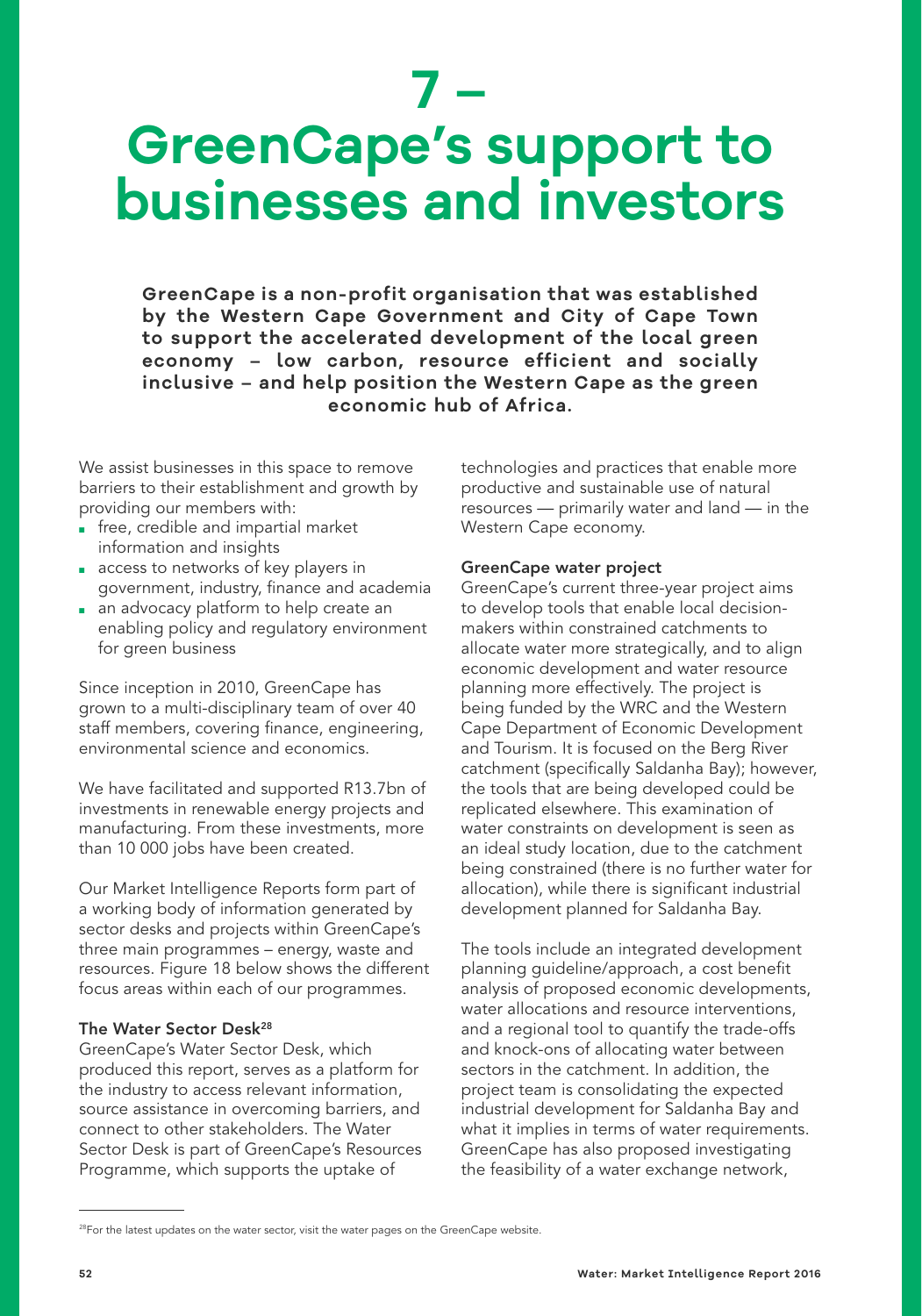# 7 – GreenCape's support to businesses and investors

**GreenCape is a non-profit organisation that was established by the Western Cape Government and City of Cape Town to support the accelerated development of the local green economy – low carbon, resource efficient and socially inclusive – and help position the Western Cape as the green economic hub of Africa.**

We assist businesses in this space to remove barriers to their establishment and growth by providing our members with:

- free, credible and impartial market information and insights
- access to networks of key players in government, industry, finance and academia
- an advocacy platform to help create an enabling policy and regulatory environment for green business

Since inception in 2010, GreenCape has grown to a multi-disciplinary team of over 40 staff members, covering finance, engineering, environmental science and economics.

We have facilitated and supported R13.7bn of investments in renewable energy projects and manufacturing. From these investments, more than 10 000 jobs have been created.

Our Market Intelligence Reports form part of a working body of information generated by sector desks and projects within GreenCape's three main programmes – energy, waste and resources. Figure 18 below shows the different focus areas within each of our programmes.

### The Water Sector Desk[28]

GreenCape's Water Sector Desk, which produced this report, serves as a platform for the industry to access relevant information, source assistance in overcoming barriers, and connect to other stakeholders. The Water Sector Desk is part of GreenCape's Resources Programme, which supports the uptake of technologies and practices that enable more productive and sustainable use of natural resources — primarily water and land — in the Western Cape economy.

### GreenCape water project

GreenCape's current three-year project aims to develop tools that enable local decision-makers within constrained catchments to allocate water more strategically, and to align economic development and water resource planning more effectively. The project is being funded by the WRC and the Western Cape Department of Economic Development and Tourism. It is focused on the Berg River catchment (specifically Saldanha Bay); however, the tools that are being developed could be replicated elsewhere. This examination of water constraints on development is seen as an ideal study location, due to the catchment being constrained (there is no further water for allocation), while there is significant industrial development planned for Saldanha Bay.

The tools include an integrated development planning guideline/approach, a cost benefit analysis of proposed economic developments, water allocations and resource interventions, and a regional tool to quantify the trade-offs and knock-ons of allocating water between sectors in the catchment. In addition, the project team is consolidating the expected industrial development for Saldanha Bay and what it implies in terms of water requirements. GreenCape has also proposed investigating the feasibility of a water exchange network,

[28] For the latest updates on the water sector, visit the water pages on the GreenCape website.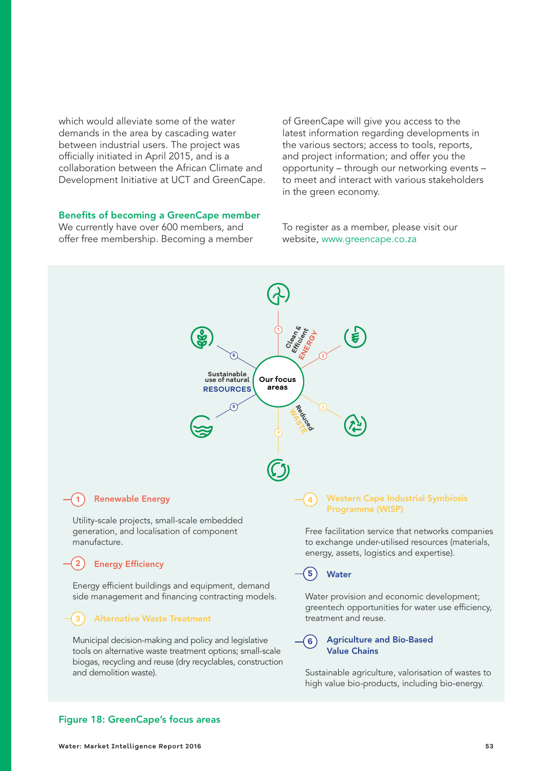which would alleviate some of the water demands in the area by cascading water between industrial users. The project was officially initiated in April 2015, and is a collaboration between the African Climate and Development Initiative at UCT and GreenCape.

### Benefits of becoming a GreenCape member

We currently have over 600 members, and offer free membership. Becoming a member of GreenCape will give you access to the latest information regarding developments in the various sectors; access to tools, reports, and project information; and offer you the opportunity – through our networking events – to meet and interact with various stakeholders in the green economy.

To register as a member, please visit our website, www.greencape.co.za

Our focus areas

Clean & Efficient ENERGY

Reduced WASTE

Sustainable use of natural RESOURCES

**1 Renewable Energy**

Utility-scale projects, small-scale embedded generation, and localisation of component manufacture.

**2 Energy Efficiency**

Energy efficient buildings and equipment, demand side management and financing contracting models.

**3 Alternative Waste Treatment**

Municipal decision-making and policy and legislative tools on alternative waste treatment options; small-scale biogas, recycling and reuse (dry recyclables, construction and demolition waste).

**4 Western Cape Industrial Symbiosis Programme (WISP)**

Free facilitation service that networks companies to exchange under-utilised resources (materials, energy, assets, logistics and expertise).

**5 Water**

Water provision and economic development; greentech opportunities for water use efficiency, treatment and reuse.

**6 Agriculture and Bio-Based Value Chains**

Sustainable agriculture, valorisation of wastes to high value bio-products, including bio-energy.

**Figure 18: GreenCape's focus areas**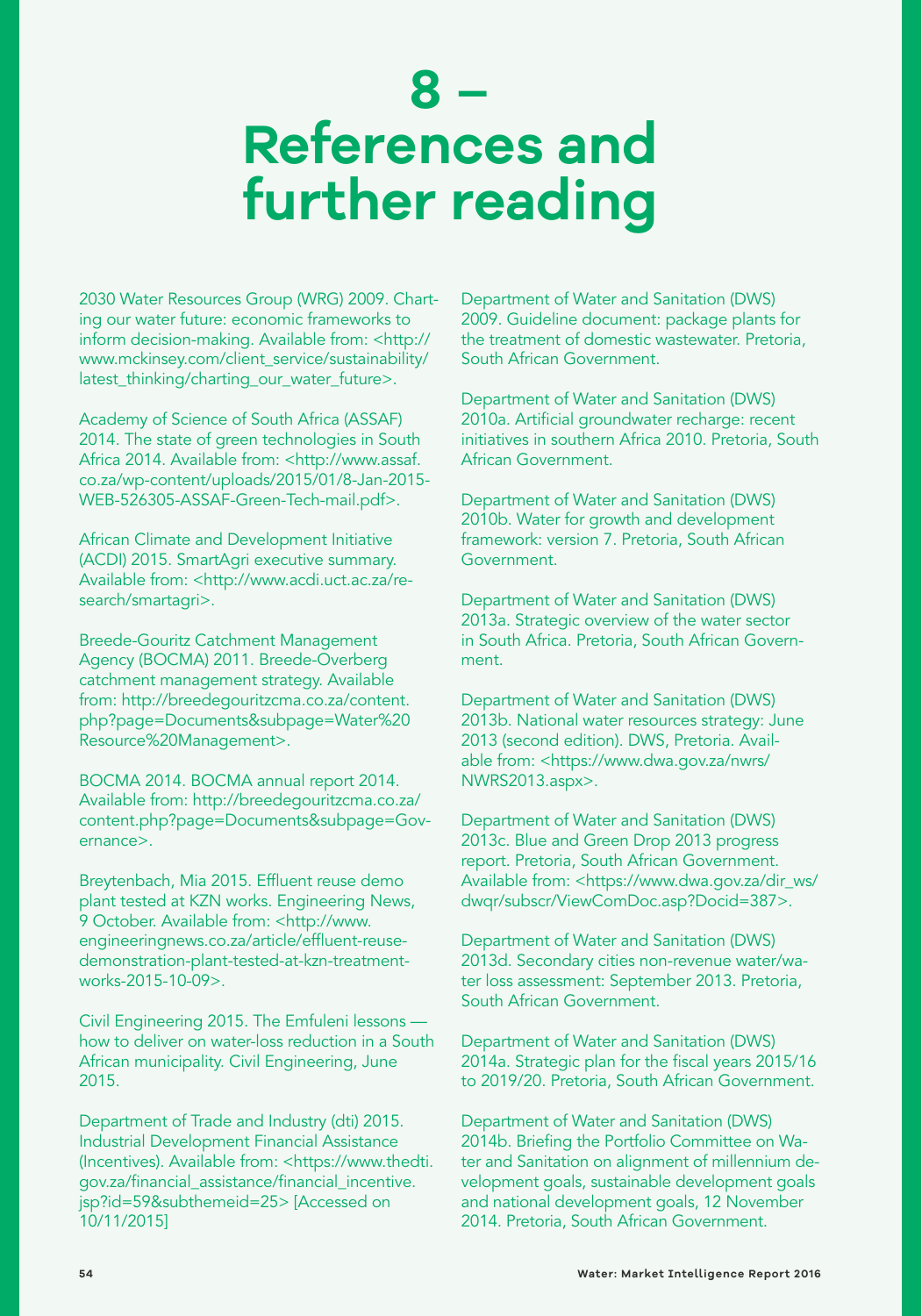# 8 – References and further reading

2030 Water Resources Group (WRG) 2009. Charting our water future: economic frameworks to inform decision-making. Available from: <http://www.mckinsey.com/client_service/sustainability/latest_thinking/charting_our_water_future>.

Academy of Science of South Africa (ASSAF) 2014. The state of green technologies in South Africa 2014. Available from: <http://www.assaf.co.za/wp-content/uploads/2015/01/8-Jan-2015-WEB-526305-ASSAF-Green-Tech-mail.pdf>.

African Climate and Development Initiative (ACDI) 2015. SmartAgri executive summary. Available from: <http://www.acdi.uct.ac.za/research/smartagri>.

Breede-Gouritz Catchment Management Agency (BOCMA) 2011. Breede-Overberg catchment management strategy. Available from: http://breedegouritzcma.co.za/content.php?page=Documents&subpage=Water%20Resource%20Management>.

BOCMA 2014. BOCMA annual report 2014. Available from: http://breedegouritzcma.co.za/content.php?page=Documents&subpage=Governance>.

Breytenbach, Mia 2015. Effluent reuse demo plant tested at KZN works. Engineering News, 9 October. Available from: <http://www.engineeringnews.co.za/article/effluent-reuse-demonstration-plant-tested-at-kzn-treatment-works-2015-10-09>.

Civil Engineering 2015. The Emfuleni lessons — how to deliver on water-loss reduction in a South African municipality. Civil Engineering, June 2015.

Department of Trade and Industry (dti) 2015. Industrial Development Financial Assistance (Incentives). Available from: <https://www.thedti.gov.za/financial_assistance/financial_incentive.jsp?id=59&subthemeid=25> [Accessed on 10/11/2015]

Department of Water and Sanitation (DWS) 2009. Guideline document: package plants for the treatment of domestic wastewater. Pretoria, South African Government.

Department of Water and Sanitation (DWS) 2010a. Artificial groundwater recharge: recent initiatives in southern Africa 2010. Pretoria, South African Government.

Department of Water and Sanitation (DWS) 2010b. Water for growth and development framework: version 7. Pretoria, South African Government.

Department of Water and Sanitation (DWS) 2013a. Strategic overview of the water sector in South Africa. Pretoria, South African Government.

Department of Water and Sanitation (DWS) 2013b. National water resources strategy: June 2013 (second edition). DWS, Pretoria. Available from: <https://www.dwa.gov.za/nwrs/NWRS2013.aspx>.

Department of Water and Sanitation (DWS) 2013c. Blue and Green Drop 2013 progress report. Pretoria, South African Government. Available from: <https://www.dwa.gov.za/dir_ws/dwqr/subscr/ViewComDoc.asp?Docid=387>.

Department of Water and Sanitation (DWS) 2013d. Secondary cities non-revenue water/water loss assessment: September 2013. Pretoria, South African Government.

Department of Water and Sanitation (DWS) 2014a. Strategic plan for the fiscal years 2015/16 to 2019/20. Pretoria, South African Government.

Department of Water and Sanitation (DWS) 2014b. Briefing the Portfolio Committee on Water and Sanitation on alignment of millennium development goals, sustainable development goals and national development goals, 12 November 2014. Pretoria, South African Government.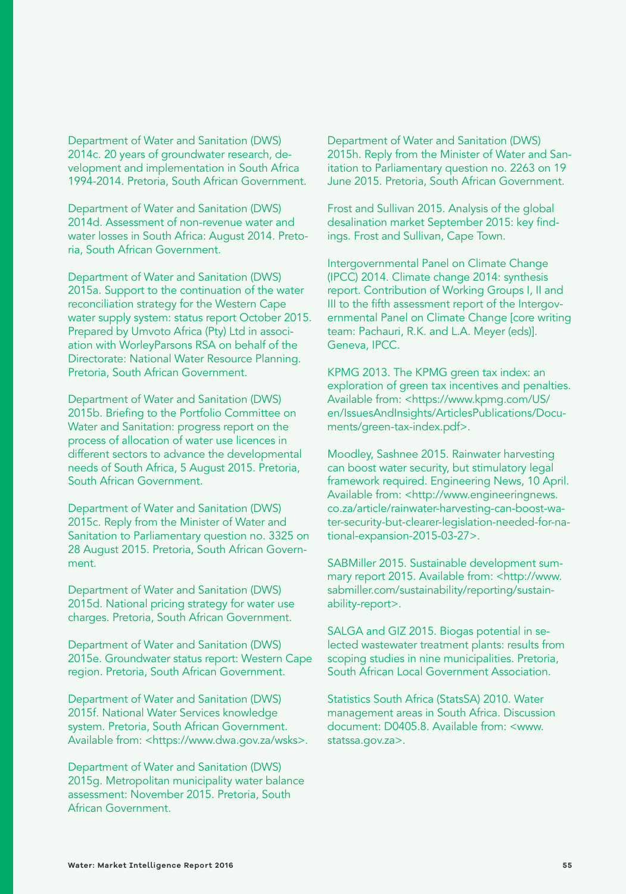Department of Water and Sanitation (DWS) 2014c. 20 years of groundwater research, development and implementation in South Africa 1994-2014. Pretoria, South African Government.

Department of Water and Sanitation (DWS) 2014d. Assessment of non-revenue water and water losses in South Africa: August 2014. Pretoria, South African Government.

Department of Water and Sanitation (DWS) 2015a. Support to the continuation of the water reconciliation strategy for the Western Cape water supply system: status report October 2015. Prepared by Umvoto Africa (Pty) Ltd in association with WorleyParsons RSA on behalf of the Directorate: National Water Resource Planning. Pretoria, South African Government.

Department of Water and Sanitation (DWS) 2015b. Briefing to the Portfolio Committee on Water and Sanitation: progress report on the process of allocation of water use licences in different sectors to advance the developmental needs of South Africa, 5 August 2015. Pretoria, South African Government.

Department of Water and Sanitation (DWS) 2015c. Reply from the Minister of Water and Sanitation to Parliamentary question no. 3325 on 28 August 2015. Pretoria, South African Government.

Department of Water and Sanitation (DWS) 2015d. National pricing strategy for water use charges. Pretoria, South African Government.

Department of Water and Sanitation (DWS) 2015e. Groundwater status report: Western Cape region. Pretoria, South African Government.

Department of Water and Sanitation (DWS) 2015f. National Water Services knowledge system. Pretoria, South African Government. Available from: <https://www.dwa.gov.za/wsks>.

Department of Water and Sanitation (DWS) 2015g. Metropolitan municipality water balance assessment: November 2015. Pretoria, South African Government.

Department of Water and Sanitation (DWS) 2015h. Reply from the Minister of Water and Sanitation to Parliamentary question no. 2263 on 19 June 2015. Pretoria, South African Government.

Frost and Sullivan 2015. Analysis of the global desalination market September 2015: key findings. Frost and Sullivan, Cape Town.

Intergovernmental Panel on Climate Change (IPCC) 2014. Climate change 2014: synthesis report. Contribution of Working Groups I, II and III to the fifth assessment report of the Intergovernmental Panel on Climate Change [core writing team: Pachauri, R.K. and L.A. Meyer (eds)]. Geneva, IPCC.

KPMG 2013. The KPMG green tax index: an exploration of green tax incentives and penalties. Available from: <https://www.kpmg.com/US/en/IssuesAndInsights/ArticlesPublications/Documents/green-tax-index.pdf>.

Moodley, Sashnee 2015. Rainwater harvesting can boost water security, but stimulatory legal framework required. Engineering News, 10 April. Available from: <http://www.engineeringnews.co.za/article/rainwater-harvesting-can-boost-water-security-but-clearer-legislation-needed-for-national-expansion-2015-03-27>.

SABMiller 2015. Sustainable development summary report 2015. Available from: <http://www.sabmiller.com/sustainability/reporting/sustainability-report>.

SALGA and GIZ 2015. Biogas potential in selected wastewater treatment plants: results from scoping studies in nine municipalities. Pretoria, South African Local Government Association.

Statistics South Africa (StatsSA) 2010. Water management areas in South Africa. Discussion document: D0405.8. Available from: <www.statssa.gov.za>.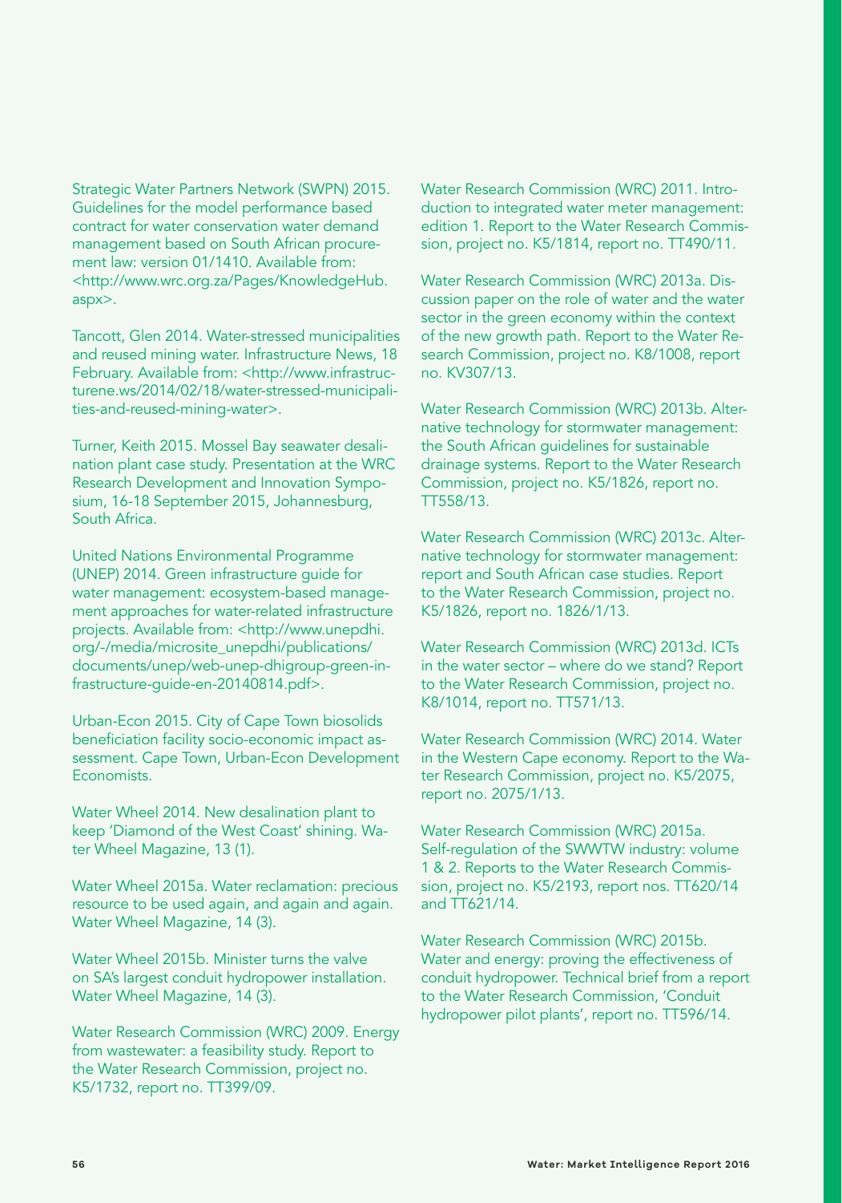Strategic Water Partners Network (SWPN) 2015. Guidelines for the model performance based contract for water conservation water demand management based on South African procurement law: version 01/1410. Available from: <http://www.wrc.org.za/Pages/KnowledgeHub.aspx>.

Tancott, Glen 2014. Water-stressed municipalities and reused mining water. Infrastructure News, 18 February. Available from: <http://www.infrastructurene.ws/2014/02/18/water-stressed-municipalities-and-reused-mining-water>.

Turner, Keith 2015. Mossel Bay seawater desalination plant case study. Presentation at the WRC Research Development and Innovation Symposium, 16-18 September 2015, Johannesburg, South Africa.

United Nations Environmental Programme (UNEP) 2014. Green infrastructure guide for water management: ecosystem-based management approaches for water-related infrastructure projects. Available from: <http://www.unepdhi.org/-/media/microsite_unepdhi/publications/documents/unep/web-unep-dhigroup-green-infrastructure-guide-en-20140814.pdf>.

Urban-Econ 2015. City of Cape Town biosolids beneficiation facility socio-economic impact assessment. Cape Town, Urban-Econ Development Economists.

Water Wheel 2014. New desalination plant to keep 'Diamond of the West Coast' shining. Water Wheel Magazine, 13 (1).

Water Wheel 2015a. Water reclamation: precious resource to be used again, and again and again. Water Wheel Magazine, 14 (3).

Water Wheel 2015b. Minister turns the valve on SA's largest conduit hydropower installation. Water Wheel Magazine, 14 (3).

Water Research Commission (WRC) 2009. Energy from wastewater: a feasibility study. Report to the Water Research Commission, project no. K5/1732, report no. TT399/09.

Water Research Commission (WRC) 2011. Introduction to integrated water meter management: edition 1. Report to the Water Research Commission, project no. K5/1814, report no. TT490/11.

Water Research Commission (WRC) 2013a. Discussion paper on the role of water and the water sector in the green economy within the context of the new growth path. Report to the Water Research Commission, project no. K8/1008, report no. KV307/13.

Water Research Commission (WRC) 2013b. Alternative technology for stormwater management: the South African guidelines for sustainable drainage systems. Report to the Water Research Commission, project no. K5/1826, report no. TT558/13.

Water Research Commission (WRC) 2013c. Alternative technology for stormwater management: report and South African case studies. Report to the Water Research Commission, project no. K5/1826, report no. 1826/1/13.

Water Research Commission (WRC) 2013d. ICTs in the water sector – where do we stand? Report to the Water Research Commission, project no. K8/1014, report no. TT571/13.

Water Research Commission (WRC) 2014. Water in the Western Cape economy. Report to the Water Research Commission, project no. K5/2075, report no. 2075/1/13.

Water Research Commission (WRC) 2015a. Self-regulation of the SWWTW industry: volume 1 & 2. Reports to the Water Research Commission, project no. K5/2193, report nos. TT620/14 and TT621/14.

Water Research Commission (WRC) 2015b. Water and energy: proving the effectiveness of conduit hydropower. Technical brief from a report to the Water Research Commission, 'Conduit hydropower pilot plants', report no. TT596/14.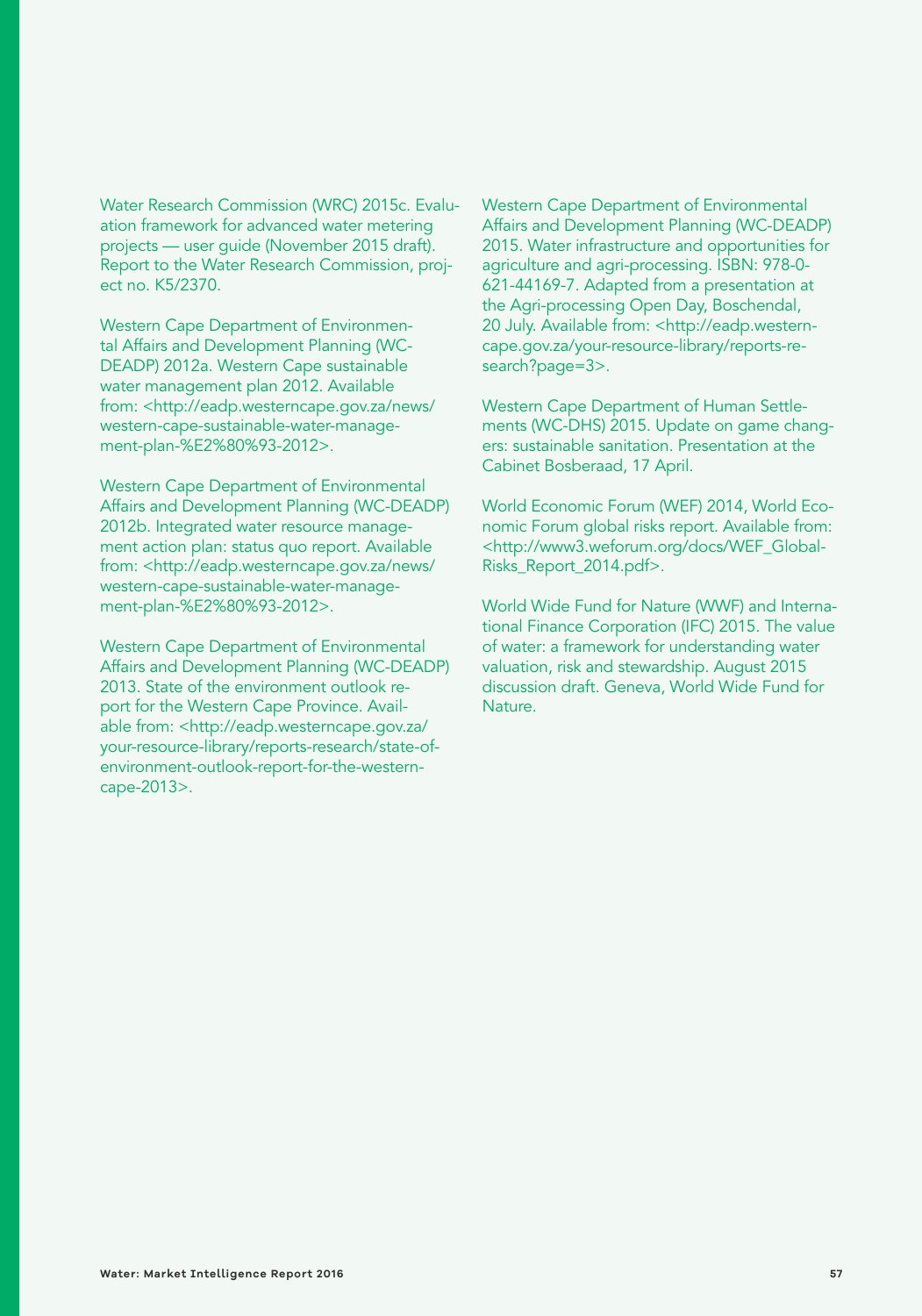Water Research Commission (WRC) 2015c. Evaluation framework for advanced water metering projects — user guide (November 2015 draft). Report to the Water Research Commission, project no. K5/2370.

Western Cape Department of Environmental Affairs and Development Planning (WC-DEADP) 2012a. Western Cape sustainable water management plan 2012. Available from: <http://eadp.westerncape.gov.za/news/western-cape-sustainable-water-management-plan-%E2%80%93-2012>.

Western Cape Department of Environmental Affairs and Development Planning (WC-DEADP) 2012b. Integrated water resource management action plan: status quo report. Available from: <http://eadp.westerncape.gov.za/news/western-cape-sustainable-water-management-plan-%E2%80%93-2012>.

Western Cape Department of Environmental Affairs and Development Planning (WC-DEADP) 2013. State of the environment outlook report for the Western Cape Province. Available from: <http://eadp.westerncape.gov.za/your-resource-library/reports-research/state-of-environment-outlook-report-for-the-western-cape-2013>.

Western Cape Department of Environmental Affairs and Development Planning (WC-DEADP) 2015. Water infrastructure and opportunities for agriculture and agri-processing. ISBN: 978-0-621-44169-7. Adapted from a presentation at the Agri-processing Open Day, Boschendal, 20 July. Available from: <http://eadp.westerncape.gov.za/your-resource-library/reports-research?page=3>.

Western Cape Department of Human Settlements (WC-DHS) 2015. Update on game changers: sustainable sanitation. Presentation at the Cabinet Bosberaad, 17 April.

World Economic Forum (WEF) 2014, World Economic Forum global risks report. Available from: <http://www3.weforum.org/docs/WEF_GlobalRisks_Report_2014.pdf>.

World Wide Fund for Nature (WWF) and International Finance Corporation (IFC) 2015. The value of water: a framework for understanding water valuation, risk and stewardship. August 2015 discussion draft. Geneva, World Wide Fund for Nature.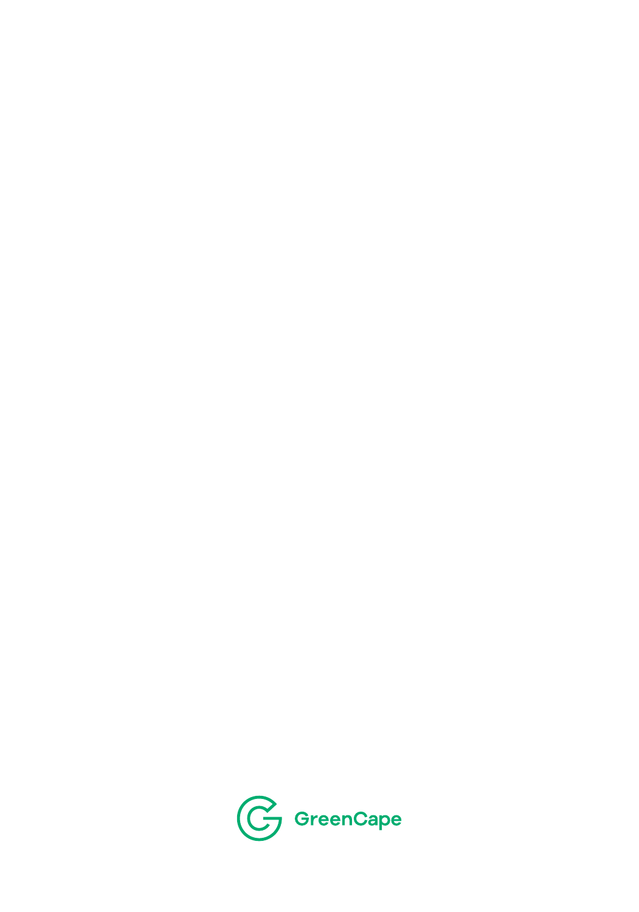GreenCape